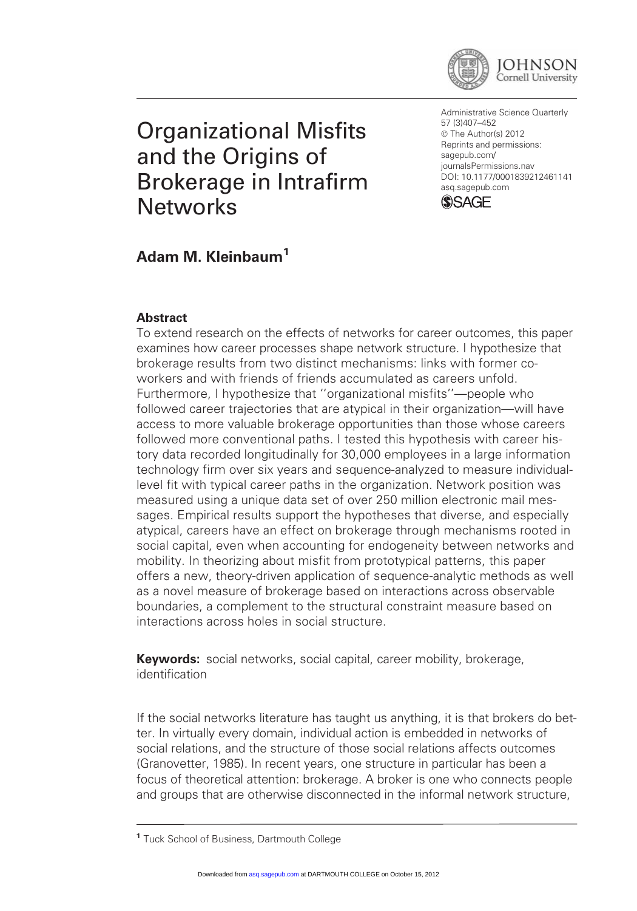# Organizational Misfits and the Origins of Brokerage in Intrafirm Networks

**Adam M. Kleinbaum**[1]

## Abstract

To extend research on the effects of networks for career outcomes, this paper examines how career processes shape network structure. I hypothesize that brokerage results from two distinct mechanisms: links with former co-workers and with friends of friends accumulated as careers unfold. Furthermore, I hypothesize that ''organizational misfits''—people who followed career trajectories that are atypical in their organization—will have access to more valuable brokerage opportunities than those whose careers followed more conventional paths. I tested this hypothesis with career history data recorded longitudinally for 30,000 employees in a large information technology firm over six years and sequence-analyzed to measure individual-level fit with typical career paths in the organization. Network position was measured using a unique data set of over 250 million electronic mail messages. Empirical results support the hypotheses that diverse, and especially atypical, careers have an effect on brokerage through mechanisms rooted in social capital, even when accounting for endogeneity between networks and mobility. In theorizing about misfit from prototypical patterns, this paper offers a new, theory-driven application of sequence-analytic methods as well as a novel measure of brokerage based on interactions across observable boundaries, a complement to the structural constraint measure based on interactions across holes in social structure.

**Keywords:** social networks, social capital, career mobility, brokerage, identification

If the social networks literature has taught us anything, it is that brokers do better. In virtually every domain, individual action is embedded in networks of social relations, and the structure of those social relations affects outcomes (Granovetter, 1985). In recent years, one structure in particular has been a focus of theoretical attention: brokerage. A broker is one who connects people and groups that are otherwise disconnected in the informal network structure,

[1] Tuck School of Business, Dartmouth College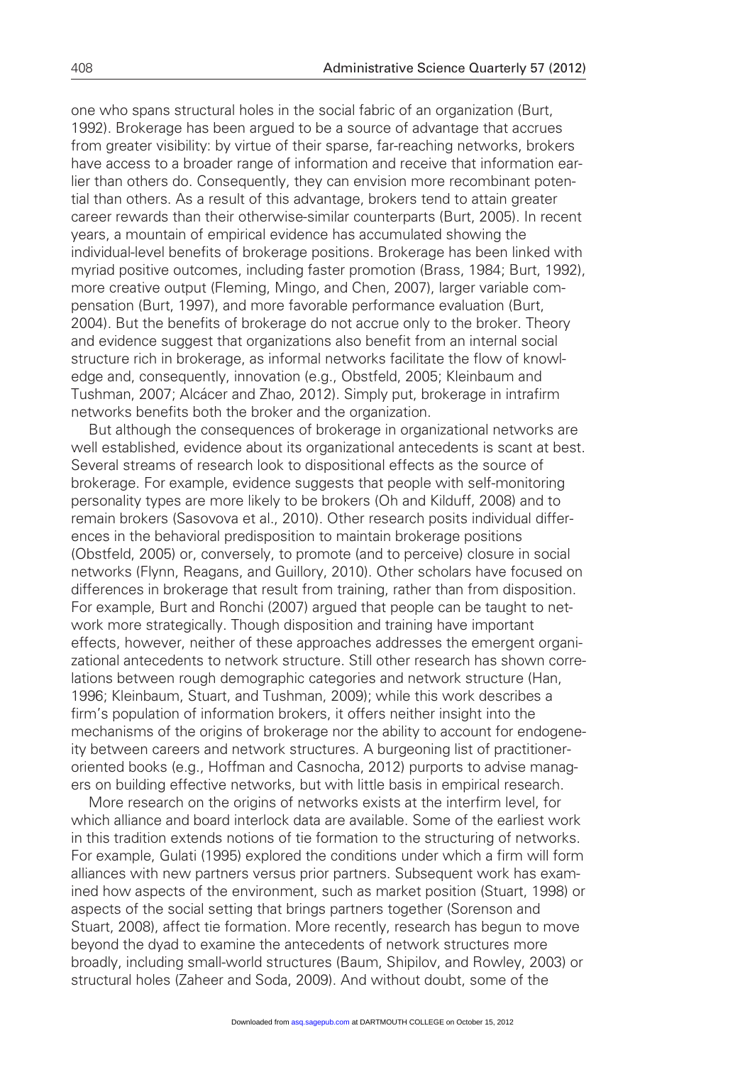one who spans structural holes in the social fabric of an organization (Burt, 1992). Brokerage has been argued to be a source of advantage that accrues from greater visibility: by virtue of their sparse, far-reaching networks, brokers have access to a broader range of information and receive that information earlier than others do. Consequently, they can envision more recombinant potential than others. As a result of this advantage, brokers tend to attain greater career rewards than their otherwise-similar counterparts (Burt, 2005). In recent years, a mountain of empirical evidence has accumulated showing the individual-level benefits of brokerage positions. Brokerage has been linked with myriad positive outcomes, including faster promotion (Brass, 1984; Burt, 1992), more creative output (Fleming, Mingo, and Chen, 2007), larger variable compensation (Burt, 1997), and more favorable performance evaluation (Burt, 2004). But the benefits of brokerage do not accrue only to the broker. Theory and evidence suggest that organizations also benefit from an internal social structure rich in brokerage, as informal networks facilitate the flow of knowledge and, consequently, innovation (e.g., Obstfeld, 2005; Kleinbaum and Tushman, 2007; Alcácer and Zhao, 2012). Simply put, brokerage in intrafirm networks benefits both the broker and the organization.

But although the consequences of brokerage in organizational networks are well established, evidence about its organizational antecedents is scant at best. Several streams of research look to dispositional effects as the source of brokerage. For example, evidence suggests that people with self-monitoring personality types are more likely to be brokers (Oh and Kilduff, 2008) and to remain brokers (Sasovova et al., 2010). Other research posits individual differences in the behavioral predisposition to maintain brokerage positions (Obstfeld, 2005) or, conversely, to promote (and to perceive) closure in social networks (Flynn, Reagans, and Guillory, 2010). Other scholars have focused on differences in brokerage that result from training, rather than from disposition. For example, Burt and Ronchi (2007) argued that people can be taught to network more strategically. Though disposition and training have important effects, however, neither of these approaches addresses the emergent organizational antecedents to network structure. Still other research has shown correlations between rough demographic categories and network structure (Han, 1996; Kleinbaum, Stuart, and Tushman, 2009); while this work describes a firm's population of information brokers, it offers neither insight into the mechanisms of the origins of brokerage nor the ability to account for endogeneity between careers and network structures. A burgeoning list of practitioner-oriented books (e.g., Hoffman and Casnocha, 2012) purports to advise managers on building effective networks, but with little basis in empirical research.

More research on the origins of networks exists at the interfirm level, for which alliance and board interlock data are available. Some of the earliest work in this tradition extends notions of tie formation to the structuring of networks. For example, Gulati (1995) explored the conditions under which a firm will form alliances with new partners versus prior partners. Subsequent work has examined how aspects of the environment, such as market position (Stuart, 1998) or aspects of the social setting that brings partners together (Sorenson and Stuart, 2008), affect tie formation. More recently, research has begun to move beyond the dyad to examine the antecedents of network structures more broadly, including small-world structures (Baum, Shipilov, and Rowley, 2003) or structural holes (Zaheer and Soda, 2009). And without doubt, some of the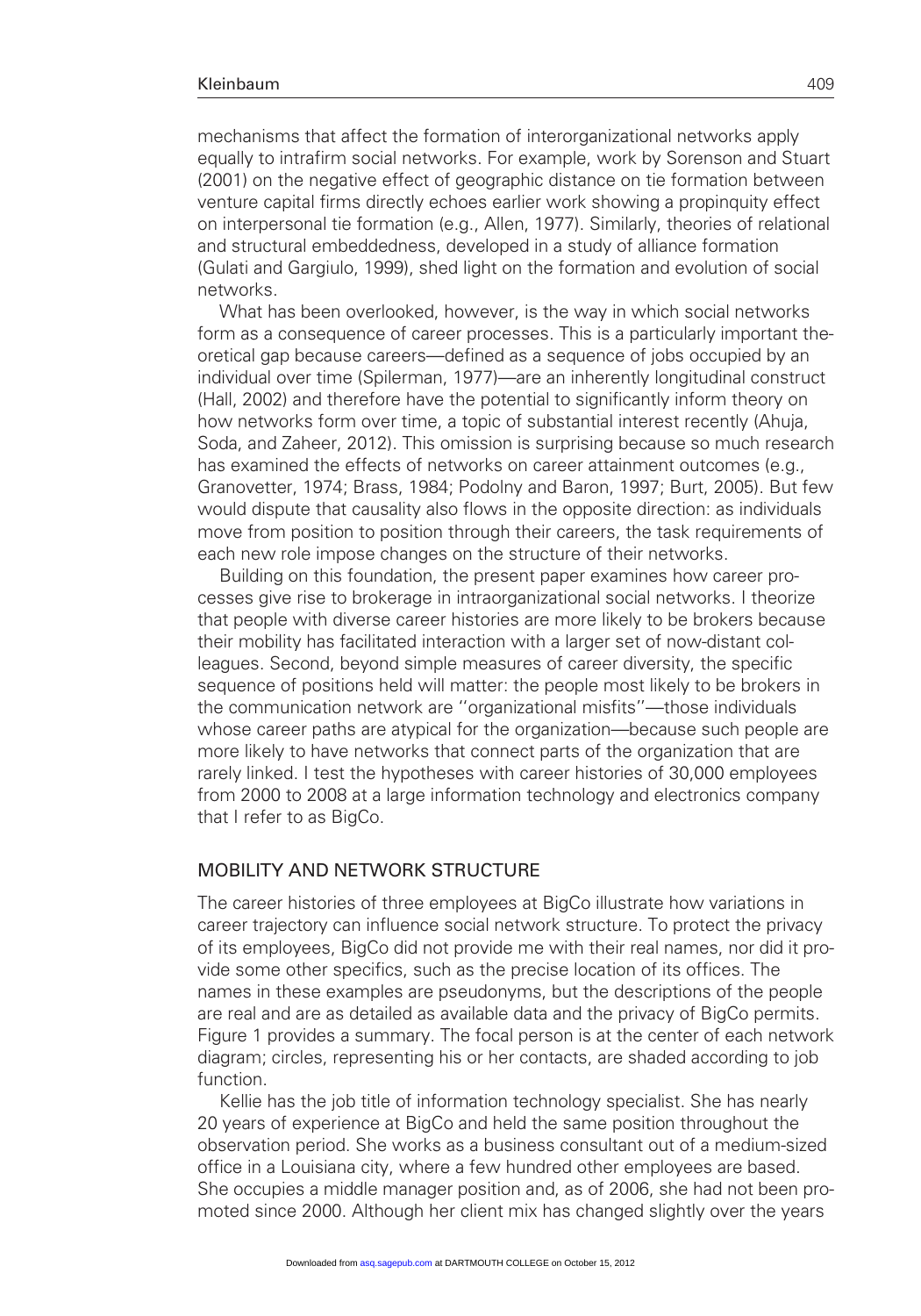mechanisms that affect the formation of interorganizational networks apply equally to intrafirm social networks. For example, work by Sorenson and Stuart (2001) on the negative effect of geographic distance on tie formation between venture capital firms directly echoes earlier work showing a propinquity effect on interpersonal tie formation (e.g., Allen, 1977). Similarly, theories of relational and structural embeddedness, developed in a study of alliance formation (Gulati and Gargiulo, 1999), shed light on the formation and evolution of social networks.

What has been overlooked, however, is the way in which social networks form as a consequence of career processes. This is a particularly important theoretical gap because careers—defined as a sequence of jobs occupied by an individual over time (Spilerman, 1977)—are an inherently longitudinal construct (Hall, 2002) and therefore have the potential to significantly inform theory on how networks form over time, a topic of substantial interest recently (Ahuja, Soda, and Zaheer, 2012). This omission is surprising because so much research has examined the effects of networks on career attainment outcomes (e.g., Granovetter, 1974; Brass, 1984; Podolny and Baron, 1997; Burt, 2005). But few would dispute that causality also flows in the opposite direction: as individuals move from position to position through their careers, the task requirements of each new role impose changes on the structure of their networks.

Building on this foundation, the present paper examines how career processes give rise to brokerage in intraorganizational social networks. I theorize that people with diverse career histories are more likely to be brokers because their mobility has facilitated interaction with a larger set of now-distant colleagues. Second, beyond simple measures of career diversity, the specific sequence of positions held will matter: the people most likely to be brokers in the communication network are ''organizational misfits''—those individuals whose career paths are atypical for the organization—because such people are more likely to have networks that connect parts of the organization that are rarely linked. I test the hypotheses with career histories of 30,000 employees from 2000 to 2008 at a large information technology and electronics company that I refer to as BigCo.

## MOBILITY AND NETWORK STRUCTURE

The career histories of three employees at BigCo illustrate how variations in career trajectory can influence social network structure. To protect the privacy of its employees, BigCo did not provide me with their real names, nor did it provide some other specifics, such as the precise location of its offices. The names in these examples are pseudonyms, but the descriptions of the people are real and are as detailed as available data and the privacy of BigCo permits. Figure 1 provides a summary. The focal person is at the center of each network diagram; circles, representing his or her contacts, are shaded according to job function.

Kellie has the job title of information technology specialist. She has nearly 20 years of experience at BigCo and held the same position throughout the observation period. She works as a business consultant out of a medium-sized office in a Louisiana city, where a few hundred other employees are based. She occupies a middle manager position and, as of 2006, she had not been promoted since 2000. Although her client mix has changed slightly over the years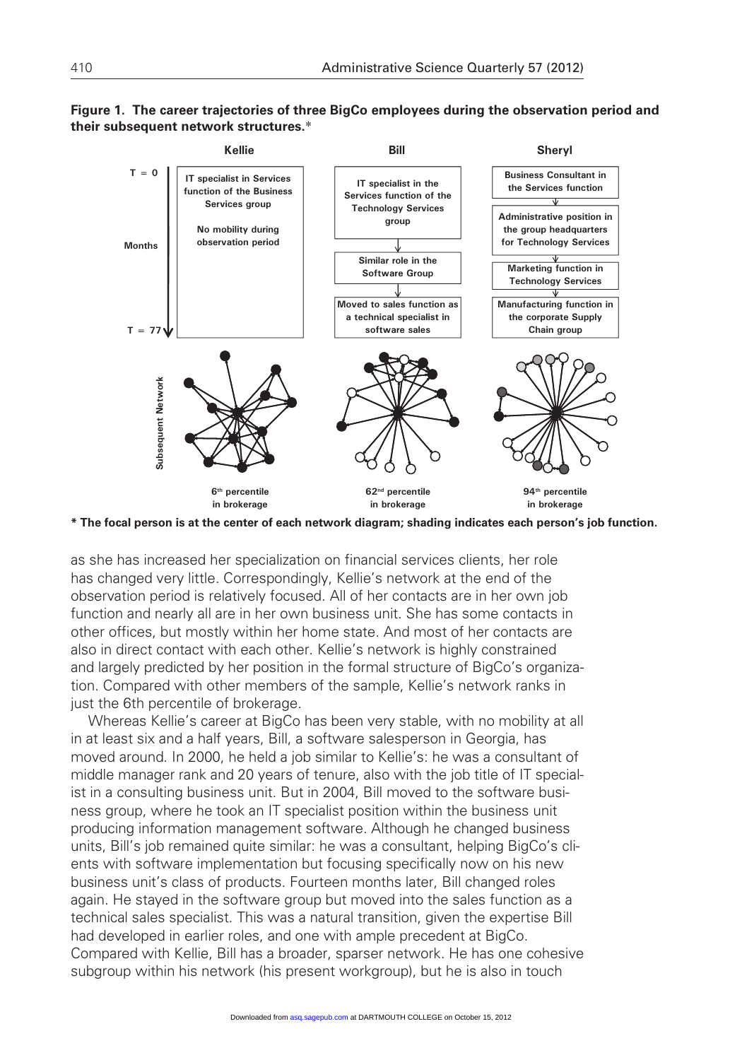**Figure 1. The career trajectories of three BigCo employees during the observation period and their subsequent network structures.***

| | Kellie | Bill | Sheryl |
|---|---|---|---|
| T = 0 | IT specialist in Services function of the Business Services group. No mobility during observation period | IT specialist in the Services function of the Technology Services group | Business Consultant in the Services function |
| Months | | Similar role in the Software Group | Administrative position in the group headquarters for Technology Services |
| | | | Marketing function in Technology Services |
| T = 77 | | Moved to sales function as a technical specialist in software sales | Manufacturing function in the corporate Supply Chain group |
| Subsequent Network | 6th percentile in brokerage | 62nd percentile in brokerage | 94th percentile in brokerage |

\* The focal person is at the center of each network diagram; shading indicates each person's job function.

as she has increased her specialization on financial services clients, her role has changed very little. Correspondingly, Kellie's network at the end of the observation period is relatively focused. All of her contacts are in her own job function and nearly all are in her own business unit. She has some contacts in other offices, but mostly within her home state. And most of her contacts are also in direct contact with each other. Kellie's network is highly constrained and largely predicted by her position in the formal structure of BigCo's organization. Compared with other members of the sample, Kellie's network ranks in just the 6th percentile of brokerage.

Whereas Kellie's career at BigCo has been very stable, with no mobility at all in at least six and a half years, Bill, a software salesperson in Georgia, has moved around. In 2000, he held a job similar to Kellie's: he was a consultant of middle manager rank and 20 years of tenure, also with the job title of IT specialist in a consulting business unit. But in 2004, Bill moved to the software business group, where he took an IT specialist position within the business unit producing information management software. Although he changed business units, Bill's job remained quite similar: he was a consultant, helping BigCo's clients with software implementation but focusing specifically now on his new business unit's class of products. Fourteen months later, Bill changed roles again. He stayed in the software group but moved into the sales function as a technical sales specialist. This was a natural transition, given the expertise Bill had developed in earlier roles, and one with ample precedent at BigCo. Compared with Kellie, Bill has a broader, sparser network. He has one cohesive subgroup within his network (his present workgroup), but he is also in touch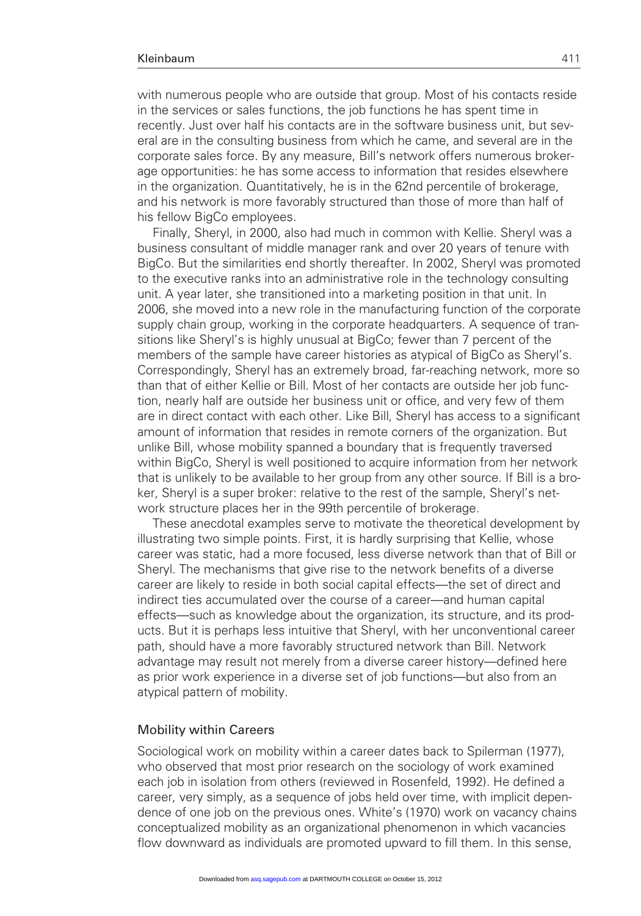with numerous people who are outside that group. Most of his contacts reside in the services or sales functions, the job functions he has spent time in recently. Just over half his contacts are in the software business unit, but several are in the consulting business from which he came, and several are in the corporate sales force. By any measure, Bill's network offers numerous brokerage opportunities: he has some access to information that resides elsewhere in the organization. Quantitatively, he is in the 62nd percentile of brokerage, and his network is more favorably structured than those of more than half of his fellow BigCo employees.

Finally, Sheryl, in 2000, also had much in common with Kellie. Sheryl was a business consultant of middle manager rank and over 20 years of tenure with BigCo. But the similarities end shortly thereafter. In 2002, Sheryl was promoted to the executive ranks into an administrative role in the technology consulting unit. A year later, she transitioned into a marketing position in that unit. In 2006, she moved into a new role in the manufacturing function of the corporate supply chain group, working in the corporate headquarters. A sequence of transitions like Sheryl's is highly unusual at BigCo; fewer than 7 percent of the members of the sample have career histories as atypical of BigCo as Sheryl's. Correspondingly, Sheryl has an extremely broad, far-reaching network, more so than that of either Kellie or Bill. Most of her contacts are outside her job function, nearly half are outside her business unit or office, and very few of them are in direct contact with each other. Like Bill, Sheryl has access to a significant amount of information that resides in remote corners of the organization. But unlike Bill, whose mobility spanned a boundary that is frequently traversed within BigCo, Sheryl is well positioned to acquire information from her network that is unlikely to be available to her group from any other source. If Bill is a broker, Sheryl is a super broker: relative to the rest of the sample, Sheryl's network structure places her in the 99th percentile of brokerage.

These anecdotal examples serve to motivate the theoretical development by illustrating two simple points. First, it is hardly surprising that Kellie, whose career was static, had a more focused, less diverse network than that of Bill or Sheryl. The mechanisms that give rise to the network benefits of a diverse career are likely to reside in both social capital effects—the set of direct and indirect ties accumulated over the course of a career—and human capital effects—such as knowledge about the organization, its structure, and its products. But it is perhaps less intuitive that Sheryl, with her unconventional career path, should have a more favorably structured network than Bill. Network advantage may result not merely from a diverse career history—defined here as prior work experience in a diverse set of job functions—but also from an atypical pattern of mobility.

## Mobility within Careers

Sociological work on mobility within a career dates back to Spilerman (1977), who observed that most prior research on the sociology of work examined each job in isolation from others (reviewed in Rosenfeld, 1992). He defined a career, very simply, as a sequence of jobs held over time, with implicit dependence of one job on the previous ones. White's (1970) work on vacancy chains conceptualized mobility as an organizational phenomenon in which vacancies flow downward as individuals are promoted upward to fill them. In this sense,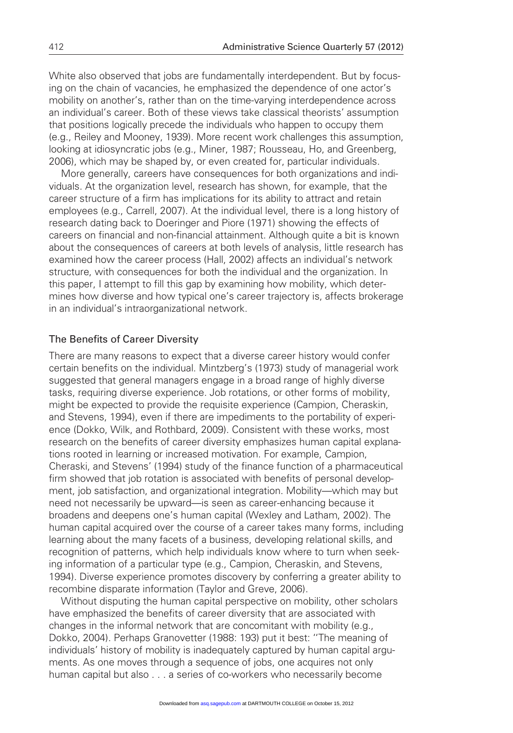White also observed that jobs are fundamentally interdependent. But by focusing on the chain of vacancies, he emphasized the dependence of one actor's mobility on another's, rather than on the time-varying interdependence across an individual's career. Both of these views take classical theorists' assumption that positions logically precede the individuals who happen to occupy them (e.g., Reiley and Mooney, 1939). More recent work challenges this assumption, looking at idiosyncratic jobs (e.g., Miner, 1987; Rousseau, Ho, and Greenberg, 2006), which may be shaped by, or even created for, particular individuals.

More generally, careers have consequences for both organizations and individuals. At the organization level, research has shown, for example, that the career structure of a firm has implications for its ability to attract and retain employees (e.g., Carrell, 2007). At the individual level, there is a long history of research dating back to Doeringer and Piore (1971) showing the effects of careers on financial and non-financial attainment. Although quite a bit is known about the consequences of careers at both levels of analysis, little research has examined how the career process (Hall, 2002) affects an individual's network structure, with consequences for both the individual and the organization. In this paper, I attempt to fill this gap by examining how mobility, which determines how diverse and how typical one's career trajectory is, affects brokerage in an individual's intraorganizational network.

## The Benefits of Career Diversity

There are many reasons to expect that a diverse career history would confer certain benefits on the individual. Mintzberg's (1973) study of managerial work suggested that general managers engage in a broad range of highly diverse tasks, requiring diverse experience. Job rotations, or other forms of mobility, might be expected to provide the requisite experience (Campion, Cheraskin, and Stevens, 1994), even if there are impediments to the portability of experience (Dokko, Wilk, and Rothbard, 2009). Consistent with these works, most research on the benefits of career diversity emphasizes human capital explanations rooted in learning or increased motivation. For example, Campion, Cheraski, and Stevens' (1994) study of the finance function of a pharmaceutical firm showed that job rotation is associated with benefits of personal development, job satisfaction, and organizational integration. Mobility—which may but need not necessarily be upward—is seen as career-enhancing because it broadens and deepens one's human capital (Wexley and Latham, 2002). The human capital acquired over the course of a career takes many forms, including learning about the many facets of a business, developing relational skills, and recognition of patterns, which help individuals know where to turn when seeking information of a particular type (e.g., Campion, Cheraskin, and Stevens, 1994). Diverse experience promotes discovery by conferring a greater ability to recombine disparate information (Taylor and Greve, 2006).

Without disputing the human capital perspective on mobility, other scholars have emphasized the benefits of career diversity that are associated with changes in the informal network that are concomitant with mobility (e.g., Dokko, 2004). Perhaps Granovetter (1988: 193) put it best: "The meaning of individuals' history of mobility is inadequately captured by human capital arguments. As one moves through a sequence of jobs, one acquires not only human capital but also . . . a series of co-workers who necessarily become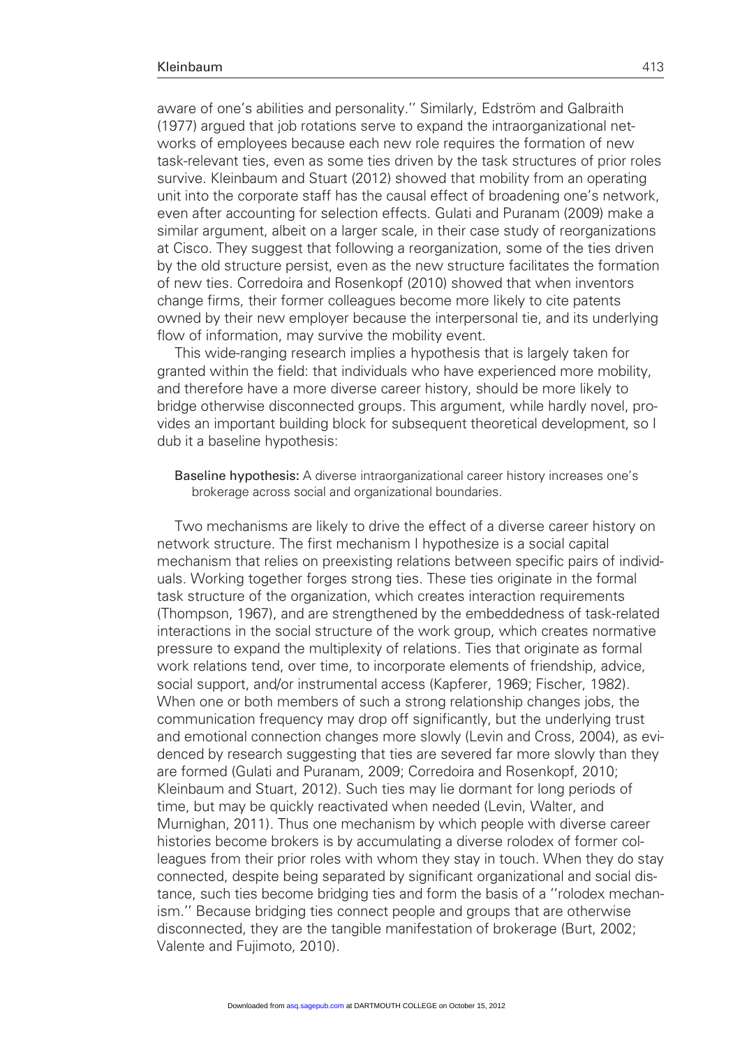aware of one's abilities and personality.'' Similarly, Edström and Galbraith (1977) argued that job rotations serve to expand the intraorganizational networks of employees because each new role requires the formation of new task-relevant ties, even as some ties driven by the task structures of prior roles survive. Kleinbaum and Stuart (2012) showed that mobility from an operating unit into the corporate staff has the causal effect of broadening one's network, even after accounting for selection effects. Gulati and Puranam (2009) make a similar argument, albeit on a larger scale, in their case study of reorganizations at Cisco. They suggest that following a reorganization, some of the ties driven by the old structure persist, even as the new structure facilitates the formation of new ties. Corredoira and Rosenkopf (2010) showed that when inventors change firms, their former colleagues become more likely to cite patents owned by their new employer because the interpersonal tie, and its underlying flow of information, may survive the mobility event.

This wide-ranging research implies a hypothesis that is largely taken for granted within the field: that individuals who have experienced more mobility, and therefore have a more diverse career history, should be more likely to bridge otherwise disconnected groups. This argument, while hardly novel, provides an important building block for subsequent theoretical development, so I dub it a baseline hypothesis:

> **Baseline hypothesis:** A diverse intraorganizational career history increases one's brokerage across social and organizational boundaries.

Two mechanisms are likely to drive the effect of a diverse career history on network structure. The first mechanism I hypothesize is a social capital mechanism that relies on preexisting relations between specific pairs of individuals. Working together forges strong ties. These ties originate in the formal task structure of the organization, which creates interaction requirements (Thompson, 1967), and are strengthened by the embeddedness of task-related interactions in the social structure of the work group, which creates normative pressure to expand the multiplexity of relations. Ties that originate as formal work relations tend, over time, to incorporate elements of friendship, advice, social support, and/or instrumental access (Kapferer, 1969; Fischer, 1982). When one or both members of such a strong relationship changes jobs, the communication frequency may drop off significantly, but the underlying trust and emotional connection changes more slowly (Levin and Cross, 2004), as evidenced by research suggesting that ties are severed far more slowly than they are formed (Gulati and Puranam, 2009; Corredoira and Rosenkopf, 2010; Kleinbaum and Stuart, 2012). Such ties may lie dormant for long periods of time, but may be quickly reactivated when needed (Levin, Walter, and Murnighan, 2011). Thus one mechanism by which people with diverse career histories become brokers is by accumulating a diverse rolodex of former colleagues from their prior roles with whom they stay in touch. When they do stay connected, despite being separated by significant organizational and social distance, such ties become bridging ties and form the basis of a ''rolodex mechanism.'' Because bridging ties connect people and groups that are otherwise disconnected, they are the tangible manifestation of brokerage (Burt, 2002; Valente and Fujimoto, 2010).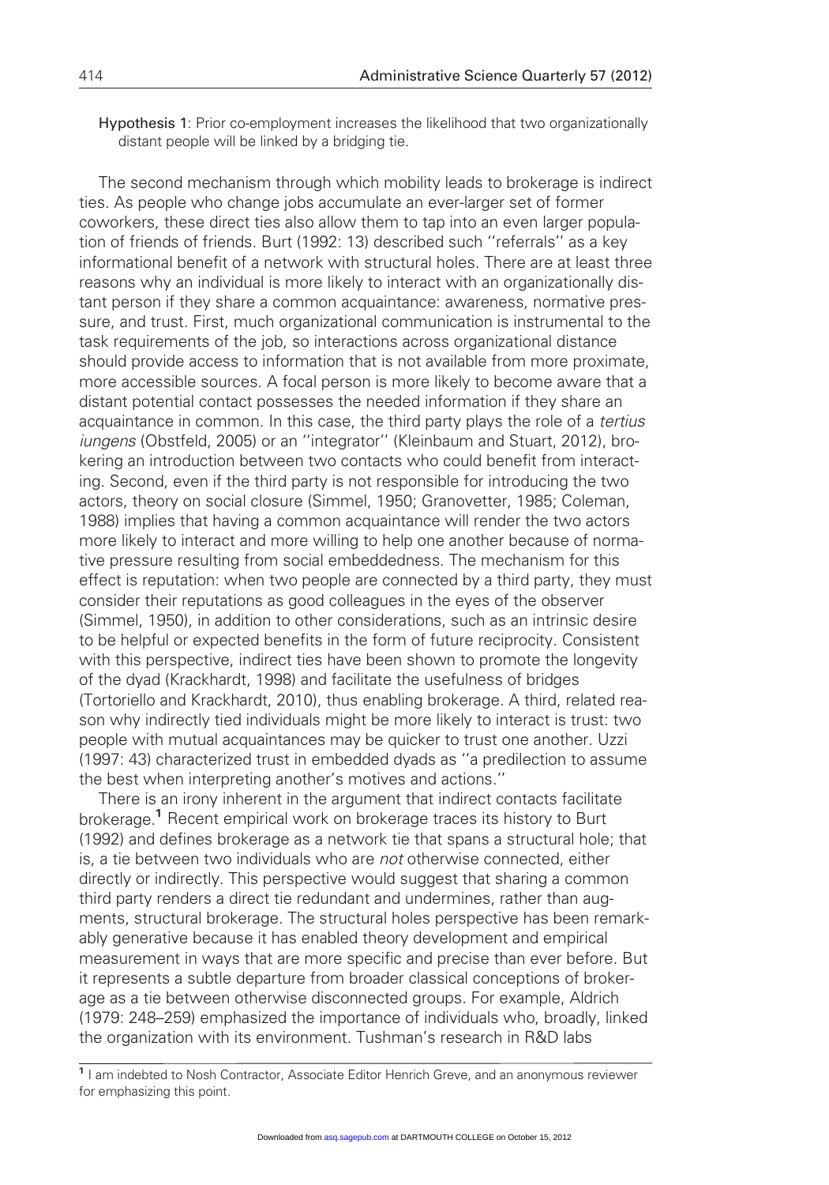**Hypothesis 1**: Prior co-employment increases the likelihood that two organizationally distant people will be linked by a bridging tie.

The second mechanism through which mobility leads to brokerage is indirect ties. As people who change jobs accumulate an ever-larger set of former coworkers, these direct ties also allow them to tap into an even larger population of friends of friends. Burt (1992: 13) described such ''referrals'' as a key informational benefit of a network with structural holes. There are at least three reasons why an individual is more likely to interact with an organizationally distant person if they share a common acquaintance: awareness, normative pressure, and trust. First, much organizational communication is instrumental to the task requirements of the job, so interactions across organizational distance should provide access to information that is not available from more proximate, more accessible sources. A focal person is more likely to become aware that a distant potential contact possesses the needed information if they share an acquaintance in common. In this case, the third party plays the role of a *tertius iungens* (Obstfeld, 2005) or an ''integrator'' (Kleinbaum and Stuart, 2012), brokering an introduction between two contacts who could benefit from interacting. Second, even if the third party is not responsible for introducing the two actors, theory on social closure (Simmel, 1950; Granovetter, 1985; Coleman, 1988) implies that having a common acquaintance will render the two actors more likely to interact and more willing to help one another because of normative pressure resulting from social embeddedness. The mechanism for this effect is reputation: when two people are connected by a third party, they must consider their reputations as good colleagues in the eyes of the observer (Simmel, 1950), in addition to other considerations, such as an intrinsic desire to be helpful or expected benefits in the form of future reciprocity. Consistent with this perspective, indirect ties have been shown to promote the longevity of the dyad (Krackhardt, 1998) and facilitate the usefulness of bridges (Tortoriello and Krackhardt, 2010), thus enabling brokerage. A third, related reason why indirectly tied individuals might be more likely to interact is trust: two people with mutual acquaintances may be quicker to trust one another. Uzzi (1997: 43) characterized trust in embedded dyads as ''a predilection to assume the best when interpreting another's motives and actions.''

There is an irony inherent in the argument that indirect contacts facilitate brokerage.[1] Recent empirical work on brokerage traces its history to Burt (1992) and defines brokerage as a network tie that spans a structural hole; that is, a tie between two individuals who are *not* otherwise connected, either directly or indirectly. This perspective would suggest that sharing a common third party renders a direct tie redundant and undermines, rather than augments, structural brokerage. The structural holes perspective has been remarkably generative because it has enabled theory development and empirical measurement in ways that are more specific and precise than ever before. But it represents a subtle departure from broader classical conceptions of brokerage as a tie between otherwise disconnected groups. For example, Aldrich (1979: 248–259) emphasized the importance of individuals who, broadly, linked the organization with its environment. Tushman's research in R&D labs

[1] I am indebted to Nosh Contractor, Associate Editor Henrich Greve, and an anonymous reviewer for emphasizing this point.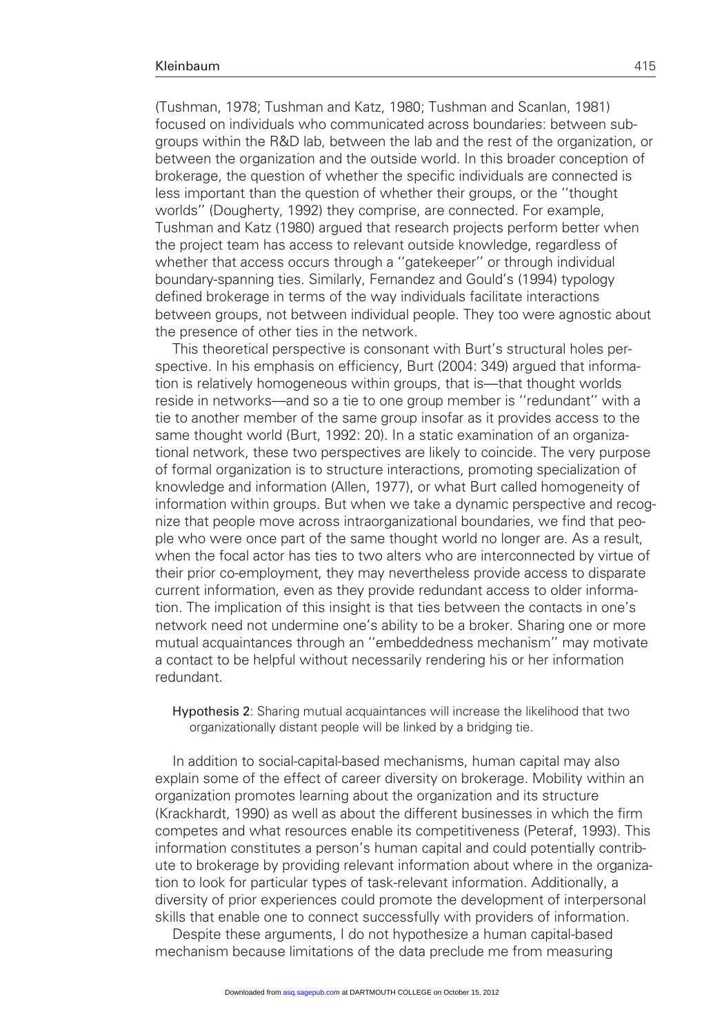(Tushman, 1978; Tushman and Katz, 1980; Tushman and Scanlan, 1981) focused on individuals who communicated across boundaries: between subgroups within the R&D lab, between the lab and the rest of the organization, or between the organization and the outside world. In this broader conception of brokerage, the question of whether the specific individuals are connected is less important than the question of whether their groups, or the ''thought worlds'' (Dougherty, 1992) they comprise, are connected. For example, Tushman and Katz (1980) argued that research projects perform better when the project team has access to relevant outside knowledge, regardless of whether that access occurs through a ''gatekeeper'' or through individual boundary-spanning ties. Similarly, Fernandez and Gould's (1994) typology defined brokerage in terms of the way individuals facilitate interactions between groups, not between individual people. They too were agnostic about the presence of other ties in the network.

This theoretical perspective is consonant with Burt's structural holes perspective. In his emphasis on efficiency, Burt (2004: 349) argued that information is relatively homogeneous within groups, that is—that thought worlds reside in networks—and so a tie to one group member is ''redundant'' with a tie to another member of the same group insofar as it provides access to the same thought world (Burt, 1992: 20). In a static examination of an organizational network, these two perspectives are likely to coincide. The very purpose of formal organization is to structure interactions, promoting specialization of knowledge and information (Allen, 1977), or what Burt called homogeneity of information within groups. But when we take a dynamic perspective and recognize that people move across intraorganizational boundaries, we find that people who were once part of the same thought world no longer are. As a result, when the focal actor has ties to two alters who are interconnected by virtue of their prior co-employment, they may nevertheless provide access to disparate current information, even as they provide redundant access to older information. The implication of this insight is that ties between the contacts in one's network need not undermine one's ability to be a broker. Sharing one or more mutual acquaintances through an ''embeddedness mechanism'' may motivate a contact to be helpful without necessarily rendering his or her information redundant.

**Hypothesis 2**: Sharing mutual acquaintances will increase the likelihood that two organizationally distant people will be linked by a bridging tie.

In addition to social-capital-based mechanisms, human capital may also explain some of the effect of career diversity on brokerage. Mobility within an organization promotes learning about the organization and its structure (Krackhardt, 1990) as well as about the different businesses in which the firm competes and what resources enable its competitiveness (Peteraf, 1993). This information constitutes a person's human capital and could potentially contribute to brokerage by providing relevant information about where in the organization to look for particular types of task-relevant information. Additionally, a diversity of prior experiences could promote the development of interpersonal skills that enable one to connect successfully with providers of information.

Despite these arguments, I do not hypothesize a human capital-based mechanism because limitations of the data preclude me from measuring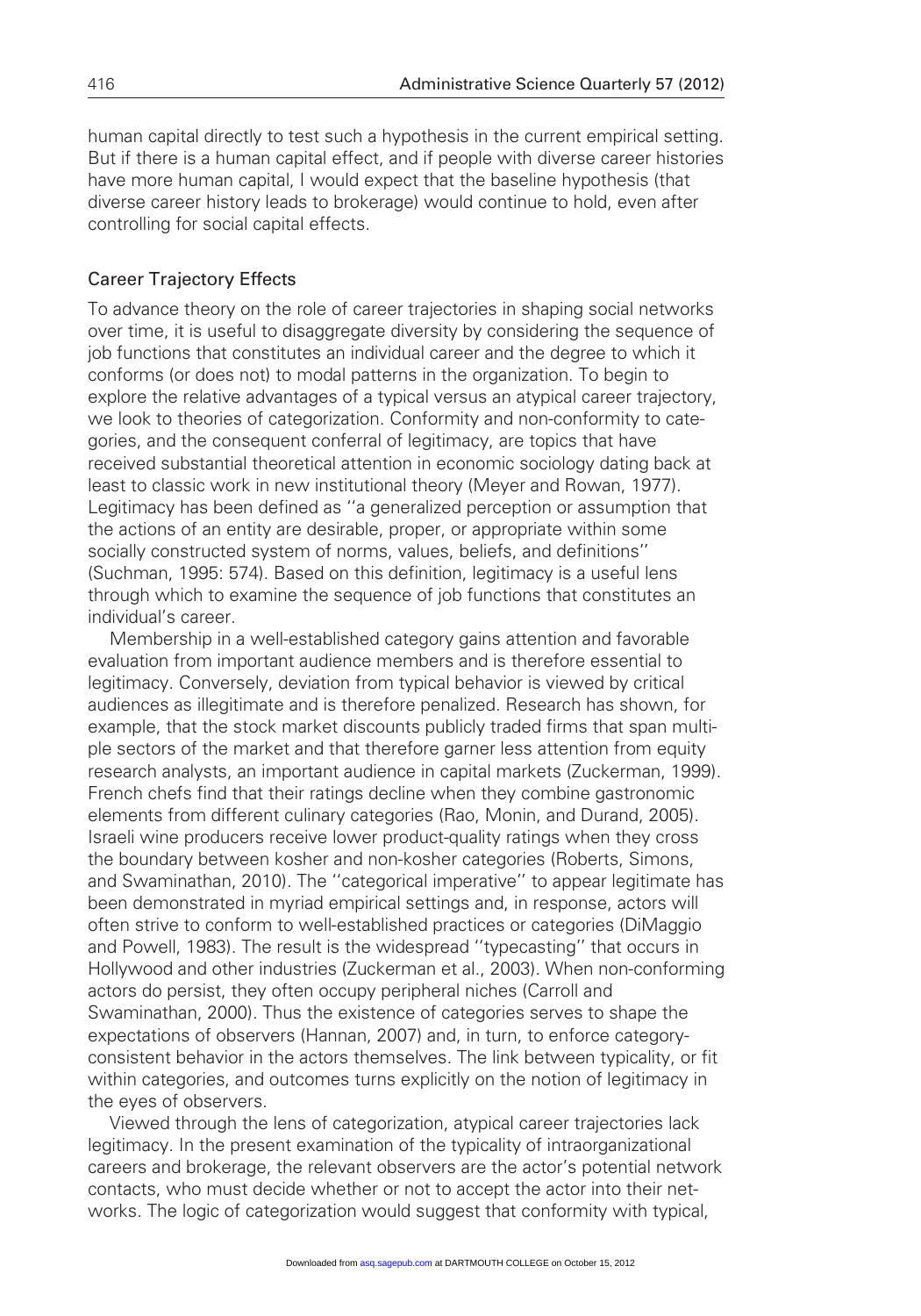human capital directly to test such a hypothesis in the current empirical setting. But if there is a human capital effect, and if people with diverse career histories have more human capital, I would expect that the baseline hypothesis (that diverse career history leads to brokerage) would continue to hold, even after controlling for social capital effects.

## Career Trajectory Effects

To advance theory on the role of career trajectories in shaping social networks over time, it is useful to disaggregate diversity by considering the sequence of job functions that constitutes an individual career and the degree to which it conforms (or does not) to modal patterns in the organization. To begin to explore the relative advantages of a typical versus an atypical career trajectory, we look to theories of categorization. Conformity and non-conformity to categories, and the consequent conferral of legitimacy, are topics that have received substantial theoretical attention in economic sociology dating back at least to classic work in new institutional theory (Meyer and Rowan, 1977). Legitimacy has been defined as ''a generalized perception or assumption that the actions of an entity are desirable, proper, or appropriate within some socially constructed system of norms, values, beliefs, and definitions'' (Suchman, 1995: 574). Based on this definition, legitimacy is a useful lens through which to examine the sequence of job functions that constitutes an individual's career.

Membership in a well-established category gains attention and favorable evaluation from important audience members and is therefore essential to legitimacy. Conversely, deviation from typical behavior is viewed by critical audiences as illegitimate and is therefore penalized. Research has shown, for example, that the stock market discounts publicly traded firms that span multiple sectors of the market and that therefore garner less attention from equity research analysts, an important audience in capital markets (Zuckerman, 1999). French chefs find that their ratings decline when they combine gastronomic elements from different culinary categories (Rao, Monin, and Durand, 2005). Israeli wine producers receive lower product-quality ratings when they cross the boundary between kosher and non-kosher categories (Roberts, Simons, and Swaminathan, 2010). The ''categorical imperative'' to appear legitimate has been demonstrated in myriad empirical settings and, in response, actors will often strive to conform to well-established practices or categories (DiMaggio and Powell, 1983). The result is the widespread ''typecasting'' that occurs in Hollywood and other industries (Zuckerman et al., 2003). When non-conforming actors do persist, they often occupy peripheral niches (Carroll and Swaminathan, 2000). Thus the existence of categories serves to shape the expectations of observers (Hannan, 2007) and, in turn, to enforce category-consistent behavior in the actors themselves. The link between typicality, or fit within categories, and outcomes turns explicitly on the notion of legitimacy in the eyes of observers.

Viewed through the lens of categorization, atypical career trajectories lack legitimacy. In the present examination of the typicality of intraorganizational careers and brokerage, the relevant observers are the actor's potential network contacts, who must decide whether or not to accept the actor into their networks. The logic of categorization would suggest that conformity with typical,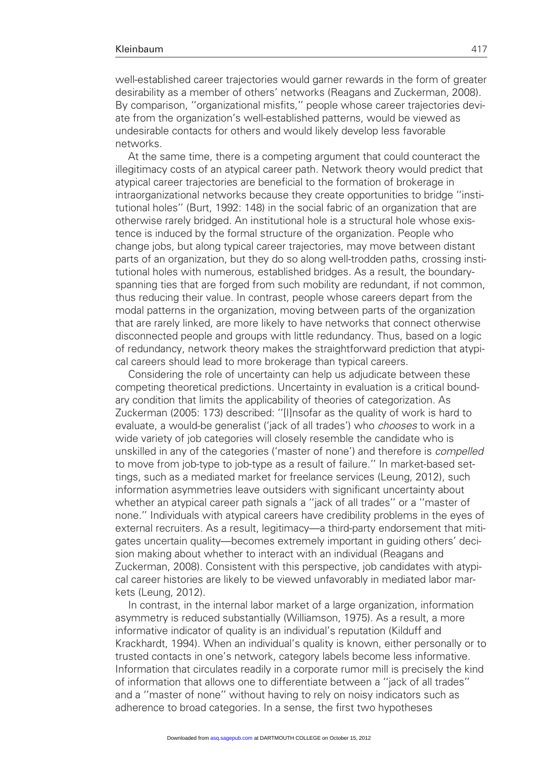well-established career trajectories would garner rewards in the form of greater desirability as a member of others' networks (Reagans and Zuckerman, 2008). By comparison, ''organizational misfits,'' people whose career trajectories deviate from the organization's well-established patterns, would be viewed as undesirable contacts for others and would likely develop less favorable networks.

At the same time, there is a competing argument that could counteract the illegitimacy costs of an atypical career path. Network theory would predict that atypical career trajectories are beneficial to the formation of brokerage in intraorganizational networks because they create opportunities to bridge ''institutional holes'' (Burt, 1992: 148) in the social fabric of an organization that are otherwise rarely bridged. An institutional hole is a structural hole whose existence is induced by the formal structure of the organization. People who change jobs, but along typical career trajectories, may move between distant parts of an organization, but they do so along well-trodden paths, crossing institutional holes with numerous, established bridges. As a result, the boundary-spanning ties that are forged from such mobility are redundant, if not common, thus reducing their value. In contrast, people whose careers depart from the modal patterns in the organization, moving between parts of the organization that are rarely linked, are more likely to have networks that connect otherwise disconnected people and groups with little redundancy. Thus, based on a logic of redundancy, network theory makes the straightforward prediction that atypical careers should lead to more brokerage than typical careers.

Considering the role of uncertainty can help us adjudicate between these competing theoretical predictions. Uncertainty in evaluation is a critical boundary condition that limits the applicability of theories of categorization. As Zuckerman (2005: 173) described: ''[I]nsofar as the quality of work is hard to evaluate, a would-be generalist ('jack of all trades') who *chooses* to work in a wide variety of job categories will closely resemble the candidate who is unskilled in any of the categories ('master of none') and therefore is *compelled* to move from job-type to job-type as a result of failure.'' In market-based settings, such as a mediated market for freelance services (Leung, 2012), such information asymmetries leave outsiders with significant uncertainty about whether an atypical career path signals a ''jack of all trades'' or a ''master of none.'' Individuals with atypical careers have credibility problems in the eyes of external recruiters. As a result, legitimacy—a third-party endorsement that mitigates uncertain quality—becomes extremely important in guiding others' decision making about whether to interact with an individual (Reagans and Zuckerman, 2008). Consistent with this perspective, job candidates with atypical career histories are likely to be viewed unfavorably in mediated labor markets (Leung, 2012).

In contrast, in the internal labor market of a large organization, information asymmetry is reduced substantially (Williamson, 1975). As a result, a more informative indicator of quality is an individual's reputation (Kilduff and Krackhardt, 1994). When an individual's quality is known, either personally or to trusted contacts in one's network, category labels become less informative. Information that circulates readily in a corporate rumor mill is precisely the kind of information that allows one to differentiate between a ''jack of all trades'' and a ''master of none'' without having to rely on noisy indicators such as adherence to broad categories. In a sense, the first two hypotheses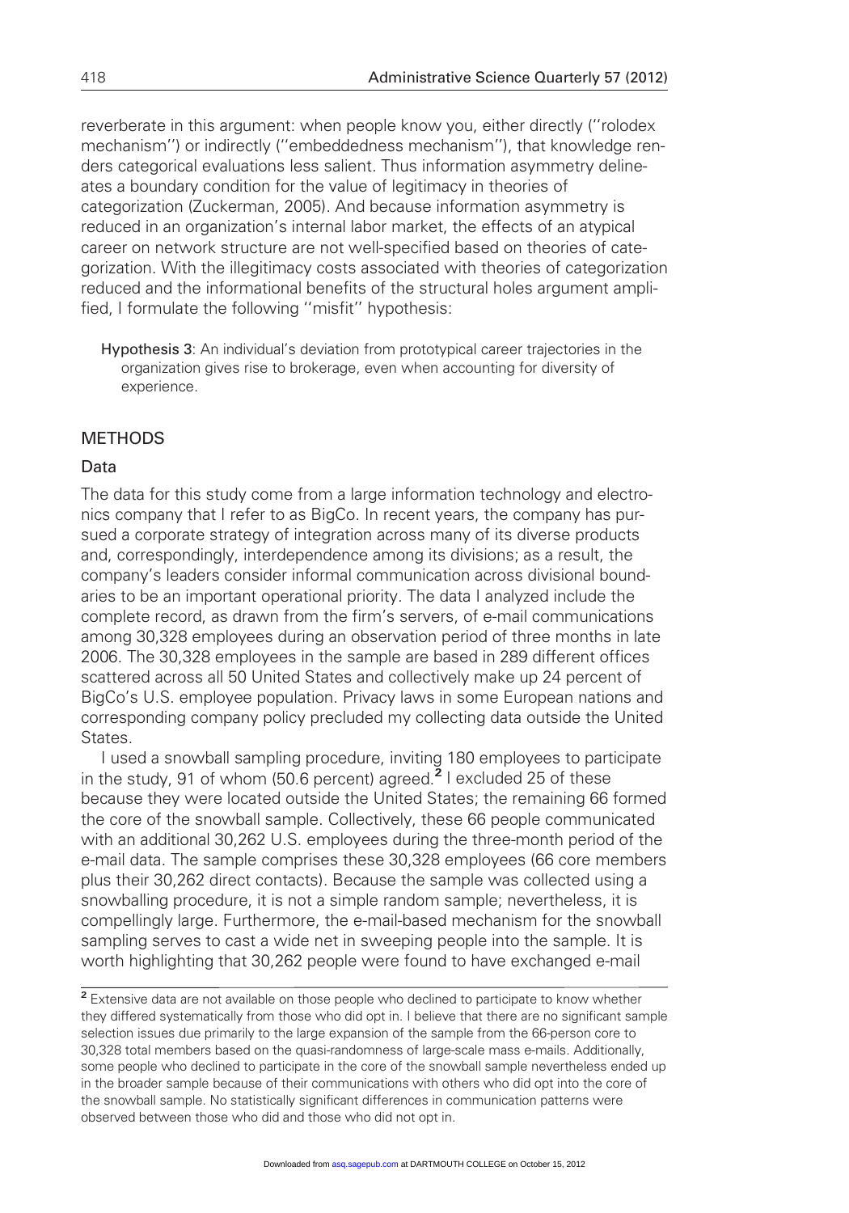reverberate in this argument: when people know you, either directly (''rolodex mechanism'') or indirectly (''embeddedness mechanism''), that knowledge renders categorical evaluations less salient. Thus information asymmetry delineates a boundary condition for the value of legitimacy in theories of categorization (Zuckerman, 2005). And because information asymmetry is reduced in an organization's internal labor market, the effects of an atypical career on network structure are not well-specified based on theories of categorization. With the illegitimacy costs associated with theories of categorization reduced and the informational benefits of the structural holes argument amplified, I formulate the following ''misfit'' hypothesis:

> **Hypothesis 3**: An individual's deviation from prototypical career trajectories in the organization gives rise to brokerage, even when accounting for diversity of experience.

## METHODS

### Data

The data for this study come from a large information technology and electronics company that I refer to as BigCo. In recent years, the company has pursued a corporate strategy of integration across many of its diverse products and, correspondingly, interdependence among its divisions; as a result, the company's leaders consider informal communication across divisional boundaries to be an important operational priority. The data I analyzed include the complete record, as drawn from the firm's servers, of e-mail communications among 30,328 employees during an observation period of three months in late 2006. The 30,328 employees in the sample are based in 289 different offices scattered across all 50 United States and collectively make up 24 percent of BigCo's U.S. employee population. Privacy laws in some European nations and corresponding company policy precluded my collecting data outside the United States.

I used a snowball sampling procedure, inviting 180 employees to participate in the study, 91 of whom (50.6 percent) agreed.[2] I excluded 25 of these because they were located outside the United States; the remaining 66 formed the core of the snowball sample. Collectively, these 66 people communicated with an additional 30,262 U.S. employees during the three-month period of the e-mail data. The sample comprises these 30,328 employees (66 core members plus their 30,262 direct contacts). Because the sample was collected using a snowballing procedure, it is not a simple random sample; nevertheless, it is compellingly large. Furthermore, the e-mail-based mechanism for the snowball sampling serves to cast a wide net in sweeping people into the sample. It is worth highlighting that 30,262 people were found to have exchanged e-mail

[2] Extensive data are not available on those people who declined to participate to know whether they differed systematically from those who did opt in. I believe that there are no significant sample selection issues due primarily to the large expansion of the sample from the 66-person core to 30,328 total members based on the quasi-randomness of large-scale mass e-mails. Additionally, some people who declined to participate in the core of the snowball sample nevertheless ended up in the broader sample because of their communications with others who did opt into the core of the snowball sample. No statistically significant differences in communication patterns were observed between those who did and those who did not opt in.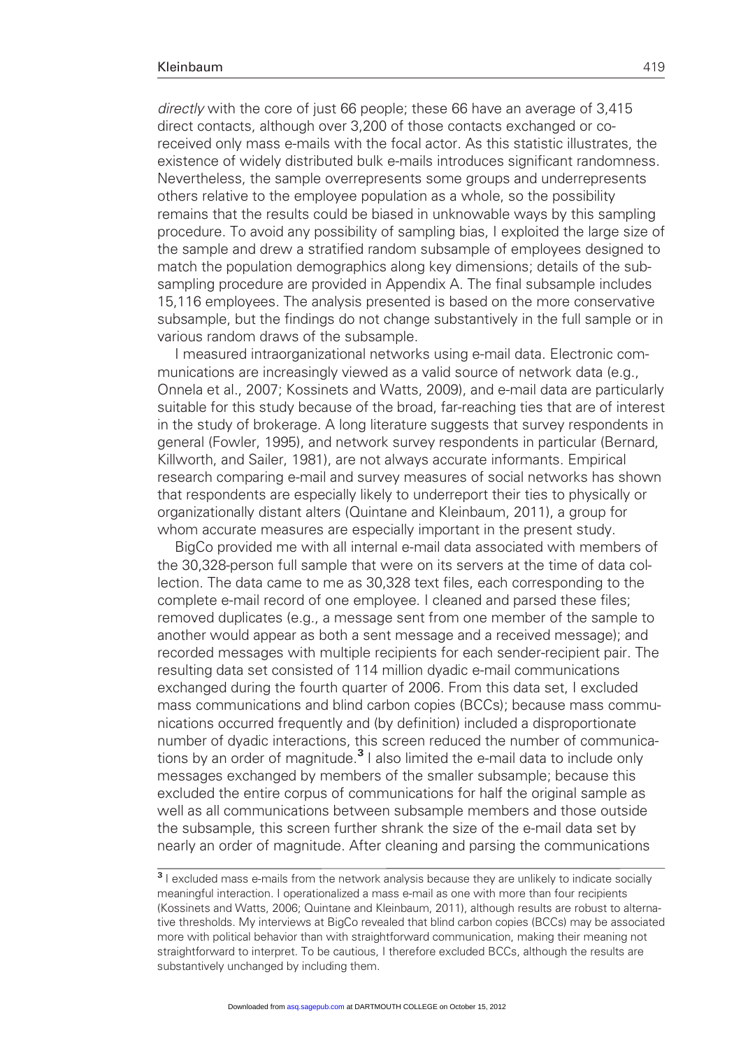*directly* with the core of just 66 people; these 66 have an average of 3,415 direct contacts, although over 3,200 of those contacts exchanged or co-received only mass e-mails with the focal actor. As this statistic illustrates, the existence of widely distributed bulk e-mails introduces significant randomness. Nevertheless, the sample overrepresents some groups and underrepresents others relative to the employee population as a whole, so the possibility remains that the results could be biased in unknowable ways by this sampling procedure. To avoid any possibility of sampling bias, I exploited the large size of the sample and drew a stratified random subsample of employees designed to match the population demographics along key dimensions; details of the subsampling procedure are provided in Appendix A. The final subsample includes 15,116 employees. The analysis presented is based on the more conservative subsample, but the findings do not change substantively in the full sample or in various random draws of the subsample.

I measured intraorganizational networks using e-mail data. Electronic communications are increasingly viewed as a valid source of network data (e.g., Onnela et al., 2007; Kossinets and Watts, 2009), and e-mail data are particularly suitable for this study because of the broad, far-reaching ties that are of interest in the study of brokerage. A long literature suggests that survey respondents in general (Fowler, 1995), and network survey respondents in particular (Bernard, Killworth, and Sailer, 1981), are not always accurate informants. Empirical research comparing e-mail and survey measures of social networks has shown that respondents are especially likely to underreport their ties to physically or organizationally distant alters (Quintane and Kleinbaum, 2011), a group for whom accurate measures are especially important in the present study.

BigCo provided me with all internal e-mail data associated with members of the 30,328-person full sample that were on its servers at the time of data collection. The data came to me as 30,328 text files, each corresponding to the complete e-mail record of one employee. I cleaned and parsed these files; removed duplicates (e.g., a message sent from one member of the sample to another would appear as both a sent message and a received message); and recorded messages with multiple recipients for each sender-recipient pair. The resulting data set consisted of 114 million dyadic e-mail communications exchanged during the fourth quarter of 2006. From this data set, I excluded mass communications and blind carbon copies (BCCs); because mass communications occurred frequently and (by definition) included a disproportionate number of dyadic interactions, this screen reduced the number of communications by an order of magnitude.[3] I also limited the e-mail data to include only messages exchanged by members of the smaller subsample; because this excluded the entire corpus of communications for half the original sample as well as all communications between subsample members and those outside the subsample, this screen further shrank the size of the e-mail data set by nearly an order of magnitude. After cleaning and parsing the communications

[3] I excluded mass e-mails from the network analysis because they are unlikely to indicate socially meaningful interaction. I operationalized a mass e-mail as one with more than four recipients (Kossinets and Watts, 2006; Quintane and Kleinbaum, 2011), although results are robust to alternative thresholds. My interviews at BigCo revealed that blind carbon copies (BCCs) may be associated more with political behavior than with straightforward communication, making their meaning not straightforward to interpret. To be cautious, I therefore excluded BCCs, although the results are substantively unchanged by including them.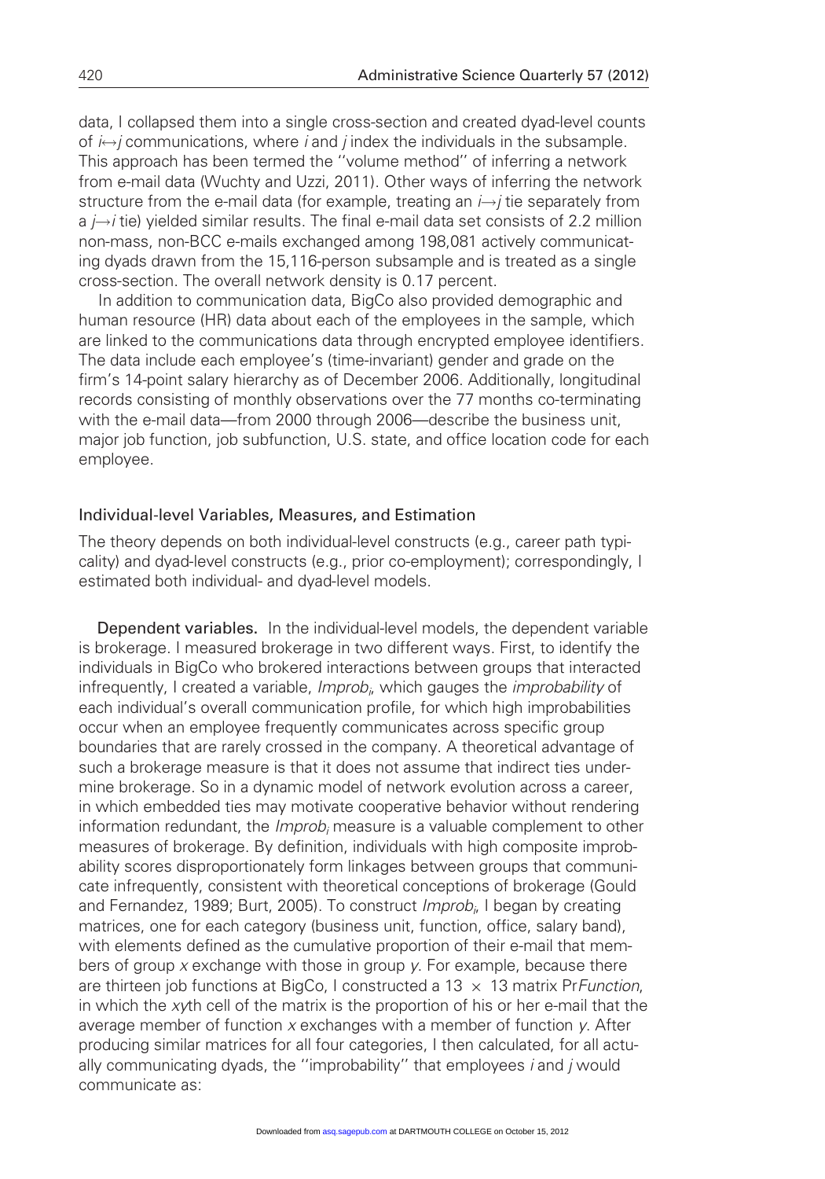data, I collapsed them into a single cross-section and created dyad-level counts of $i \leftrightarrow j$ communications, where $i$ and $j$ index the individuals in the subsample. This approach has been termed the ''volume method'' of inferring a network from e-mail data (Wuchty and Uzzi, 2011). Other ways of inferring the network structure from the e-mail data (for example, treating an $i \rightarrow j$ tie separately from a $j \rightarrow i$ tie) yielded similar results. The final e-mail data set consists of 2.2 million non-mass, non-BCC e-mails exchanged among 198,081 actively communicating dyads drawn from the 15,116-person subsample and is treated as a single cross-section. The overall network density is 0.17 percent.

In addition to communication data, BigCo also provided demographic and human resource (HR) data about each of the employees in the sample, which are linked to the communications data through encrypted employee identifiers. The data include each employee's (time-invariant) gender and grade on the firm's 14-point salary hierarchy as of December 2006. Additionally, longitudinal records consisting of monthly observations over the 77 months co-terminating with the e-mail data—from 2000 through 2006—describe the business unit, major job function, job subfunction, U.S. state, and office location code for each employee.

## Individual-level Variables, Measures, and Estimation

The theory depends on both individual-level constructs (e.g., career path typicality) and dyad-level constructs (e.g., prior co-employment); correspondingly, I estimated both individual- and dyad-level models.

**Dependent variables.** In the individual-level models, the dependent variable is brokerage. I measured brokerage in two different ways. First, to identify the individuals in BigCo who brokered interactions between groups that interacted infrequently, I created a variable, $Improb_i$, which gauges the *improbability* of each individual's overall communication profile, for which high improbabilities occur when an employee frequently communicates across specific group boundaries that are rarely crossed in the company. A theoretical advantage of such a brokerage measure is that it does not assume that indirect ties undermine brokerage. So in a dynamic model of network evolution across a career, in which embedded ties may motivate cooperative behavior without rendering information redundant, the $Improb_i$ measure is a valuable complement to other measures of brokerage. By definition, individuals with high composite improbability scores disproportionately form linkages between groups that communicate infrequently, consistent with theoretical conceptions of brokerage (Gould and Fernandez, 1989; Burt, 2005). To construct $Improb_i$, I began by creating matrices, one for each category (business unit, function, office, salary band), with elements defined as the cumulative proportion of their e-mail that members of group $x$ exchange with those in group $y$. For example, because there are thirteen job functions at BigCo, I constructed a $13 \times 13$ matrix $PrFunction$, in which the $xy$th cell of the matrix is the proportion of his or her e-mail that the average member of function $x$ exchanges with a member of function $y$. After producing similar matrices for all four categories, I then calculated, for all actually communicating dyads, the ''improbability'' that employees $i$ and $j$ would communicate as: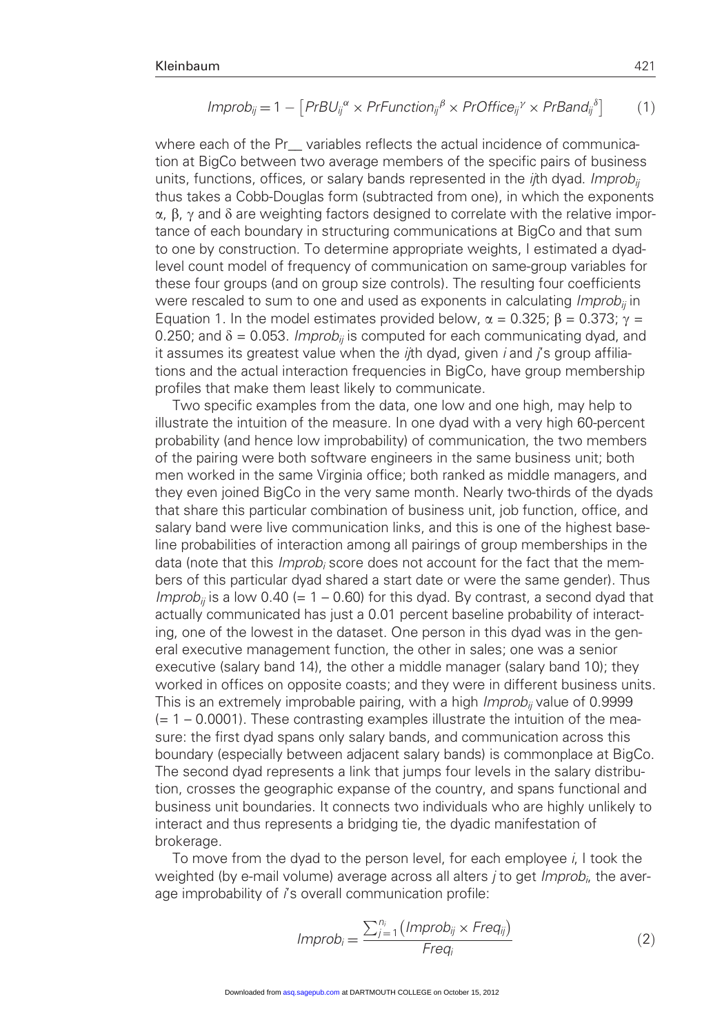$$Improb_{ij} = 1 - \left[ PrBU_{ij}^{\alpha} \times PrFunction_{ij}^{\beta} \times PrOffice_{ij}^{\gamma} \times PrBand_{ij}^{\delta} \right] \qquad (1)$$

where each of the Pr__ variables reflects the actual incidence of communication at BigCo between two average members of the specific pairs of business units, functions, offices, or salary bands represented in the *ij*th dyad. $Improb_{ij}$ thus takes a Cobb-Douglas form (subtracted from one), in which the exponents $\alpha$, $\beta$, $\gamma$ and $\delta$ are weighting factors designed to correlate with the relative importance of each boundary in structuring communications at BigCo and that sum to one by construction. To determine appropriate weights, I estimated a dyad-level count model of frequency of communication on same-group variables for these four groups (and on group size controls). The resulting four coefficients were rescaled to sum to one and used as exponents in calculating $Improb_{ij}$ in Equation 1. In the model estimates provided below, $\alpha = 0.325$; $\beta = 0.373$; $\gamma = 0.250$; and $\delta = 0.053$. $Improb_{ij}$ is computed for each communicating dyad, and it assumes its greatest value when the *ij*th dyad, given *i* and *j*'s group affiliations and the actual interaction frequencies in BigCo, have group membership profiles that make them least likely to communicate.

Two specific examples from the data, one low and one high, may help to illustrate the intuition of the measure. In one dyad with a very high 60-percent probability (and hence low improbability) of communication, the two members of the pairing were both software engineers in the same business unit; both men worked in the same Virginia office; both ranked as middle managers, and they even joined BigCo in the very same month. Nearly two-thirds of the dyads that share this particular combination of business unit, job function, office, and salary band were live communication links, and this is one of the highest baseline probabilities of interaction among all pairings of group memberships in the data (note that this $Improb_i$ score does not account for the fact that the members of this particular dyad shared a start date or were the same gender). Thus $Improb_{ij}$ is a low 0.40 (= 1 – 0.60) for this dyad. By contrast, a second dyad that actually communicated has just a 0.01 percent baseline probability of interacting, one of the lowest in the dataset. One person in this dyad was in the general executive management function, the other in sales; one was a senior executive (salary band 14), the other a middle manager (salary band 10); they worked in offices on opposite coasts; and they were in different business units. This is an extremely improbable pairing, with a high $Improb_{ij}$ value of 0.9999 (= 1 – 0.0001). These contrasting examples illustrate the intuition of the measure: the first dyad spans only salary bands, and communication across this boundary (especially between adjacent salary bands) is commonplace at BigCo. The second dyad represents a link that jumps four levels in the salary distribution, crosses the geographic expanse of the country, and spans functional and business unit boundaries. It connects two individuals who are highly unlikely to interact and thus represents a bridging tie, the dyadic manifestation of brokerage.

To move from the dyad to the person level, for each employee *i*, I took the weighted (by e-mail volume) average across all alters *j* to get $Improb_i$, the average improbability of *i*'s overall communication profile:

$$Improb_i = \frac{\sum_{j=1}^{n_i} \left( Improb_{ij} \times Freq_{ij} \right)}{Freq_i} \qquad (2)$$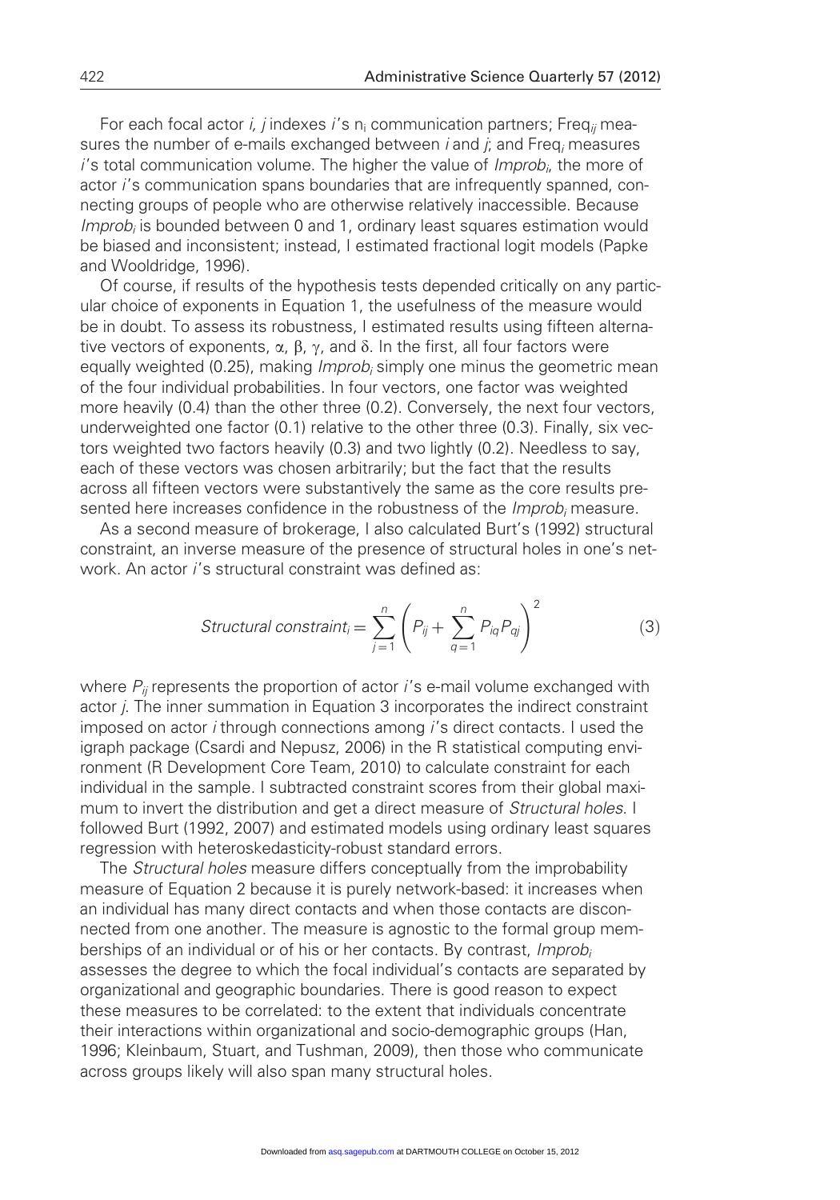For each focal actor *i, j* indexes *i*'s $n_i$ communication partners; $Freq_{ij}$ measures the number of e-mails exchanged between *i* and *j*; and $Freq_i$ measures *i*'s total communication volume. The higher the value of $Improb_i$, the more of actor *i*'s communication spans boundaries that are infrequently spanned, connecting groups of people who are otherwise relatively inaccessible. Because $Improb_i$ is bounded between 0 and 1, ordinary least squares estimation would be biased and inconsistent; instead, I estimated fractional logit models (Papke and Wooldridge, 1996).

Of course, if results of the hypothesis tests depended critically on any particular choice of exponents in Equation 1, the usefulness of the measure would be in doubt. To assess its robustness, I estimated results using fifteen alternative vectors of exponents, $\alpha$, $\beta$, $\gamma$, and $\delta$. In the first, all four factors were equally weighted (0.25), making $Improb_i$ simply one minus the geometric mean of the four individual probabilities. In four vectors, one factor was weighted more heavily (0.4) than the other three (0.2). Conversely, the next four vectors, underweighted one factor (0.1) relative to the other three (0.3). Finally, six vectors weighted two factors heavily (0.3) and two lightly (0.2). Needless to say, each of these vectors was chosen arbitrarily; but the fact that the results across all fifteen vectors were substantively the same as the core results presented here increases confidence in the robustness of the $Improb_i$ measure.

As a second measure of brokerage, I also calculated Burt's (1992) structural constraint, an inverse measure of the presence of structural holes in one's network. An actor *i*'s structural constraint was defined as:

$$Structural\ constraint_i = \sum_{j=1}^{n} \left( P_{ij} + \sum_{q=1}^{n} P_{iq} P_{qj} \right)^2 \tag{3}$$

where $P_{ij}$ represents the proportion of actor *i*'s e-mail volume exchanged with actor *j*. The inner summation in Equation 3 incorporates the indirect constraint imposed on actor *i* through connections among *i*'s direct contacts. I used the igraph package (Csardi and Nepusz, 2006) in the R statistical computing environment (R Development Core Team, 2010) to calculate constraint for each individual in the sample. I subtracted constraint scores from their global maximum to invert the distribution and get a direct measure of *Structural holes*. I followed Burt (1992, 2007) and estimated models using ordinary least squares regression with heteroskedasticity-robust standard errors.

The *Structural holes* measure differs conceptually from the improbability measure of Equation 2 because it is purely network-based: it increases when an individual has many direct contacts and when those contacts are disconnected from one another. The measure is agnostic to the formal group memberships of an individual or of his or her contacts. By contrast, $Improb_i$ assesses the degree to which the focal individual's contacts are separated by organizational and geographic boundaries. There is good reason to expect these measures to be correlated: to the extent that individuals concentrate their interactions within organizational and socio-demographic groups (Han, 1996; Kleinbaum, Stuart, and Tushman, 2009), then those who communicate across groups likely will also span many structural holes.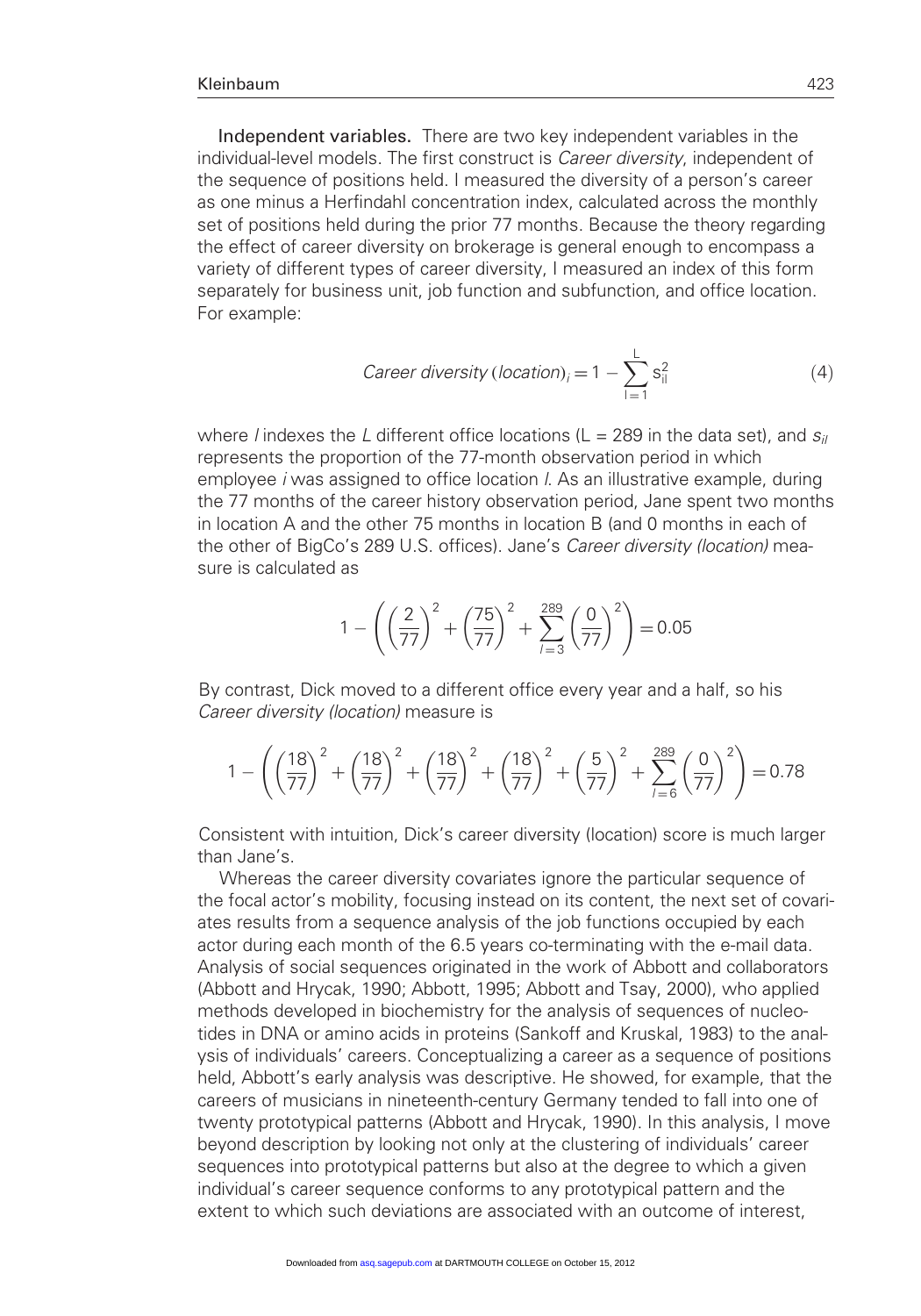**Independent variables.** There are two key independent variables in the individual-level models. The first construct is *Career diversity*, independent of the sequence of positions held. I measured the diversity of a person's career as one minus a Herfindahl concentration index, calculated across the monthly set of positions held during the prior 77 months. Because the theory regarding the effect of career diversity on brokerage is general enough to encompass a variety of different types of career diversity, I measured an index of this form separately for business unit, job function and subfunction, and office location. For example:

$$\textit{Career diversity (location)}_i = 1 - \sum_{l=1}^{L} s_{il}^2 \tag{4}$$

where $l$ indexes the $L$ different office locations (L = 289 in the data set), and $s_{il}$ represents the proportion of the 77-month observation period in which employee $i$ was assigned to office location $l$. As an illustrative example, during the 77 months of the career history observation period, Jane spent two months in location A and the other 75 months in location B (and 0 months in each of the other of BigCo's 289 U.S. offices). Jane's *Career diversity (location)* measure is calculated as

$$1 - \left( \left(\frac{2}{77}\right)^2 + \left(\frac{75}{77}\right)^2 + \sum_{l=3}^{289} \left(\frac{0}{77}\right)^2 \right) = 0.05$$

By contrast, Dick moved to a different office every year and a half, so his *Career diversity (location)* measure is

$$1 - \left( \left(\frac{18}{77}\right)^2 + \left(\frac{18}{77}\right)^2 + \left(\frac{18}{77}\right)^2 + \left(\frac{18}{77}\right)^2 + \left(\frac{5}{77}\right)^2 + \sum_{l=6}^{289} \left(\frac{0}{77}\right)^2 \right) = 0.78$$

Consistent with intuition, Dick's career diversity (location) score is much larger than Jane's.

Whereas the career diversity covariates ignore the particular sequence of the focal actor's mobility, focusing instead on its content, the next set of covariates results from a sequence analysis of the job functions occupied by each actor during each month of the 6.5 years co-terminating with the e-mail data. Analysis of social sequences originated in the work of Abbott and collaborators (Abbott and Hrycak, 1990; Abbott, 1995; Abbott and Tsay, 2000), who applied methods developed in biochemistry for the analysis of sequences of nucleotides in DNA or amino acids in proteins (Sankoff and Kruskal, 1983) to the analysis of individuals' careers. Conceptualizing a career as a sequence of positions held, Abbott's early analysis was descriptive. He showed, for example, that the careers of musicians in nineteenth-century Germany tended to fall into one of twenty prototypical patterns (Abbott and Hrycak, 1990). In this analysis, I move beyond description by looking not only at the clustering of individuals' career sequences into prototypical patterns but also at the degree to which a given individual's career sequence conforms to any prototypical pattern and the extent to which such deviations are associated with an outcome of interest,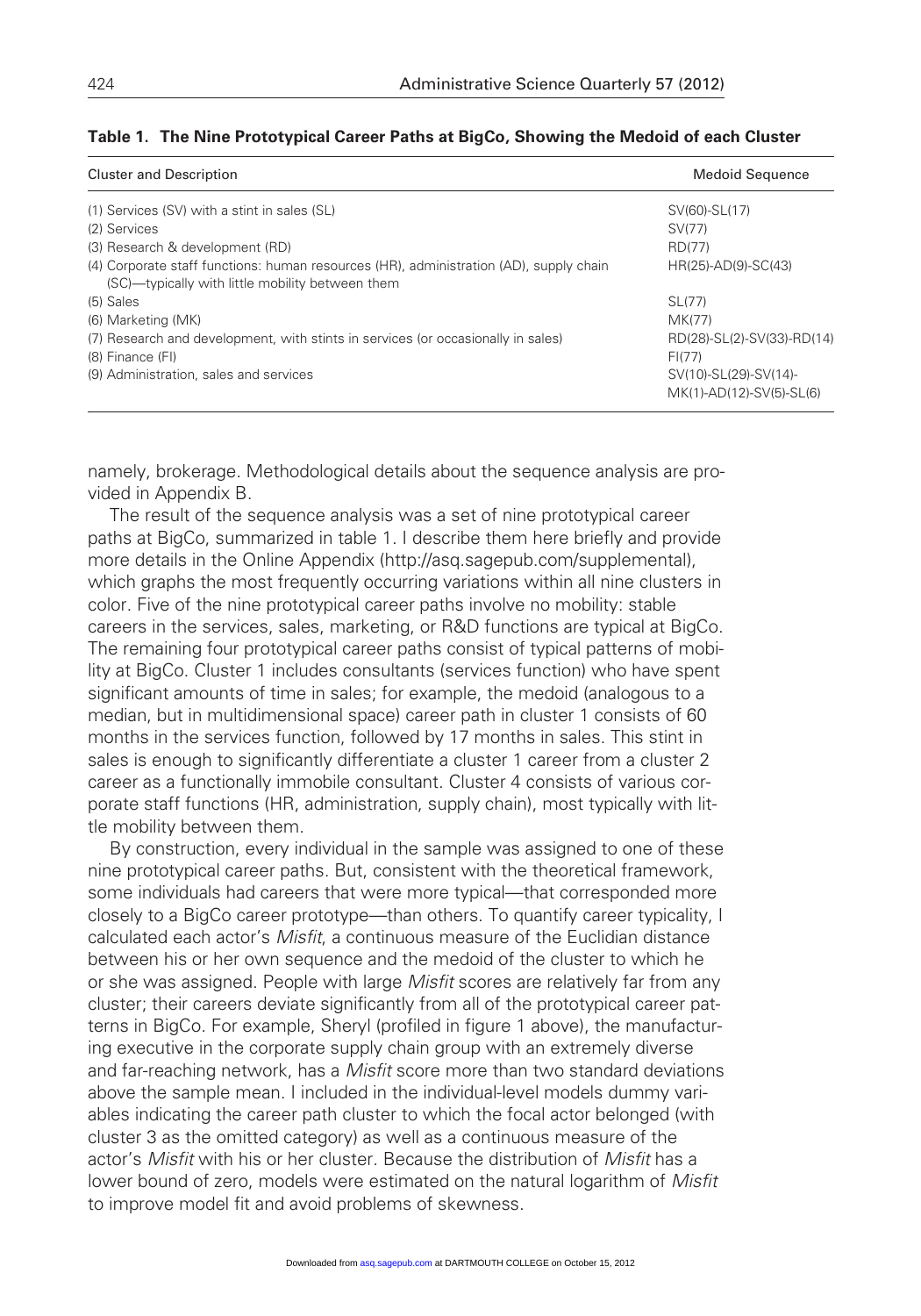**Table 1. The Nine Prototypical Career Paths at BigCo, Showing the Medoid of each Cluster**

| Cluster and Description | Medoid Sequence |
|---|---|
| (1) Services (SV) with a stint in sales (SL) | SV(60)-SL(17) |
| (2) Services | SV(77) |
| (3) Research & development (RD) | RD(77) |
| (4) Corporate staff functions: human resources (HR), administration (AD), supply chain (SC)—typically with little mobility between them | HR(25)-AD(9)-SC(43) |
| (5) Sales | SL(77) |
| (6) Marketing (MK) | MK(77) |
| (7) Research and development, with stints in services (or occasionally in sales) | RD(28)-SL(2)-SV(33)-RD(14) |
| (8) Finance (FI) | FI(77) |
| (9) Administration, sales and services | SV(10)-SL(29)-SV(14)-MK(1)-AD(12)-SV(5)-SL(6) |

namely, brokerage. Methodological details about the sequence analysis are provided in Appendix B.

The result of the sequence analysis was a set of nine prototypical career paths at BigCo, summarized in table 1. I describe them here briefly and provide more details in the Online Appendix (http://asq.sagepub.com/supplemental), which graphs the most frequently occurring variations within all nine clusters in color. Five of the nine prototypical career paths involve no mobility: stable careers in the services, sales, marketing, or R&D functions are typical at BigCo. The remaining four prototypical career paths consist of typical patterns of mobility at BigCo. Cluster 1 includes consultants (services function) who have spent significant amounts of time in sales; for example, the medoid (analogous to a median, but in multidimensional space) career path in cluster 1 consists of 60 months in the services function, followed by 17 months in sales. This stint in sales is enough to significantly differentiate a cluster 1 career from a cluster 2 career as a functionally immobile consultant. Cluster 4 consists of various corporate staff functions (HR, administration, supply chain), most typically with little mobility between them.

By construction, every individual in the sample was assigned to one of these nine prototypical career paths. But, consistent with the theoretical framework, some individuals had careers that were more typical—that corresponded more closely to a BigCo career prototype—than others. To quantify career typicality, I calculated each actor's *Misfit*, a continuous measure of the Euclidian distance between his or her own sequence and the medoid of the cluster to which he or she was assigned. People with large *Misfit* scores are relatively far from any cluster; their careers deviate significantly from all of the prototypical career patterns in BigCo. For example, Sheryl (profiled in figure 1 above), the manufacturing executive in the corporate supply chain group with an extremely diverse and far-reaching network, has a *Misfit* score more than two standard deviations above the sample mean. I included in the individual-level models dummy variables indicating the career path cluster to which the focal actor belonged (with cluster 3 as the omitted category) as well as a continuous measure of the actor's *Misfit* with his or her cluster. Because the distribution of *Misfit* has a lower bound of zero, models were estimated on the natural logarithm of *Misfit* to improve model fit and avoid problems of skewness.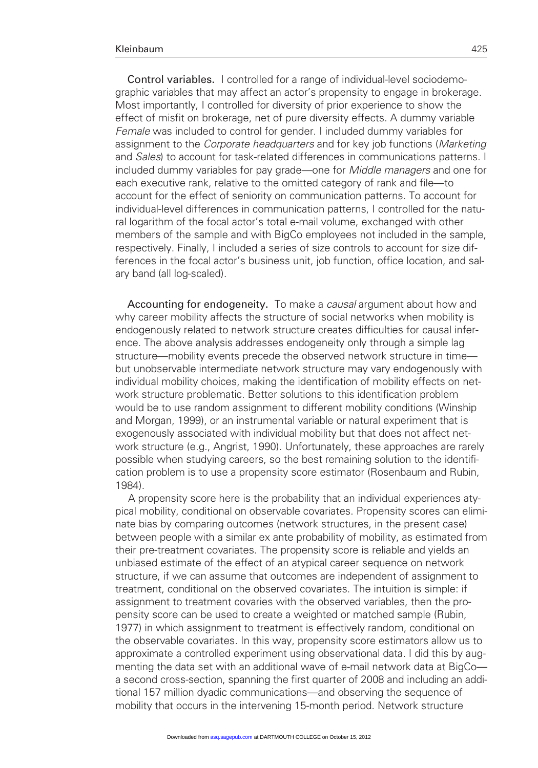**Control variables.** I controlled for a range of individual-level sociodemographic variables that may affect an actor's propensity to engage in brokerage. Most importantly, I controlled for diversity of prior experience to show the effect of misfit on brokerage, net of pure diversity effects. A dummy variable *Female* was included to control for gender. I included dummy variables for assignment to the *Corporate headquarters* and for key job functions (*Marketing* and *Sales*) to account for task-related differences in communications patterns. I included dummy variables for pay grade—one for *Middle managers* and one for each executive rank, relative to the omitted category of rank and file—to account for the effect of seniority on communication patterns. To account for individual-level differences in communication patterns, I controlled for the natural logarithm of the focal actor's total e-mail volume, exchanged with other members of the sample and with BigCo employees not included in the sample, respectively. Finally, I included a series of size controls to account for size differences in the focal actor's business unit, job function, office location, and salary band (all log-scaled).

**Accounting for endogeneity.** To make a *causal* argument about how and why career mobility affects the structure of social networks when mobility is endogenously related to network structure creates difficulties for causal inference. The above analysis addresses endogeneity only through a simple lag structure—mobility events precede the observed network structure in time—but unobservable intermediate network structure may vary endogenously with individual mobility choices, making the identification of mobility effects on network structure problematic. Better solutions to this identification problem would be to use random assignment to different mobility conditions (Winship and Morgan, 1999), or an instrumental variable or natural experiment that is exogenously associated with individual mobility but that does not affect network structure (e.g., Angrist, 1990). Unfortunately, these approaches are rarely possible when studying careers, so the best remaining solution to the identification problem is to use a propensity score estimator (Rosenbaum and Rubin, 1984).

A propensity score here is the probability that an individual experiences atypical mobility, conditional on observable covariates. Propensity scores can eliminate bias by comparing outcomes (network structures, in the present case) between people with a similar ex ante probability of mobility, as estimated from their pre-treatment covariates. The propensity score is reliable and yields an unbiased estimate of the effect of an atypical career sequence on network structure, if we can assume that outcomes are independent of assignment to treatment, conditional on the observed covariates. The intuition is simple: if assignment to treatment covaries with the observed variables, then the propensity score can be used to create a weighted or matched sample (Rubin, 1977) in which assignment to treatment is effectively random, conditional on the observable covariates. In this way, propensity score estimators allow us to approximate a controlled experiment using observational data. I did this by augmenting the data set with an additional wave of e-mail network data at BigCo—a second cross-section, spanning the first quarter of 2008 and including an additional 157 million dyadic communications—and observing the sequence of mobility that occurs in the intervening 15-month period. Network structure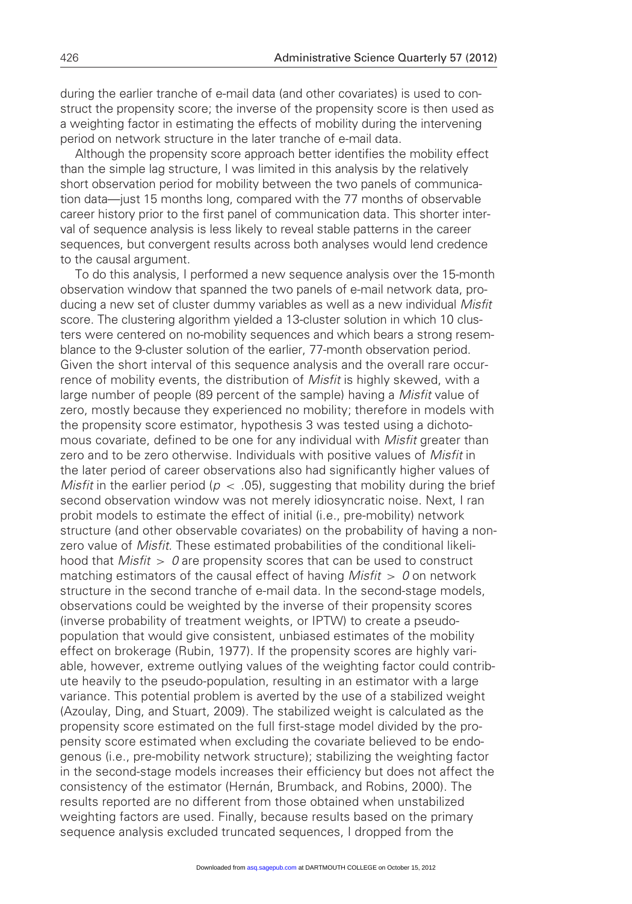during the earlier tranche of e-mail data (and other covariates) is used to construct the propensity score; the inverse of the propensity score is then used as a weighting factor in estimating the effects of mobility during the intervening period on network structure in the later tranche of e-mail data.

Although the propensity score approach better identifies the mobility effect than the simple lag structure, I was limited in this analysis by the relatively short observation period for mobility between the two panels of communication data—just 15 months long, compared with the 77 months of observable career history prior to the first panel of communication data. This shorter interval of sequence analysis is less likely to reveal stable patterns in the career sequences, but convergent results across both analyses would lend credence to the causal argument.

To do this analysis, I performed a new sequence analysis over the 15-month observation window that spanned the two panels of e-mail network data, producing a new set of cluster dummy variables as well as a new individual *Misfit* score. The clustering algorithm yielded a 13-cluster solution in which 10 clusters were centered on no-mobility sequences and which bears a strong resemblance to the 9-cluster solution of the earlier, 77-month observation period. Given the short interval of this sequence analysis and the overall rare occurrence of mobility events, the distribution of *Misfit* is highly skewed, with a large number of people (89 percent of the sample) having a *Misfit* value of zero, mostly because they experienced no mobility; therefore in models with the propensity score estimator, hypothesis 3 was tested using a dichotomous covariate, defined to be one for any individual with *Misfit* greater than zero and to be zero otherwise. Individuals with positive values of *Misfit* in the later period of career observations also had significantly higher values of *Misfit* in the earlier period ($p < .05$), suggesting that mobility during the brief second observation window was not merely idiosyncratic noise. Next, I ran probit models to estimate the effect of initial (i.e., pre-mobility) network structure (and other observable covariates) on the probability of having a nonzero value of *Misfit*. These estimated probabilities of the conditional likelihood that $Misfit > 0$ are propensity scores that can be used to construct matching estimators of the causal effect of having $Misfit > 0$ on network structure in the second tranche of e-mail data. In the second-stage models, observations could be weighted by the inverse of their propensity scores (inverse probability of treatment weights, or IPTW) to create a pseudo-population that would give consistent, unbiased estimates of the mobility effect on brokerage (Rubin, 1977). If the propensity scores are highly variable, however, extreme outlying values of the weighting factor could contribute heavily to the pseudo-population, resulting in an estimator with a large variance. This potential problem is averted by the use of a stabilized weight (Azoulay, Ding, and Stuart, 2009). The stabilized weight is calculated as the propensity score estimated on the full first-stage model divided by the propensity score estimated when excluding the covariate believed to be endogenous (i.e., pre-mobility network structure); stabilizing the weighting factor in the second-stage models increases their efficiency but does not affect the consistency of the estimator (Hernán, Brumback, and Robins, 2000). The results reported are no different from those obtained when unstabilized weighting factors are used. Finally, because results based on the primary sequence analysis excluded truncated sequences, I dropped from the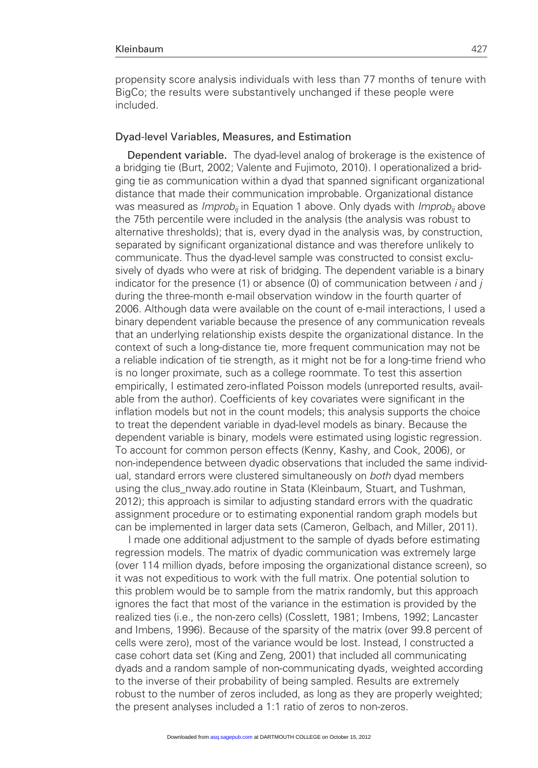propensity score analysis individuals with less than 77 months of tenure with BigCo; the results were substantively unchanged if these people were included.

### Dyad-level Variables, Measures, and Estimation

**Dependent variable.** The dyad-level analog of brokerage is the existence of a bridging tie (Burt, 2002; Valente and Fujimoto, 2010). I operationalized a bridging tie as communication within a dyad that spanned significant organizational distance that made their communication improbable. Organizational distance was measured as $Improb_{ij}$ in Equation 1 above. Only dyads with $Improb_{ij}$ above the 75th percentile were included in the analysis (the analysis was robust to alternative thresholds); that is, every dyad in the analysis was, by construction, separated by significant organizational distance and was therefore unlikely to communicate. Thus the dyad-level sample was constructed to consist exclusively of dyads who were at risk of bridging. The dependent variable is a binary indicator for the presence (1) or absence (0) of communication between $i$ and $j$ during the three-month e-mail observation window in the fourth quarter of 2006. Although data were available on the count of e-mail interactions, I used a binary dependent variable because the presence of any communication reveals that an underlying relationship exists despite the organizational distance. In the context of such a long-distance tie, more frequent communication may not be a reliable indication of tie strength, as it might not be for a long-time friend who is no longer proximate, such as a college roommate. To test this assertion empirically, I estimated zero-inflated Poisson models (unreported results, available from the author). Coefficients of key covariates were significant in the inflation models but not in the count models; this analysis supports the choice to treat the dependent variable in dyad-level models as binary. Because the dependent variable is binary, models were estimated using logistic regression. To account for common person effects (Kenny, Kashy, and Cook, 2006), or non-independence between dyadic observations that included the same individual, standard errors were clustered simultaneously on *both* dyad members using the clus_nway.ado routine in Stata (Kleinbaum, Stuart, and Tushman, 2012); this approach is similar to adjusting standard errors with the quadratic assignment procedure or to estimating exponential random graph models but can be implemented in larger data sets (Cameron, Gelbach, and Miller, 2011).

I made one additional adjustment to the sample of dyads before estimating regression models. The matrix of dyadic communication was extremely large (over 114 million dyads, before imposing the organizational distance screen), so it was not expeditious to work with the full matrix. One potential solution to this problem would be to sample from the matrix randomly, but this approach ignores the fact that most of the variance in the estimation is provided by the realized ties (i.e., the non-zero cells) (Cosslett, 1981; Imbens, 1992; Lancaster and Imbens, 1996). Because of the sparsity of the matrix (over 99.8 percent of cells were zero), most of the variance would be lost. Instead, I constructed a case cohort data set (King and Zeng, 2001) that included all communicating dyads and a random sample of non-communicating dyads, weighted according to the inverse of their probability of being sampled. Results are extremely robust to the number of zeros included, as long as they are properly weighted; the present analyses included a 1:1 ratio of zeros to non-zeros.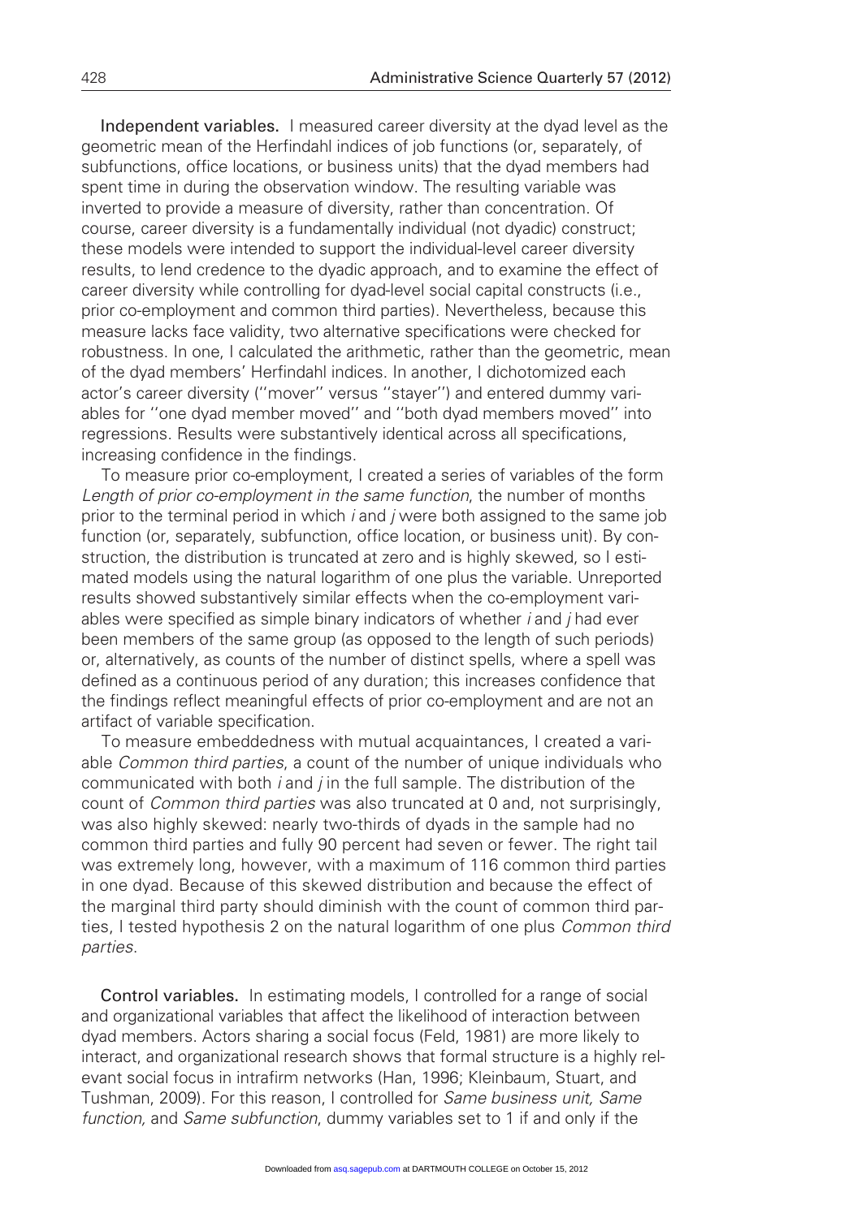**Independent variables.** I measured career diversity at the dyad level as the geometric mean of the Herfindahl indices of job functions (or, separately, of subfunctions, office locations, or business units) that the dyad members had spent time in during the observation window. The resulting variable was inverted to provide a measure of diversity, rather than concentration. Of course, career diversity is a fundamentally individual (not dyadic) construct; these models were intended to support the individual-level career diversity results, to lend credence to the dyadic approach, and to examine the effect of career diversity while controlling for dyad-level social capital constructs (i.e., prior co-employment and common third parties). Nevertheless, because this measure lacks face validity, two alternative specifications were checked for robustness. In one, I calculated the arithmetic, rather than the geometric, mean of the dyad members' Herfindahl indices. In another, I dichotomized each actor's career diversity (''mover'' versus ''stayer'') and entered dummy variables for ''one dyad member moved'' and ''both dyad members moved'' into regressions. Results were substantively identical across all specifications, increasing confidence in the findings.

To measure prior co-employment, I created a series of variables of the form *Length of prior co-employment in the same function*, the number of months prior to the terminal period in which *i* and *j* were both assigned to the same job function (or, separately, subfunction, office location, or business unit). By construction, the distribution is truncated at zero and is highly skewed, so I estimated models using the natural logarithm of one plus the variable. Unreported results showed substantively similar effects when the co-employment variables were specified as simple binary indicators of whether *i* and *j* had ever been members of the same group (as opposed to the length of such periods) or, alternatively, as counts of the number of distinct spells, where a spell was defined as a continuous period of any duration; this increases confidence that the findings reflect meaningful effects of prior co-employment and are not an artifact of variable specification.

To measure embeddedness with mutual acquaintances, I created a variable *Common third parties*, a count of the number of unique individuals who communicated with both *i* and *j* in the full sample. The distribution of the count of *Common third parties* was also truncated at 0 and, not surprisingly, was also highly skewed: nearly two-thirds of dyads in the sample had no common third parties and fully 90 percent had seven or fewer. The right tail was extremely long, however, with a maximum of 116 common third parties in one dyad. Because of this skewed distribution and because the effect of the marginal third party should diminish with the count of common third parties, I tested hypothesis 2 on the natural logarithm of one plus *Common third parties*.

**Control variables.** In estimating models, I controlled for a range of social and organizational variables that affect the likelihood of interaction between dyad members. Actors sharing a social focus (Feld, 1981) are more likely to interact, and organizational research shows that formal structure is a highly relevant social focus in intrafirm networks (Han, 1996; Kleinbaum, Stuart, and Tushman, 2009). For this reason, I controlled for *Same business unit, Same function,* and *Same subfunction*, dummy variables set to 1 if and only if the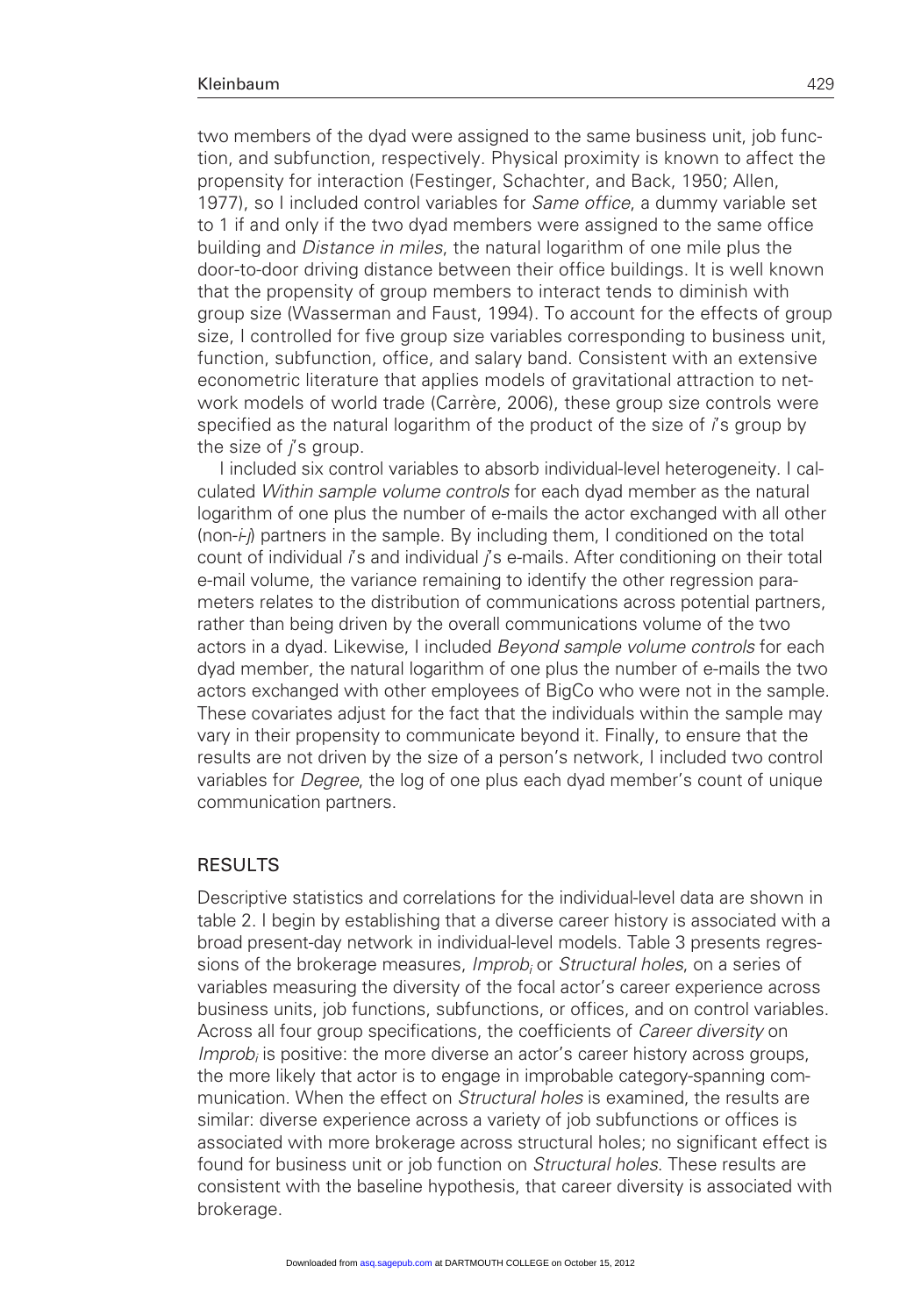two members of the dyad were assigned to the same business unit, job function, and subfunction, respectively. Physical proximity is known to affect the propensity for interaction (Festinger, Schachter, and Back, 1950; Allen, 1977), so I included control variables for *Same office*, a dummy variable set to 1 if and only if the two dyad members were assigned to the same office building and *Distance in miles*, the natural logarithm of one mile plus the door-to-door driving distance between their office buildings. It is well known that the propensity of group members to interact tends to diminish with group size (Wasserman and Faust, 1994). To account for the effects of group size, I controlled for five group size variables corresponding to business unit, function, subfunction, office, and salary band. Consistent with an extensive econometric literature that applies models of gravitational attraction to network models of world trade (Carrère, 2006), these group size controls were specified as the natural logarithm of the product of the size of $i$'s group by the size of $j$'s group.

I included six control variables to absorb individual-level heterogeneity. I calculated *Within sample volume controls* for each dyad member as the natural logarithm of one plus the number of e-mails the actor exchanged with all other (non-$i$-$j$) partners in the sample. By including them, I conditioned on the total count of individual $i$'s and individual $j$'s e-mails. After conditioning on their total e-mail volume, the variance remaining to identify the other regression parameters relates to the distribution of communications across potential partners, rather than being driven by the overall communications volume of the two actors in a dyad. Likewise, I included *Beyond sample volume controls* for each dyad member, the natural logarithm of one plus the number of e-mails the two actors exchanged with other employees of BigCo who were not in the sample. These covariates adjust for the fact that the individuals within the sample may vary in their propensity to communicate beyond it. Finally, to ensure that the results are not driven by the size of a person's network, I included two control variables for *Degree*, the log of one plus each dyad member's count of unique communication partners.

## RESULTS

Descriptive statistics and correlations for the individual-level data are shown in table 2. I begin by establishing that a diverse career history is associated with a broad present-day network in individual-level models. Table 3 presents regressions of the brokerage measures, $Improb_i$ or *Structural holes*, on a series of variables measuring the diversity of the focal actor's career experience across business units, job functions, subfunctions, or offices, and on control variables. Across all four group specifications, the coefficients of *Career diversity* on $Improb_i$ is positive: the more diverse an actor's career history across groups, the more likely that actor is to engage in improbable category-spanning communication. When the effect on *Structural holes* is examined, the results are similar: diverse experience across a variety of job subfunctions or offices is associated with more brokerage across structural holes; no significant effect is found for business unit or job function on *Structural holes*. These results are consistent with the baseline hypothesis, that career diversity is associated with brokerage.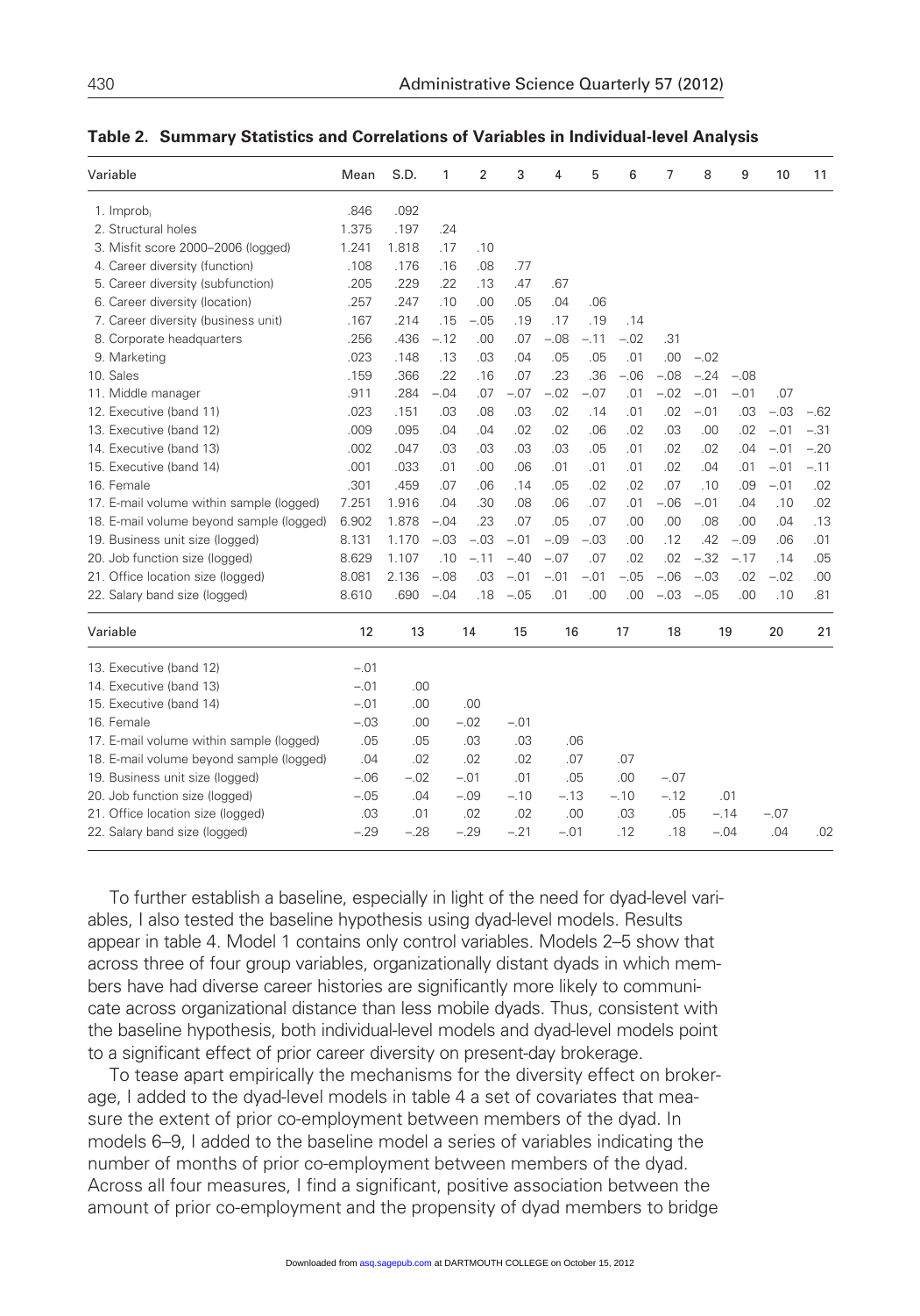**Table 2. Summary Statistics and Correlations of Variables in Individual-level Analysis**

| Variable | Mean | S.D. | 1 | 2 | 3 | 4 | 5 | 6 | 7 | 8 | 9 | 10 | 11 |
|---|---|---|---|---|---|---|---|---|---|---|---|---|---|
| 1. Improb$_i$ | .846 | .092 | | | | | | | | | | | |
| 2. Structural holes | 1.375 | .197 | .24 | | | | | | | | | | |
| 3. Misfit score 2000–2006 (logged) | 1.241 | 1.818 | .17 | .10 | | | | | | | | | |
| 4. Career diversity (function) | .108 | .176 | .16 | .08 | .77 | | | | | | | | |
| 5. Career diversity (subfunction) | .205 | .229 | .22 | .13 | .47 | .67 | | | | | | | |
| 6. Career diversity (location) | .257 | .247 | .10 | .00 | .05 | .04 | .06 | | | | | | |
| 7. Career diversity (business unit) | .167 | .214 | .15 | −.05 | .19 | .17 | .19 | .14 | | | | | |
| 8. Corporate headquarters | .256 | .436 | −.12 | .00 | .07 | −.08 | −.11 | −.02 | .31 | | | | |
| 9. Marketing | .023 | .148 | .13 | .03 | .04 | .05 | .05 | .01 | .00 | −.02 | | | |
| 10. Sales | .159 | .366 | .22 | .16 | .07 | .23 | .36 | −.06 | −.08 | −.24 | −.08 | | |
| 11. Middle manager | .911 | .284 | −.04 | .07 | −.07 | −.02 | −.07 | .01 | −.02 | −.01 | −.01 | .07 | |
| 12. Executive (band 11) | .023 | .151 | .03 | .08 | .03 | .02 | .14 | .01 | .02 | −.01 | .03 | −.03 | −.62 |
| 13. Executive (band 12) | .009 | .095 | .04 | .04 | .02 | .02 | .06 | .02 | .03 | .00 | .02 | −.01 | −.31 |
| 14. Executive (band 13) | .002 | .047 | .03 | .03 | .03 | .03 | .05 | .01 | .02 | .02 | .04 | −.01 | −.20 |
| 15. Executive (band 14) | .001 | .033 | .01 | .00 | .06 | .01 | .01 | .01 | .02 | .04 | .01 | −.01 | −.11 |
| 16. Female | .301 | .459 | .07 | .06 | .14 | .05 | .02 | .02 | .07 | .10 | .09 | −.01 | .02 |
| 17. E-mail volume within sample (logged) | 7.251 | 1.916 | .04 | .30 | .08 | .06 | .07 | .01 | −.06 | −.01 | .04 | .10 | .02 |
| 18. E-mail volume beyond sample (logged) | 6.902 | 1.878 | −.04 | .23 | .07 | .05 | .07 | .00 | .00 | .08 | .00 | .04 | .13 |
| 19. Business unit size (logged) | 8.131 | 1.170 | −.03 | −.03 | −.01 | −.09 | −.03 | .00 | .12 | .42 | −.09 | .06 | .01 |
| 20. Job function size (logged) | 8.629 | 1.107 | .10 | −.11 | −.40 | −.07 | .07 | .02 | .02 | −.32 | −.17 | .14 | .05 |
| 21. Office location size (logged) | 8.081 | 2.136 | −.08 | .03 | −.01 | −.01 | −.01 | −.05 | −.06 | −.03 | .02 | −.02 | .00 |
| 22. Salary band size (logged) | 8.610 | .690 | −.04 | .18 | −.05 | .01 | .00 | .00 | −.03 | −.05 | .00 | .10 | .81 |

| Variable | 12 | 13 | 14 | 15 | 16 | 17 | 18 | 19 | 20 | 21 |
|---|---|---|---|---|---|---|---|---|---|---|
| 13. Executive (band 12) | −.01 | | | | | | | | | |
| 14. Executive (band 13) | −.01 | .00 | | | | | | | | |
| 15. Executive (band 14) | −.01 | .00 | .00 | | | | | | | |
| 16. Female | −.03 | .00 | −.02 | −.01 | | | | | | |
| 17. E-mail volume within sample (logged) | .05 | .05 | .03 | .03 | .06 | | | | | |
| 18. E-mail volume beyond sample (logged) | .04 | .02 | .02 | .02 | .07 | .07 | | | | |
| 19. Business unit size (logged) | −.06 | −.02 | −.01 | .01 | .05 | .00 | −.07 | | | |
| 20. Job function size (logged) | −.05 | .04 | −.09 | −.10 | −.13 | −.10 | −.12 | .01 | | |
| 21. Office location size (logged) | .03 | .01 | .02 | .02 | .00 | .03 | .05 | −.14 | −.07 | |
| 22. Salary band size (logged) | −.29 | −.28 | −.29 | −.21 | −.01 | .12 | .18 | −.04 | .04 | .02 |

To further establish a baseline, especially in light of the need for dyad-level variables, I also tested the baseline hypothesis using dyad-level models. Results appear in table 4. Model 1 contains only control variables. Models 2–5 show that across three of four group variables, organizationally distant dyads in which members have had diverse career histories are significantly more likely to communicate across organizational distance than less mobile dyads. Thus, consistent with the baseline hypothesis, both individual-level models and dyad-level models point to a significant effect of prior career diversity on present-day brokerage.

To tease apart empirically the mechanisms for the diversity effect on brokerage, I added to the dyad-level models in table 4 a set of covariates that measure the extent of prior co-employment between members of the dyad. In models 6–9, I added to the baseline model a series of variables indicating the number of months of prior co-employment between members of the dyad. Across all four measures, I find a significant, positive association between the amount of prior co-employment and the propensity of dyad members to bridge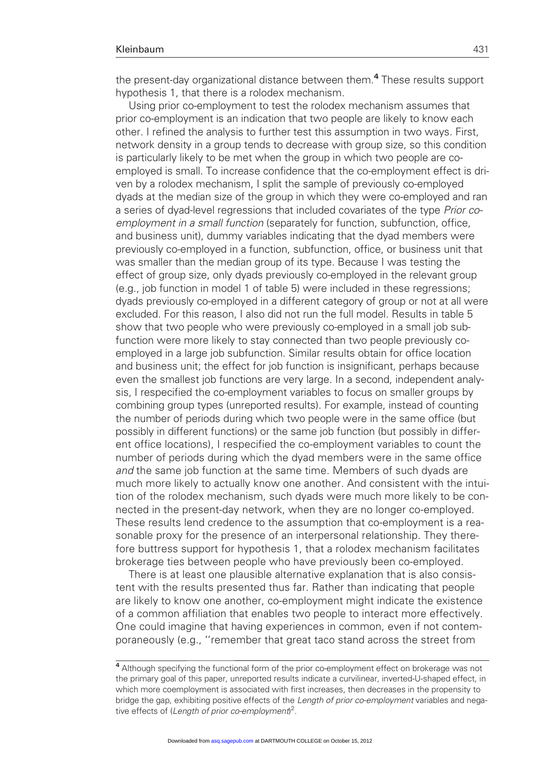the present-day organizational distance between them.[4] These results support hypothesis 1, that there is a rolodex mechanism.

Using prior co-employment to test the rolodex mechanism assumes that prior co-employment is an indication that two people are likely to know each other. I refined the analysis to further test this assumption in two ways. First, network density in a group tends to decrease with group size, so this condition is particularly likely to be met when the group in which two people are co-employed is small. To increase confidence that the co-employment effect is driven by a rolodex mechanism, I split the sample of previously co-employed dyads at the median size of the group in which they were co-employed and ran a series of dyad-level regressions that included covariates of the type *Prior co-employment in a small function* (separately for function, subfunction, office, and business unit), dummy variables indicating that the dyad members were previously co-employed in a function, subfunction, office, or business unit that was smaller than the median group of its type. Because I was testing the effect of group size, only dyads previously co-employed in the relevant group (e.g., job function in model 1 of table 5) were included in these regressions; dyads previously co-employed in a different category of group or not at all were excluded. For this reason, I also did not run the full model. Results in table 5 show that two people who were previously co-employed in a small job subfunction were more likely to stay connected than two people previously co-employed in a large job subfunction. Similar results obtain for office location and business unit; the effect for job function is insignificant, perhaps because even the smallest job functions are very large. In a second, independent analysis, I respecified the co-employment variables to focus on smaller groups by combining group types (unreported results). For example, instead of counting the number of periods during which two people were in the same office (but possibly in different functions) or the same job function (but possibly in different office locations), I respecified the co-employment variables to count the number of periods during which the dyad members were in the same office *and* the same job function at the same time. Members of such dyads are much more likely to actually know one another. And consistent with the intuition of the rolodex mechanism, such dyads were much more likely to be connected in the present-day network, when they are no longer co-employed. These results lend credence to the assumption that co-employment is a reasonable proxy for the presence of an interpersonal relationship. They therefore buttress support for hypothesis 1, that a rolodex mechanism facilitates brokerage ties between people who have previously been co-employed.

There is at least one plausible alternative explanation that is also consistent with the results presented thus far. Rather than indicating that people are likely to know one another, co-employment might indicate the existence of a common affiliation that enables two people to interact more effectively. One could imagine that having experiences in common, even if not contemporaneously (e.g., "remember that great taco stand across the street from

[4] Although specifying the functional form of the prior co-employment effect on brokerage was not the primary goal of this paper, unreported results indicate a curvilinear, inverted-U-shaped effect, in which more coemployment is associated with first increases, then decreases in the propensity to bridge the gap, exhibiting positive effects of the *Length of prior co-employment* variables and negative effects of (*Length of prior co-employment*)$^2$.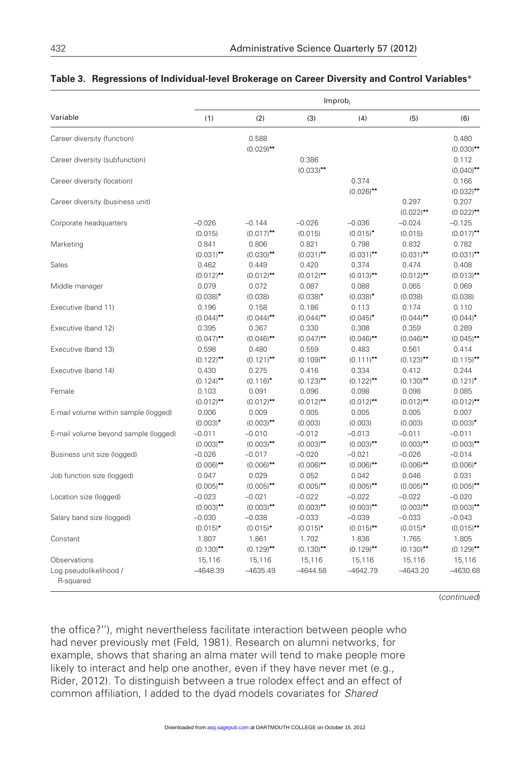**Table 3. Regressions of Individual-level Brokerage on Career Diversity and Control Variables***

| Variable | Improb$_i$ | | | | | |
|---|---|---|---|---|---|---|
| | (1) | (2) | (3) | (4) | (5) | (6) |
| Career diversity (function) | | 0.588 | | | | 0.480 |
| | | (0.029)•• | | | | (0.030)•• |
| Career diversity (subfunction) | | | 0.386 | | | 0.112 |
| | | | (0.033)•• | | | (0.040)•• |
| Career diversity (location) | | | | 0.374 | | 0.166 |
| | | | | (0.026)•• | | (0.032)•• |
| Career diversity (business unit) | | | | | 0.297 | 0.207 |
| | | | | | (0.022)•• | (0.022)•• |
| Corporate headquarters | −0.026 | −0.144 | −0.026 | −0.036 | −0.024 | −0.125 |
| | (0.015) | (0.017)•• | (0.015) | (0.015)• | (0.015) | (0.017)•• |
| Marketing | 0.841 | 0.806 | 0.821 | 0.798 | 0.832 | 0.782 |
| | (0.031)•• | (0.030)•• | (0.031)•• | (0.031)•• | (0.031)•• | (0.031)•• |
| Sales | 0.462 | 0.449 | 0.420 | 0.374 | 0.474 | 0.408 |
| | (0.012)•• | (0.012)•• | (0.012)•• | (0.013)•• | (0.012)•• | (0.013)•• |
| Middle manager | 0.079 | 0.072 | 0.087 | 0.088 | 0.065 | 0.069 |
| | (0.038)• | (0.038) | (0.038)• | (0.038)• | (0.038) | (0.038) |
| Executive (band 11) | 0.196 | 0.158 | 0.186 | 0.113 | 0.174 | 0.110 |
| | (0.044)•• | (0.044)•• | (0.044)•• | (0.045)• | (0.044)•• | (0.044)• |
| Executive (band 12) | 0.395 | 0.367 | 0.330 | 0.308 | 0.359 | 0.289 |
| | (0.047)•• | (0.046)•• | (0.047)•• | (0.046)•• | (0.046)•• | (0.045)•• |
| Executive (band 13) | 0.598 | 0.480 | 0.559 | 0.483 | 0.561 | 0.414 |
| | (0.122)•• | (0.121)•• | (0.109)•• | (0.111)•• | (0.123)•• | (0.115)•• |
| Executive (band 14) | 0.430 | 0.275 | 0.416 | 0.334 | 0.412 | 0.244 |
| | (0.124)•• | (0.116)• | (0.123)•• | (0.122)•• | (0.130)•• | (0.121)• |
| Female | 0.103 | 0.091 | 0.096 | 0.098 | 0.098 | 0.085 |
| | (0.012)•• | (0.012)•• | (0.012)•• | (0.012)•• | (0.012)•• | (0.012)•• |
| E-mail volume within sample (logged) | 0.006 | 0.009 | 0.005 | 0.005 | 0.005 | 0.007 |
| | (0.003)• | (0.003)•• | (0.003) | (0.003) | (0.003) | (0.003)• |
| E-mail volume beyond sample (logged) | −0.011 | −0.010 | −0.012 | −0.013 | −0.011 | −0.011 |
| | (0.003)•• | (0.003)•• | (0.003)•• | (0.003)•• | (0.003)•• | (0.003)•• |
| Business unit size (logged) | −0.026 | −0.017 | −0.020 | −0.021 | −0.026 | −0.014 |
| | (0.006)•• | (0.006)•• | (0.006)•• | (0.006)•• | (0.006)•• | (0.006)• |
| Job function size (logged) | 0.047 | 0.029 | 0.052 | 0.042 | 0.046 | 0.031 |
| | (0.005)•• | (0.005)•• | (0.005)•• | (0.005)•• | (0.005)•• | (0.005)•• |
| Location size (logged) | −0.023 | −0.021 | −0.022 | −0.022 | −0.022 | −0.020 |
| | (0.003)•• | (0.003)•• | (0.003)•• | (0.003)•• | (0.003)•• | (0.003)•• |
| Salary band size (logged) | −0.030 | −0.038 | −0.033 | −0.039 | −0.033 | −0.043 |
| | (0.015)• | (0.015)• | (0.015)• | (0.015)•• | (0.015)• | (0.015)•• |
| Constant | 1.807 | 1.861 | 1.702 | 1.836 | 1.765 | 1.805 |
| | (0.130)•• | (0.129)•• | (0.130)•• | (0.129)•• | (0.130)•• | (0.129)•• |
| Observations | 15,116 | 15,116 | 15,116 | 15,116 | 15,116 | 15,116 |
| Log pseudolikelihood / R-squared | −4648.39 | −4635.49 | −4644.58 | −4642.79 | −4643.20 | −4630.68 |

(*continued*)

the office?''), might nevertheless facilitate interaction between people who had never previously met (Feld, 1981). Research on alumni networks, for example, shows that sharing an alma mater will tend to make people more likely to interact and help one another, even if they have never met (e.g., Rider, 2012). To distinguish between a true rolodex effect and an effect of common affiliation, I added to the dyad models covariates for *Shared*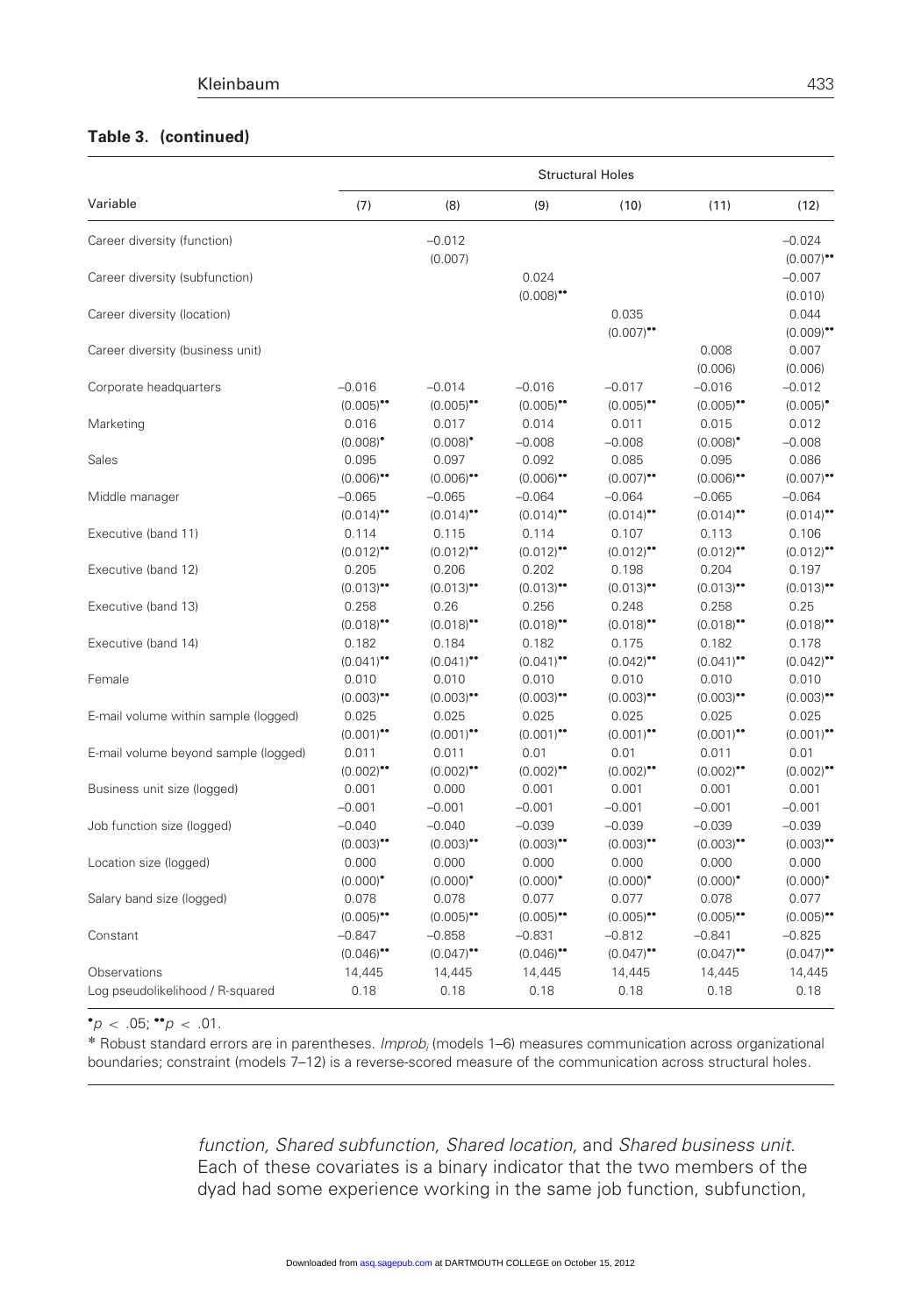**Table 3. (continued)**

| Variable | Structural Holes | | | | | |
|---|---|---|---|---|---|---|
| | (7) | (8) | (9) | (10) | (11) | (12) |
| Career diversity (function) | | −0.012 | | | | −0.024 |
| | | (0.007) | | | | (0.007)•• |
| Career diversity (subfunction) | | | 0.024 | | | −0.007 |
| | | | (0.008)•• | | | (0.010) |
| Career diversity (location) | | | | 0.035 | | 0.044 |
| | | | | (0.007)•• | | (0.009)•• |
| Career diversity (business unit) | | | | | 0.008 | 0.007 |
| | | | | | (0.006) | (0.006) |
| Corporate headquarters | −0.016 | −0.014 | −0.016 | −0.017 | −0.016 | −0.012 |
| | (0.005)•• | (0.005)•• | (0.005)•• | (0.005)•• | (0.005)•• | (0.005)• |
| Marketing | 0.016 | 0.017 | 0.014 | 0.011 | 0.015 | 0.012 |
| | (0.008)• | (0.008)• | −0.008 | −0.008 | (0.008)• | −0.008 |
| Sales | 0.095 | 0.097 | 0.092 | 0.085 | 0.095 | 0.086 |
| | (0.006)•• | (0.006)•• | (0.006)•• | (0.007)•• | (0.006)•• | (0.007)•• |
| Middle manager | −0.065 | −0.065 | −0.064 | −0.064 | −0.065 | −0.064 |
| | (0.014)•• | (0.014)•• | (0.014)•• | (0.014)•• | (0.014)•• | (0.014)•• |
| Executive (band 11) | 0.114 | 0.115 | 0.114 | 0.107 | 0.113 | 0.106 |
| | (0.012)•• | (0.012)•• | (0.012)•• | (0.012)•• | (0.012)•• | (0.012)•• |
| Executive (band 12) | 0.205 | 0.206 | 0.202 | 0.198 | 0.204 | 0.197 |
| | (0.013)•• | (0.013)•• | (0.013)•• | (0.013)•• | (0.013)•• | (0.013)•• |
| Executive (band 13) | 0.258 | 0.26 | 0.256 | 0.248 | 0.258 | 0.25 |
| | (0.018)•• | (0.018)•• | (0.018)•• | (0.018)•• | (0.018)•• | (0.018)•• |
| Executive (band 14) | 0.182 | 0.184 | 0.182 | 0.175 | 0.182 | 0.178 |
| | (0.041)•• | (0.041)•• | (0.041)•• | (0.042)•• | (0.041)•• | (0.042)•• |
| Female | 0.010 | 0.010 | 0.010 | 0.010 | 0.010 | 0.010 |
| | (0.003)•• | (0.003)•• | (0.003)•• | (0.003)•• | (0.003)•• | (0.003)•• |
| E-mail volume within sample (logged) | 0.025 | 0.025 | 0.025 | 0.025 | 0.025 | 0.025 |
| | (0.001)•• | (0.001)•• | (0.001)•• | (0.001)•• | (0.001)•• | (0.001)•• |
| E-mail volume beyond sample (logged) | 0.011 | 0.011 | 0.01 | 0.01 | 0.011 | 0.01 |
| | (0.002)•• | (0.002)•• | (0.002)•• | (0.002)•• | (0.002)•• | (0.002)•• |
| Business unit size (logged) | 0.001 | 0.000 | 0.001 | 0.001 | 0.001 | 0.001 |
| | −0.001 | −0.001 | −0.001 | −0.001 | −0.001 | −0.001 |
| Job function size (logged) | −0.040 | −0.040 | −0.039 | −0.039 | −0.039 | −0.039 |
| | (0.003)•• | (0.003)•• | (0.003)•• | (0.003)•• | (0.003)•• | (0.003)•• |
| Location size (logged) | 0.000 | 0.000 | 0.000 | 0.000 | 0.000 | 0.000 |
| | (0.000)• | (0.000)• | (0.000)• | (0.000)• | (0.000)• | (0.000)• |
| Salary band size (logged) | 0.078 | 0.078 | 0.077 | 0.077 | 0.078 | 0.077 |
| | (0.005)•• | (0.005)•• | (0.005)•• | (0.005)•• | (0.005)•• | (0.005)•• |
| Constant | −0.847 | −0.858 | −0.831 | −0.812 | −0.841 | −0.825 |
| | (0.046)•• | (0.047)•• | (0.046)•• | (0.047)•• | (0.047)•• | (0.047)•• |
| Observations | 14,445 | 14,445 | 14,445 | 14,445 | 14,445 | 14,445 |
| Log pseudolikelihood / R-squared | 0.18 | 0.18 | 0.18 | 0.18 | 0.18 | 0.18 |

•$p < .05$; ••$p < .01$.

* Robust standard errors are in parentheses. *Improb*$_i$ (models 1–6) measures communication across organizational boundaries; constraint (models 7–12) is a reverse-scored measure of the communication across structural holes.

*function, Shared subfunction, Shared location,* and *Shared business unit*. Each of these covariates is a binary indicator that the two members of the dyad had some experience working in the same job function, subfunction,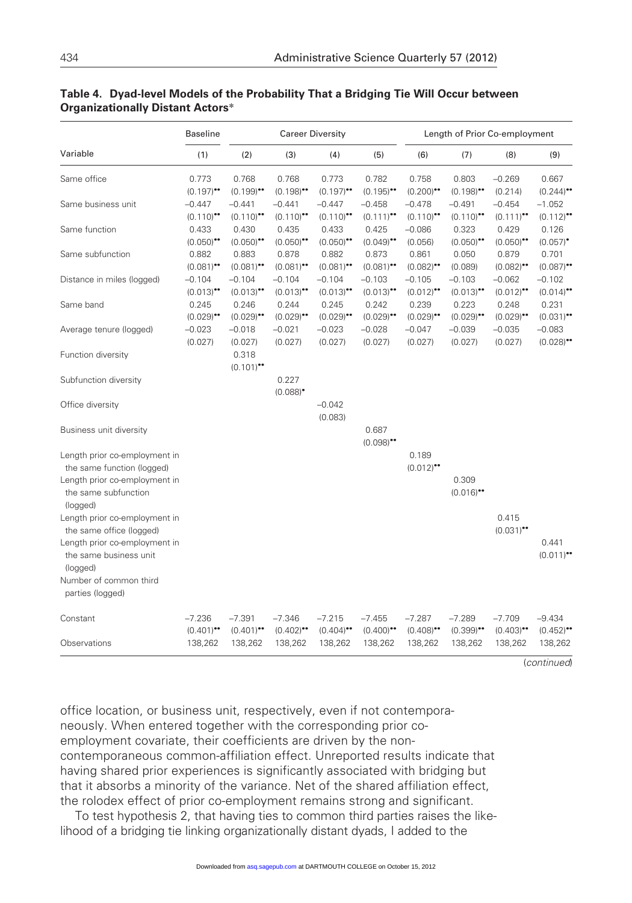**Table 4. Dyad-level Models of the Probability That a Bridging Tie Will Occur between Organizationally Distant Actors***

| Variable | Baseline (1) | Career Diversity (2) | (3) | (4) | (5) | Length of Prior Co-employment (6) | (7) | (8) | (9) |
|---|---|---|---|---|---|---|---|---|---|
| Same office | 0.773 (0.197)•• | 0.768 (0.199)•• | 0.768 (0.198)•• | 0.773 (0.197)•• | 0.782 (0.195)•• | 0.758 (0.200)•• | 0.803 (0.198)•• | −0.269 (0.214) | 0.667 (0.244)•• |
| Same business unit | −0.447 (0.110)•• | −0.441 (0.110)•• | −0.441 (0.110)•• | −0.447 (0.110)•• | −0.458 (0.111)•• | −0.478 (0.110)•• | −0.491 (0.110)•• | −0.454 (0.111)•• | −1.052 (0.112)•• |
| Same function | 0.433 (0.050)•• | 0.430 (0.050)•• | 0.435 (0.050)•• | 0.433 (0.050)•• | 0.425 (0.049)•• | −0.086 (0.056) | 0.323 (0.050)•• | 0.429 (0.050)•• | 0.126 (0.057)• |
| Same subfunction | 0.882 (0.081)•• | 0.883 (0.081)•• | 0.878 (0.081)•• | 0.882 (0.081)•• | 0.873 (0.081)•• | 0.861 (0.082)•• | 0.050 (0.089) | 0.879 (0.082)•• | 0.701 (0.087)•• |
| Distance in miles (logged) | −0.104 (0.013)•• | −0.104 (0.013)•• | −0.104 (0.013)•• | −0.104 (0.013)•• | −0.103 (0.013)•• | −0.105 (0.012)•• | −0.103 (0.013)•• | −0.062 (0.012)•• | −0.102 (0.014)•• |
| Same band | 0.245 (0.029)•• | 0.246 (0.029)•• | 0.244 (0.029)•• | 0.245 (0.029)•• | 0.242 (0.029)•• | 0.239 (0.029)•• | 0.223 (0.029)•• | 0.248 (0.029)•• | 0.231 (0.031)•• |
| Average tenure (logged) | −0.023 (0.027) | −0.018 (0.027) | −0.021 (0.027) | −0.023 (0.027) | −0.028 (0.027) | −0.047 (0.027) | −0.039 (0.027) | −0.035 (0.027) | −0.083 (0.028)•• |
| Function diversity | | 0.318 (0.101)•• | | | | | | | |
| Subfunction diversity | | | 0.227 (0.088)• | | | | | | |
| Office diversity | | | | −0.042 (0.083) | | | | | |
| Business unit diversity | | | | | 0.687 (0.098)•• | | | | |
| Length prior co-employment in the same function (logged) | | | | | | 0.189 (0.012)•• | | | |
| Length prior co-employment in the same subfunction (logged) | | | | | | | 0.309 (0.016)•• | | |
| Length prior co-employment in the same office (logged) | | | | | | | | 0.415 (0.031)•• | |
| Length prior co-employment in the same business unit (logged) | | | | | | | | | 0.441 (0.011)•• |
| Number of common third parties (logged) | | | | | | | | | |
| Constant | −7.236 (0.401)•• | −7.391 (0.401)•• | −7.346 (0.402)•• | −7.215 (0.404)•• | −7.455 (0.400)•• | −7.287 (0.408)•• | −7.289 (0.399)•• | −7.709 (0.403)•• | −9.434 (0.452)•• |
| Observations | 138,262 | 138,262 | 138,262 | 138,262 | 138,262 | 138,262 | 138,262 | 138,262 | 138,262 |

(*continued*)

office location, or business unit, respectively, even if not contemporaneously. When entered together with the corresponding prior co-employment covariate, their coefficients are driven by the non-contemporaneous common-affiliation effect. Unreported results indicate that having shared prior experiences is significantly associated with bridging but that it absorbs a minority of the variance. Net of the shared affiliation effect, the rolodex effect of prior co-employment remains strong and significant.

To test hypothesis 2, that having ties to common third parties raises the likelihood of a bridging tie linking organizationally distant dyads, I added to the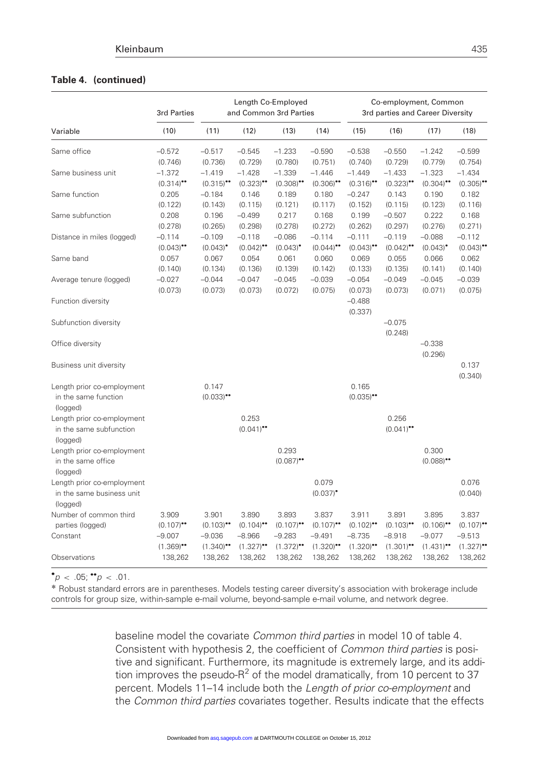**Table 4. (continued)**

| Variable | 3rd Parties (10) | Length Co-Employed and Common 3rd Parties (11) | (12) | (13) | (14) | Co-employment, Common 3rd parties and Career Diversity (15) | (16) | (17) | (18) |
|---|---|---|---|---|---|---|---|---|---|
| Same office | −0.572 | −0.517 | −0.545 | −1.233 | −0.590 | −0.538 | −0.550 | −1.242 | −0.599 |
| | (0.746) | (0.736) | (0.729) | (0.780) | (0.751) | (0.740) | (0.729) | (0.779) | (0.754) |
| Same business unit | −1.372 | −1.419 | −1.428 | −1.339 | −1.446 | −1.449 | −1.433 | −1.323 | −1.434 |
| | (0.314)•• | (0.315)•• | (0.323)•• | (0.308)•• | (0.306)•• | (0.316)•• | (0.323)•• | (0.304)•• | (0.305)•• |
| Same function | 0.205 | −0.184 | 0.146 | 0.189 | 0.180 | −0.247 | 0.143 | 0.190 | 0.182 |
| | (0.122) | (0.143) | (0.115) | (0.121) | (0.117) | (0.152) | (0.115) | (0.123) | (0.116) |
| Same subfunction | 0.208 | 0.196 | −0.499 | 0.217 | 0.168 | 0.199 | −0.507 | 0.222 | 0.168 |
| | (0.278) | (0.265) | (0.298) | (0.278) | (0.272) | (0.262) | (0.297) | (0.276) | (0.271) |
| Distance in miles (logged) | −0.114 | −0.109 | −0.118 | −0.086 | −0.114 | −0.111 | −0.119 | −0.088 | −0.112 |
| | (0.043)•• | (0.043)• | (0.042)•• | (0.043)• | (0.044)•• | (0.043)•• | (0.042)•• | (0.043)• | (0.043)•• |
| Same band | 0.057 | 0.067 | 0.054 | 0.061 | 0.060 | 0.069 | 0.055 | 0.066 | 0.062 |
| | (0.140) | (0.134) | (0.136) | (0.139) | (0.142) | (0.133) | (0.135) | (0.141) | (0.140) |
| Average tenure (logged) | −0.027 | −0.044 | −0.047 | −0.045 | −0.039 | −0.054 | −0.049 | −0.045 | −0.039 |
| | (0.073) | (0.073) | (0.073) | (0.072) | (0.075) | (0.073) | (0.073) | (0.071) | (0.075) |
| Function diversity | | | | | | −0.488 | | | |
| | | | | | | (0.337) | | | |
| Subfunction diversity | | | | | | | −0.075 | | |
| | | | | | | | (0.248) | | |
| Office diversity | | | | | | | | −0.338 | |
| | | | | | | | | (0.296) | |
| Business unit diversity | | | | | | | | | 0.137 |
| | | | | | | | | | (0.340) |
| Length prior co-employment in the same function (logged) | | 0.147 | | | | 0.165 | | | |
| | | (0.033)•• | | | | (0.035)•• | | | |
| Length prior co-employment in the same subfunction (logged) | | | 0.253 | | | | 0.256 | | |
| | | | (0.041)•• | | | | (0.041)•• | | |
| Length prior co-employment in the same office (logged) | | | | 0.293 | | | | 0.300 | |
| | | | | (0.087)•• | | | | (0.088)•• | |
| Length prior co-employment in the same business unit (logged) | | | | | 0.079 | | | | 0.076 |
| | | | | | (0.037)• | | | | (0.040) |
| Number of common third parties (logged) | 3.909 | 3.901 | 3.890 | 3.893 | 3.837 | 3.911 | 3.891 | 3.895 | 3.837 |
| | (0.107)•• | (0.103)•• | (0.104)•• | (0.107)•• | (0.107)•• | (0.102)•• | (0.103)•• | (0.106)•• | (0.107)•• |
| Constant | −9.007 | −9.036 | −8.966 | −9.283 | −9.491 | −8.735 | −8.918 | −9.077 | −9.513 |
| | (1.369)•• | (1.340)•• | (1.327)•• | (1.372)•• | (1.320)•• | (1.320)•• | (1.301)•• | (1.431)•• | (1.327)•• |
| Observations | 138,262 | 138,262 | 138,262 | 138,262 | 138,262 | 138,262 | 138,262 | 138,262 | 138,262 |

•$p < .05$; ••$p < .01$.

* Robust standard errors are in parentheses. Models testing career diversity's association with brokerage include controls for group size, within-sample e-mail volume, beyond-sample e-mail volume, and network degree.

baseline model the covariate *Common third parties* in model 10 of table 4. Consistent with hypothesis 2, the coefficient of *Common third parties* is positive and significant. Furthermore, its magnitude is extremely large, and its addition improves the pseudo-$R^2$ of the model dramatically, from 10 percent to 37 percent. Models 11–14 include both the *Length of prior co-employment* and the *Common third parties* covariates together. Results indicate that the effects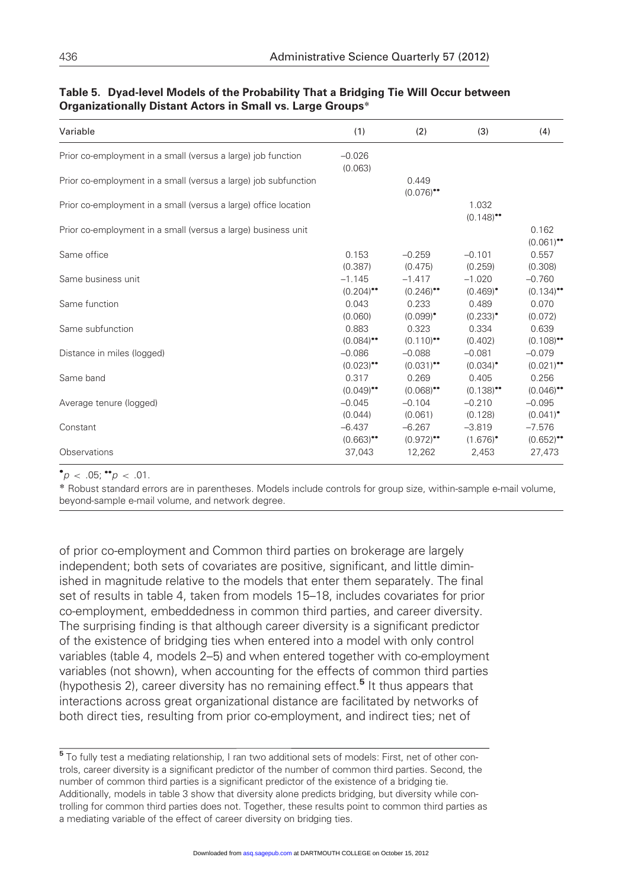**Table 5. Dyad-level Models of the Probability That a Bridging Tie Will Occur between Organizationally Distant Actors in Small vs. Large Groups***

| Variable | (1) | (2) | (3) | (4) |
|---|---|---|---|---|
| Prior co-employment in a small (versus a large) job function | −0.026 (0.063) | | | |
| Prior co-employment in a small (versus a large) job subfunction | | 0.449 (0.076)•• | | |
| Prior co-employment in a small (versus a large) office location | | | 1.032 (0.148)•• | |
| Prior co-employment in a small (versus a large) business unit | | | | 0.162 (0.061)•• |
| Same office | 0.153 (0.387) | −0.259 (0.475) | −0.101 (0.259) | 0.557 (0.308) |
| Same business unit | −1.145 (0.204)•• | −1.417 (0.246)•• | −1.020 (0.469)• | −0.760 (0.134)•• |
| Same function | 0.043 (0.060) | 0.233 (0.099)• | 0.489 (0.233)• | 0.070 (0.072) |
| Same subfunction | 0.883 (0.084)•• | 0.323 (0.110)•• | 0.334 (0.402) | 0.639 (0.108)•• |
| Distance in miles (logged) | −0.086 (0.023)•• | −0.088 (0.031)•• | −0.081 (0.034)• | −0.079 (0.021)•• |
| Same band | 0.317 (0.049)•• | 0.269 (0.068)•• | 0.405 (0.138)•• | 0.256 (0.046)•• |
| Average tenure (logged) | −0.045 (0.044) | −0.104 (0.061) | −0.210 (0.128) | −0.095 (0.041)• |
| Constant | −6.437 (0.663)•• | −6.267 (0.972)•• | −3.819 (1.676)• | −7.576 (0.652)•• |
| Observations | 37,043 | 12,262 | 2,453 | 27,473 |

•$p < .05$; ••$p < .01$.

* Robust standard errors are in parentheses. Models include controls for group size, within-sample e-mail volume, beyond-sample e-mail volume, and network degree.

of prior co-employment and Common third parties on brokerage are largely independent; both sets of covariates are positive, significant, and little diminished in magnitude relative to the models that enter them separately. The final set of results in table 4, taken from models 15–18, includes covariates for prior co-employment, embeddedness in common third parties, and career diversity. The surprising finding is that although career diversity is a significant predictor of the existence of bridging ties when entered into a model with only control variables (table 4, models 2–5) and when entered together with co-employment variables (not shown), when accounting for the effects of common third parties (hypothesis 2), career diversity has no remaining effect.[5] It thus appears that interactions across great organizational distance are facilitated by networks of both direct ties, resulting from prior co-employment, and indirect ties; net of

[5] To fully test a mediating relationship, I ran two additional sets of models: First, net of other controls, career diversity is a significant predictor of the number of common third parties. Second, the number of common third parties is a significant predictor of the existence of a bridging tie. Additionally, models in table 3 show that diversity alone predicts bridging, but diversity while controlling for common third parties does not. Together, these results point to common third parties as a mediating variable of the effect of career diversity on bridging ties.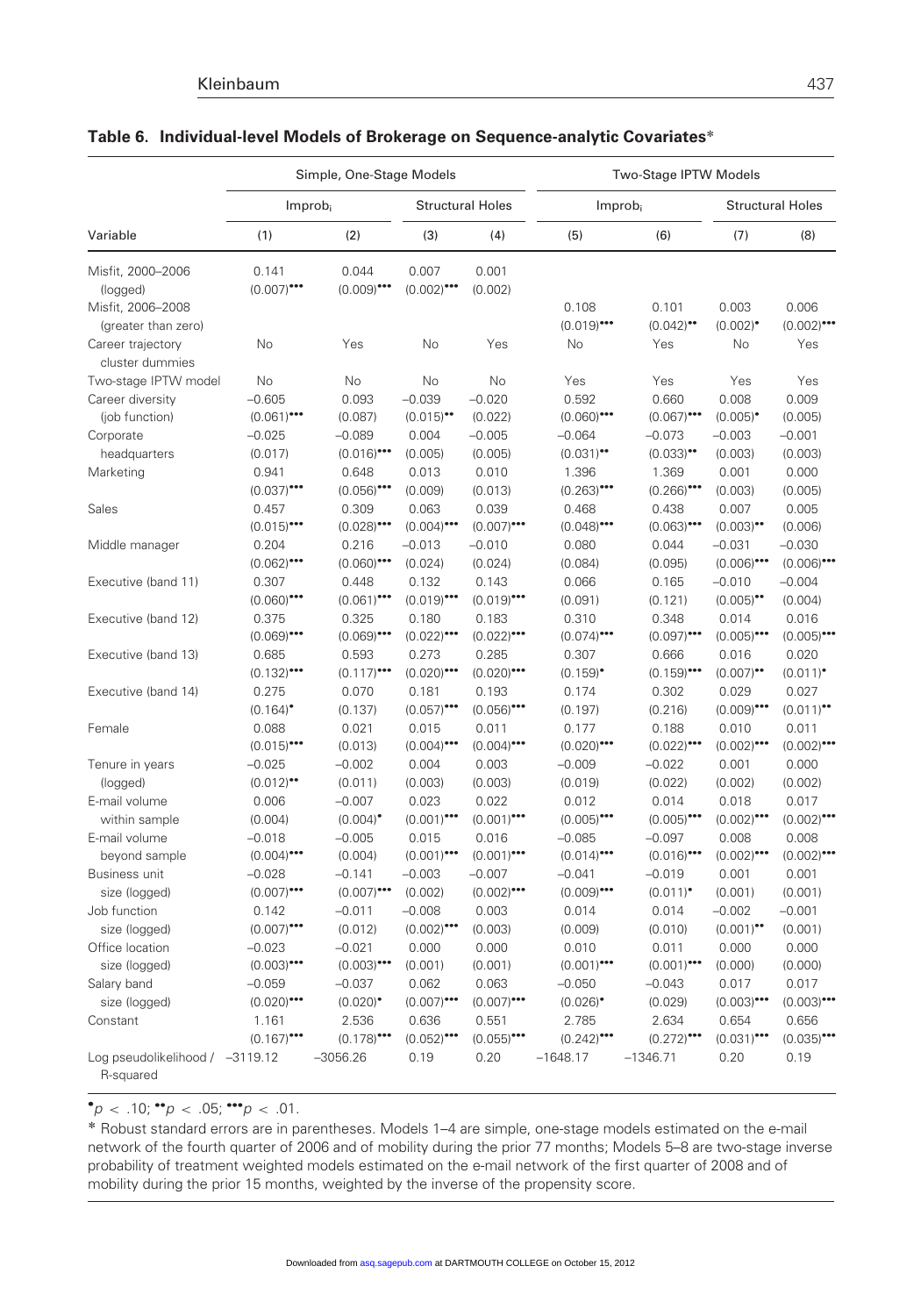## Table 6. Individual-level Models of Brokerage on Sequence-analytic Covariates*

| | Simple, One-Stage Models | | | | Two-Stage IPTW Models | | | |
|---|---|---|---|---|---|---|---|---|
| | $Improb_i$ | | Structural Holes | | $Improb_i$ | | Structural Holes | |
| Variable | (1) | (2) | (3) | (4) | (5) | (6) | (7) | (8) |
| Misfit, 2000–2006 (logged) | 0.141 (0.007)••• | 0.044 (0.009)••• | 0.007 (0.002)••• | 0.001 (0.002) | | | | |
| Misfit, 2006–2008 (greater than zero) | | | | | 0.108 (0.019)••• | 0.101 (0.042)•• | 0.003 (0.002)• | 0.006 (0.002)••• |
| Career trajectory cluster dummies | No | Yes | No | Yes | No | Yes | No | Yes |
| Two-stage IPTW model | No | No | No | No | Yes | Yes | Yes | Yes |
| Career diversity (job function) | −0.605 (0.061)••• | 0.093 (0.087) | −0.039 (0.015)•• | −0.020 (0.022) | 0.592 (0.060)••• | 0.660 (0.067)••• | 0.008 (0.005)• | 0.009 (0.005) |
| Corporate headquarters | −0.025 (0.017) | −0.089 (0.016)••• | 0.004 (0.005) | −0.005 (0.005) | −0.064 (0.031)•• | −0.073 (0.033)•• | −0.003 (0.003) | −0.001 (0.003) |
| Marketing | 0.941 (0.037)••• | 0.648 (0.056)••• | 0.013 (0.009) | 0.010 (0.013) | 1.396 (0.263)••• | 1.369 (0.266)••• | 0.001 (0.003) | 0.000 (0.005) |
| Sales | 0.457 (0.015)••• | 0.309 (0.028)••• | 0.063 (0.004)••• | 0.039 (0.007)••• | 0.468 (0.048)••• | 0.438 (0.063)••• | 0.007 (0.003)•• | 0.005 (0.006) |
| Middle manager | 0.204 (0.062)••• | 0.216 (0.060)••• | −0.013 (0.024) | −0.010 (0.024) | 0.080 (0.084) | 0.044 (0.095) | −0.031 (0.006)••• | −0.030 (0.006)••• |
| Executive (band 11) | 0.307 (0.060)••• | 0.448 (0.061)••• | 0.132 (0.019)••• | 0.143 (0.019)••• | 0.066 (0.091) | 0.165 (0.121) | −0.010 (0.005)•• | −0.004 (0.004) |
| Executive (band 12) | 0.375 (0.069)••• | 0.325 (0.069)••• | 0.180 (0.022)••• | 0.183 (0.022)••• | 0.310 (0.074)••• | 0.348 (0.097)••• | 0.014 (0.005)••• | 0.016 (0.005)••• |
| Executive (band 13) | 0.685 (0.132)••• | 0.593 (0.117)••• | 0.273 (0.020)••• | 0.285 (0.020)••• | 0.307 (0.159)• | 0.666 (0.159)••• | 0.016 (0.007)•• | 0.020 (0.011)• |
| Executive (band 14) | 0.275 (0.164)• | 0.070 (0.137) | 0.181 (0.057)••• | 0.193 (0.056)••• | 0.174 (0.197) | 0.302 (0.216) | 0.029 (0.009)••• | 0.027 (0.011)•• |
| Female | 0.088 (0.015)••• | 0.021 (0.013) | 0.015 (0.004)••• | 0.011 (0.004)••• | 0.177 (0.020)••• | 0.188 (0.022)••• | 0.010 (0.002)••• | 0.011 (0.002)••• |
| Tenure in years (logged) | −0.025 (0.012)•• | −0.002 (0.011) | 0.004 (0.003) | 0.003 (0.003) | −0.009 (0.019) | −0.022 (0.022) | 0.001 (0.002) | 0.000 (0.002) |
| E-mail volume within sample | 0.006 (0.004) | −0.007 (0.004)• | 0.023 (0.001)••• | 0.022 (0.001)••• | 0.012 (0.005)••• | 0.014 (0.005)••• | 0.018 (0.002)••• | 0.017 (0.002)••• |
| E-mail volume beyond sample | −0.018 (0.004)••• | −0.005 (0.004) | 0.015 (0.001)••• | 0.016 (0.001)••• | −0.085 (0.014)••• | −0.097 (0.016)••• | 0.008 (0.002)••• | 0.008 (0.002)••• |
| Business unit size (logged) | −0.028 (0.007)••• | −0.141 (0.007)••• | −0.003 (0.002) | −0.007 (0.002)••• | −0.041 (0.009)••• | −0.019 (0.011)• | 0.001 (0.001) | 0.001 (0.001) |
| Job function size (logged) | 0.142 (0.007)••• | −0.011 (0.012) | −0.008 (0.002)••• | 0.003 (0.003) | 0.014 (0.009) | 0.014 (0.010) | −0.002 (0.001)•• | −0.001 (0.001) |
| Office location size (logged) | −0.023 (0.003)••• | −0.021 (0.003)••• | 0.000 (0.001) | 0.000 (0.001) | 0.010 (0.001)••• | 0.011 (0.001)••• | 0.000 (0.000) | 0.000 (0.000) |
| Salary band size (logged) | −0.059 (0.020)••• | −0.037 (0.020)• | 0.062 (0.007)••• | 0.063 (0.007)••• | −0.050 (0.026)• | −0.043 (0.029) | 0.017 (0.003)••• | 0.017 (0.003)••• |
| Constant | 1.161 (0.167)••• | 2.536 (0.178)••• | 0.636 (0.052)••• | 0.551 (0.055)••• | 2.785 (0.242)••• | 2.634 (0.272)••• | 0.654 (0.031)••• | 0.656 (0.035)••• |
| Log pseudolikelihood / R-squared | −3119.12 | −3056.26 | 0.19 | 0.20 | −1648.17 | −1346.71 | 0.20 | 0.19 |

•$p < .10$; ••$p < .05$; •••$p < .01$.

* Robust standard errors are in parentheses. Models 1–4 are simple, one-stage models estimated on the e-mail network of the fourth quarter of 2006 and of mobility during the prior 77 months; Models 5–8 are two-stage inverse probability of treatment weighted models estimated on the e-mail network of the first quarter of 2008 and of mobility during the prior 15 months, weighted by the inverse of the propensity score.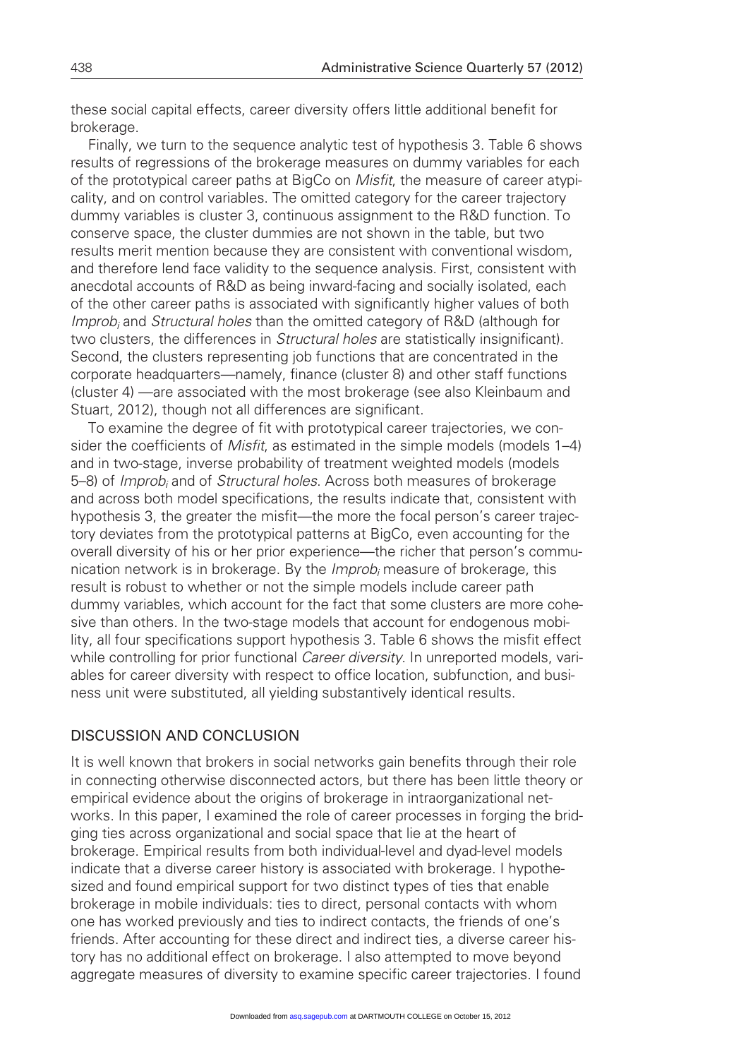these social capital effects, career diversity offers little additional benefit for brokerage.

Finally, we turn to the sequence analytic test of hypothesis 3. Table 6 shows results of regressions of the brokerage measures on dummy variables for each of the prototypical career paths at BigCo on *Misfit*, the measure of career atypicality, and on control variables. The omitted category for the career trajectory dummy variables is cluster 3, continuous assignment to the R&D function. To conserve space, the cluster dummies are not shown in the table, but two results merit mention because they are consistent with conventional wisdom, and therefore lend face validity to the sequence analysis. First, consistent with anecdotal accounts of R&D as being inward-facing and socially isolated, each of the other career paths is associated with significantly higher values of both $Improb_i$ and *Structural holes* than the omitted category of R&D (although for two clusters, the differences in *Structural holes* are statistically insignificant). Second, the clusters representing job functions that are concentrated in the corporate headquarters—namely, finance (cluster 8) and other staff functions (cluster 4) —are associated with the most brokerage (see also Kleinbaum and Stuart, 2012), though not all differences are significant.

To examine the degree of fit with prototypical career trajectories, we consider the coefficients of *Misfit*, as estimated in the simple models (models 1–4) and in two-stage, inverse probability of treatment weighted models (models 5–8) of $Improb_i$ and of *Structural holes*. Across both measures of brokerage and across both model specifications, the results indicate that, consistent with hypothesis 3, the greater the misfit—the more the focal person's career trajectory deviates from the prototypical patterns at BigCo, even accounting for the overall diversity of his or her prior experience—the richer that person's communication network is in brokerage. By the $Improb_i$ measure of brokerage, this result is robust to whether or not the simple models include career path dummy variables, which account for the fact that some clusters are more cohesive than others. In the two-stage models that account for endogenous mobility, all four specifications support hypothesis 3. Table 6 shows the misfit effect while controlling for prior functional *Career diversity*. In unreported models, variables for career diversity with respect to office location, subfunction, and business unit were substituted, all yielding substantively identical results.

## DISCUSSION AND CONCLUSION

It is well known that brokers in social networks gain benefits through their role in connecting otherwise disconnected actors, but there has been little theory or empirical evidence about the origins of brokerage in intraorganizational networks. In this paper, I examined the role of career processes in forging the bridging ties across organizational and social space that lie at the heart of brokerage. Empirical results from both individual-level and dyad-level models indicate that a diverse career history is associated with brokerage. I hypothesized and found empirical support for two distinct types of ties that enable brokerage in mobile individuals: ties to direct, personal contacts with whom one has worked previously and ties to indirect contacts, the friends of one's friends. After accounting for these direct and indirect ties, a diverse career history has no additional effect on brokerage. I also attempted to move beyond aggregate measures of diversity to examine specific career trajectories. I found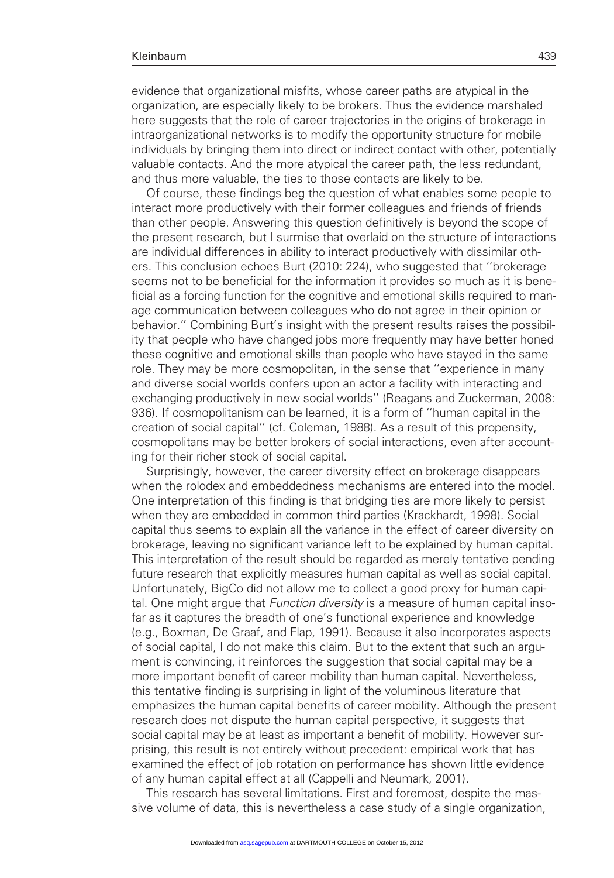evidence that organizational misfits, whose career paths are atypical in the organization, are especially likely to be brokers. Thus the evidence marshaled here suggests that the role of career trajectories in the origins of brokerage in intraorganizational networks is to modify the opportunity structure for mobile individuals by bringing them into direct or indirect contact with other, potentially valuable contacts. And the more atypical the career path, the less redundant, and thus more valuable, the ties to those contacts are likely to be.

Of course, these findings beg the question of what enables some people to interact more productively with their former colleagues and friends of friends than other people. Answering this question definitively is beyond the scope of the present research, but I surmise that overlaid on the structure of interactions are individual differences in ability to interact productively with dissimilar others. This conclusion echoes Burt (2010: 224), who suggested that ''brokerage seems not to be beneficial for the information it provides so much as it is beneficial as a forcing function for the cognitive and emotional skills required to manage communication between colleagues who do not agree in their opinion or behavior.'' Combining Burt's insight with the present results raises the possibility that people who have changed jobs more frequently may have better honed these cognitive and emotional skills than people who have stayed in the same role. They may be more cosmopolitan, in the sense that ''experience in many and diverse social worlds confers upon an actor a facility with interacting and exchanging productively in new social worlds'' (Reagans and Zuckerman, 2008: 936). If cosmopolitanism can be learned, it is a form of ''human capital in the creation of social capital'' (cf. Coleman, 1988). As a result of this propensity, cosmopolitans may be better brokers of social interactions, even after accounting for their richer stock of social capital.

Surprisingly, however, the career diversity effect on brokerage disappears when the rolodex and embeddedness mechanisms are entered into the model. One interpretation of this finding is that bridging ties are more likely to persist when they are embedded in common third parties (Krackhardt, 1998). Social capital thus seems to explain all the variance in the effect of career diversity on brokerage, leaving no significant variance left to be explained by human capital. This interpretation of the result should be regarded as merely tentative pending future research that explicitly measures human capital as well as social capital. Unfortunately, BigCo did not allow me to collect a good proxy for human capital. One might argue that *Function diversity* is a measure of human capital insofar as it captures the breadth of one's functional experience and knowledge (e.g., Boxman, De Graaf, and Flap, 1991). Because it also incorporates aspects of social capital, I do not make this claim. But to the extent that such an argument is convincing, it reinforces the suggestion that social capital may be a more important benefit of career mobility than human capital. Nevertheless, this tentative finding is surprising in light of the voluminous literature that emphasizes the human capital benefits of career mobility. Although the present research does not dispute the human capital perspective, it suggests that social capital may be at least as important a benefit of mobility. However surprising, this result is not entirely without precedent: empirical work that has examined the effect of job rotation on performance has shown little evidence of any human capital effect at all (Cappelli and Neumark, 2001).

This research has several limitations. First and foremost, despite the massive volume of data, this is nevertheless a case study of a single organization,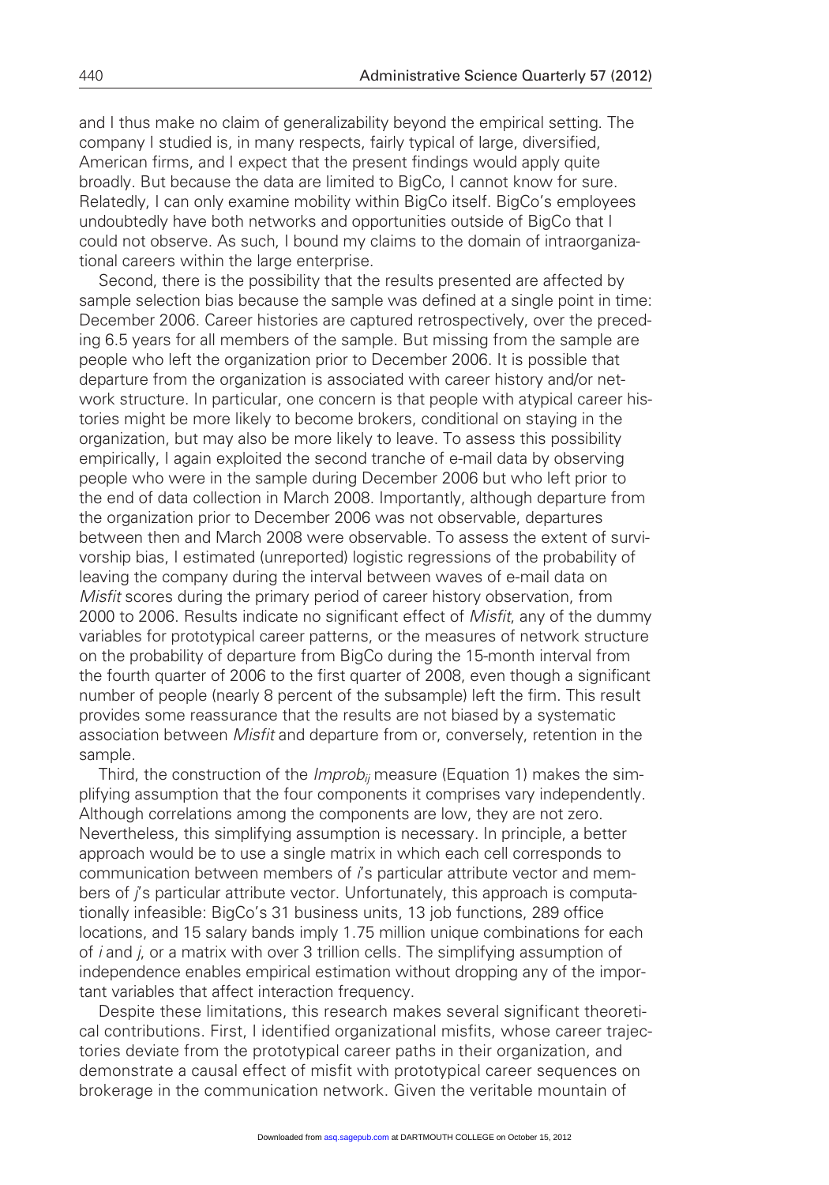and I thus make no claim of generalizability beyond the empirical setting. The company I studied is, in many respects, fairly typical of large, diversified, American firms, and I expect that the present findings would apply quite broadly. But because the data are limited to BigCo, I cannot know for sure. Relatedly, I can only examine mobility within BigCo itself. BigCo's employees undoubtedly have both networks and opportunities outside of BigCo that I could not observe. As such, I bound my claims to the domain of intraorganizational careers within the large enterprise.

Second, there is the possibility that the results presented are affected by sample selection bias because the sample was defined at a single point in time: December 2006. Career histories are captured retrospectively, over the preceding 6.5 years for all members of the sample. But missing from the sample are people who left the organization prior to December 2006. It is possible that departure from the organization is associated with career history and/or network structure. In particular, one concern is that people with atypical career histories might be more likely to become brokers, conditional on staying in the organization, but may also be more likely to leave. To assess this possibility empirically, I again exploited the second tranche of e-mail data by observing people who were in the sample during December 2006 but who left prior to the end of data collection in March 2008. Importantly, although departure from the organization prior to December 2006 was not observable, departures between then and March 2008 were observable. To assess the extent of survivorship bias, I estimated (unreported) logistic regressions of the probability of leaving the company during the interval between waves of e-mail data on *Misfit* scores during the primary period of career history observation, from 2000 to 2006. Results indicate no significant effect of *Misfit*, any of the dummy variables for prototypical career patterns, or the measures of network structure on the probability of departure from BigCo during the 15-month interval from the fourth quarter of 2006 to the first quarter of 2008, even though a significant number of people (nearly 8 percent of the subsample) left the firm. This result provides some reassurance that the results are not biased by a systematic association between *Misfit* and departure from or, conversely, retention in the sample.

Third, the construction of the $Improb_{ij}$ measure (Equation 1) makes the simplifying assumption that the four components it comprises vary independently. Although correlations among the components are low, they are not zero. Nevertheless, this simplifying assumption is necessary. In principle, a better approach would be to use a single matrix in which each cell corresponds to communication between members of $i$'s particular attribute vector and members of $j$'s particular attribute vector. Unfortunately, this approach is computationally infeasible: BigCo's 31 business units, 13 job functions, 289 office locations, and 15 salary bands imply 1.75 million unique combinations for each of $i$ and $j$, or a matrix with over 3 trillion cells. The simplifying assumption of independence enables empirical estimation without dropping any of the important variables that affect interaction frequency.

Despite these limitations, this research makes several significant theoretical contributions. First, I identified organizational misfits, whose career trajectories deviate from the prototypical career paths in their organization, and demonstrate a causal effect of misfit with prototypical career sequences on brokerage in the communication network. Given the veritable mountain of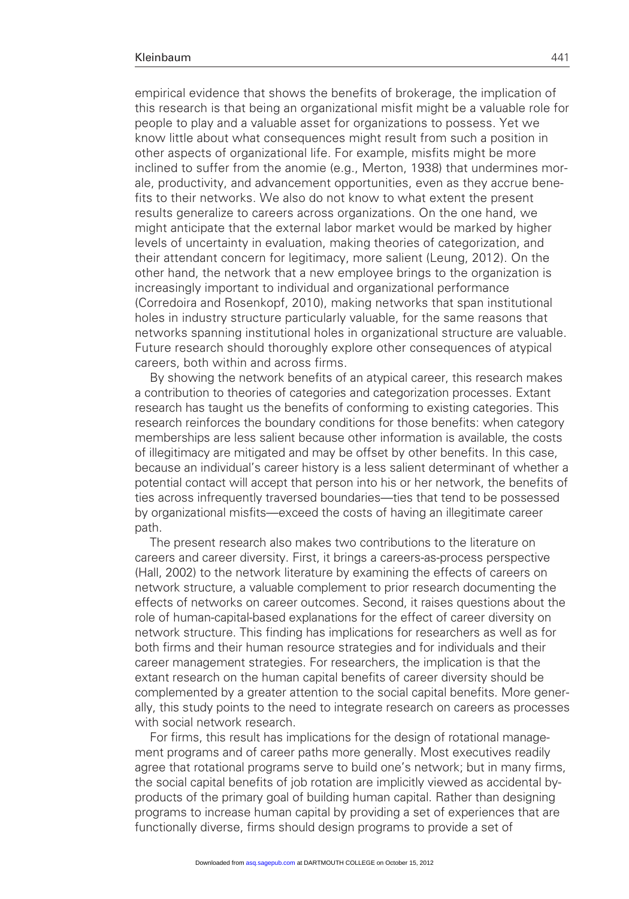empirical evidence that shows the benefits of brokerage, the implication of this research is that being an organizational misfit might be a valuable role for people to play and a valuable asset for organizations to possess. Yet we know little about what consequences might result from such a position in other aspects of organizational life. For example, misfits might be more inclined to suffer from the anomie (e.g., Merton, 1938) that undermines morale, productivity, and advancement opportunities, even as they accrue benefits to their networks. We also do not know to what extent the present results generalize to careers across organizations. On the one hand, we might anticipate that the external labor market would be marked by higher levels of uncertainty in evaluation, making theories of categorization, and their attendant concern for legitimacy, more salient (Leung, 2012). On the other hand, the network that a new employee brings to the organization is increasingly important to individual and organizational performance (Corredoira and Rosenkopf, 2010), making networks that span institutional holes in industry structure particularly valuable, for the same reasons that networks spanning institutional holes in organizational structure are valuable. Future research should thoroughly explore other consequences of atypical careers, both within and across firms.

By showing the network benefits of an atypical career, this research makes a contribution to theories of categories and categorization processes. Extant research has taught us the benefits of conforming to existing categories. This research reinforces the boundary conditions for those benefits: when category memberships are less salient because other information is available, the costs of illegitimacy are mitigated and may be offset by other benefits. In this case, because an individual's career history is a less salient determinant of whether a potential contact will accept that person into his or her network, the benefits of ties across infrequently traversed boundaries—ties that tend to be possessed by organizational misfits—exceed the costs of having an illegitimate career path.

The present research also makes two contributions to the literature on careers and career diversity. First, it brings a careers-as-process perspective (Hall, 2002) to the network literature by examining the effects of careers on network structure, a valuable complement to prior research documenting the effects of networks on career outcomes. Second, it raises questions about the role of human-capital-based explanations for the effect of career diversity on network structure. This finding has implications for researchers as well as for both firms and their human resource strategies and for individuals and their career management strategies. For researchers, the implication is that the extant research on the human capital benefits of career diversity should be complemented by a greater attention to the social capital benefits. More generally, this study points to the need to integrate research on careers as processes with social network research.

For firms, this result has implications for the design of rotational management programs and of career paths more generally. Most executives readily agree that rotational programs serve to build one's network; but in many firms, the social capital benefits of job rotation are implicitly viewed as accidental byproducts of the primary goal of building human capital. Rather than designing programs to increase human capital by providing a set of experiences that are functionally diverse, firms should design programs to provide a set of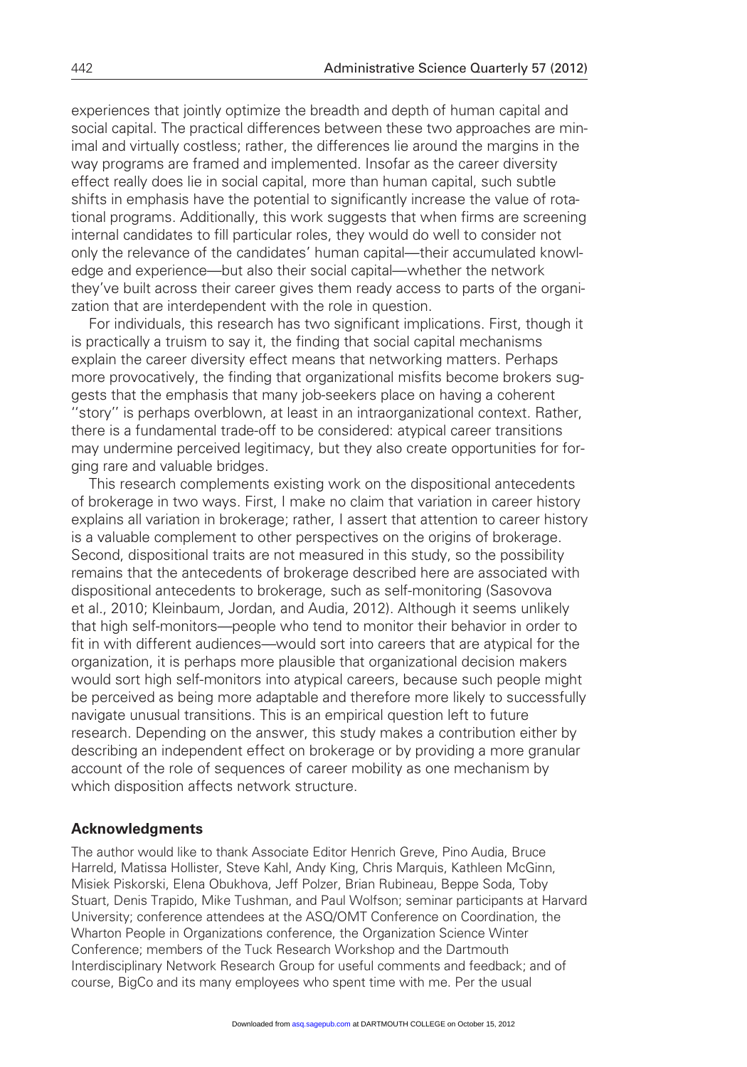experiences that jointly optimize the breadth and depth of human capital and social capital. The practical differences between these two approaches are minimal and virtually costless; rather, the differences lie around the margins in the way programs are framed and implemented. Insofar as the career diversity effect really does lie in social capital, more than human capital, such subtle shifts in emphasis have the potential to significantly increase the value of rotational programs. Additionally, this work suggests that when firms are screening internal candidates to fill particular roles, they would do well to consider not only the relevance of the candidates' human capital—their accumulated knowledge and experience—but also their social capital—whether the network they've built across their career gives them ready access to parts of the organization that are interdependent with the role in question.

For individuals, this research has two significant implications. First, though it is practically a truism to say it, the finding that social capital mechanisms explain the career diversity effect means that networking matters. Perhaps more provocatively, the finding that organizational misfits become brokers suggests that the emphasis that many job-seekers place on having a coherent ''story'' is perhaps overblown, at least in an intraorganizational context. Rather, there is a fundamental trade-off to be considered: atypical career transitions may undermine perceived legitimacy, but they also create opportunities for forging rare and valuable bridges.

This research complements existing work on the dispositional antecedents of brokerage in two ways. First, I make no claim that variation in career history explains all variation in brokerage; rather, I assert that attention to career history is a valuable complement to other perspectives on the origins of brokerage. Second, dispositional traits are not measured in this study, so the possibility remains that the antecedents of brokerage described here are associated with dispositional antecedents to brokerage, such as self-monitoring (Sasovova et al., 2010; Kleinbaum, Jordan, and Audia, 2012). Although it seems unlikely that high self-monitors—people who tend to monitor their behavior in order to fit in with different audiences—would sort into careers that are atypical for the organization, it is perhaps more plausible that organizational decision makers would sort high self-monitors into atypical careers, because such people might be perceived as being more adaptable and therefore more likely to successfully navigate unusual transitions. This is an empirical question left to future research. Depending on the answer, this study makes a contribution either by describing an independent effect on brokerage or by providing a more granular account of the role of sequences of career mobility as one mechanism by which disposition affects network structure.

## Acknowledgments

The author would like to thank Associate Editor Henrich Greve, Pino Audia, Bruce Harreld, Matissa Hollister, Steve Kahl, Andy King, Chris Marquis, Kathleen McGinn, Misiek Piskorski, Elena Obukhova, Jeff Polzer, Brian Rubineau, Beppe Soda, Toby Stuart, Denis Trapido, Mike Tushman, and Paul Wolfson; seminar participants at Harvard University; conference attendees at the ASQ/OMT Conference on Coordination, the Wharton People in Organizations conference, the Organization Science Winter Conference; members of the Tuck Research Workshop and the Dartmouth Interdisciplinary Network Research Group for useful comments and feedback; and of course, BigCo and its many employees who spent time with me. Per the usual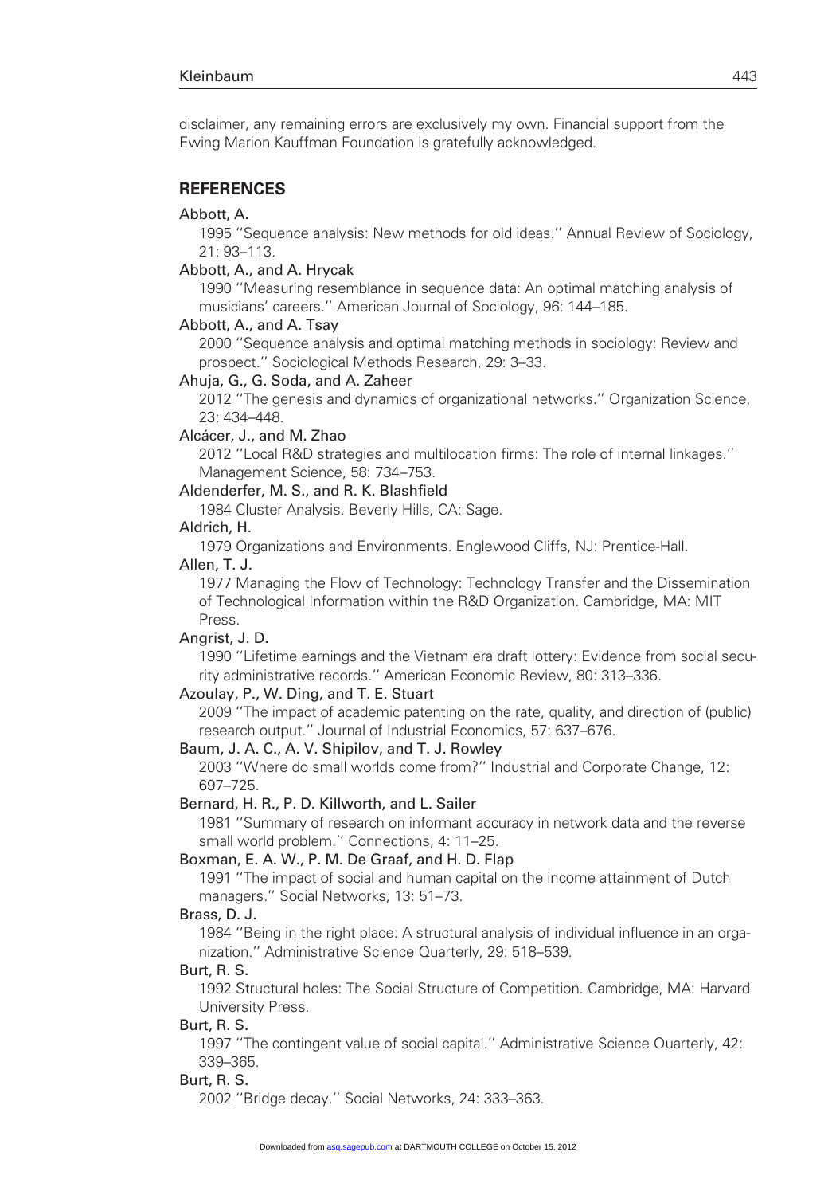disclaimer, any remaining errors are exclusively my own. Financial support from the Ewing Marion Kauffman Foundation is gratefully acknowledged.

## REFERENCES

Abbott, A.
1995 ''Sequence analysis: New methods for old ideas.'' Annual Review of Sociology, 21: 93–113.

Abbott, A., and A. Hrycak
1990 ''Measuring resemblance in sequence data: An optimal matching analysis of musicians' careers.'' American Journal of Sociology, 96: 144–185.

Abbott, A., and A. Tsay
2000 ''Sequence analysis and optimal matching methods in sociology: Review and prospect.'' Sociological Methods Research, 29: 3–33.

Ahuja, G., G. Soda, and A. Zaheer
2012 ''The genesis and dynamics of organizational networks.'' Organization Science, 23: 434–448.

Alcácer, J., and M. Zhao
2012 ''Local R&D strategies and multilocation firms: The role of internal linkages.'' Management Science, 58: 734–753.

Aldenderfer, M. S., and R. K. Blashfield
1984 Cluster Analysis. Beverly Hills, CA: Sage.

Aldrich, H.
1979 Organizations and Environments. Englewood Cliffs, NJ: Prentice-Hall.

Allen, T. J.
1977 Managing the Flow of Technology: Technology Transfer and the Dissemination of Technological Information within the R&D Organization. Cambridge, MA: MIT Press.

Angrist, J. D.
1990 ''Lifetime earnings and the Vietnam era draft lottery: Evidence from social security administrative records.'' American Economic Review, 80: 313–336.

Azoulay, P., W. Ding, and T. E. Stuart
2009 ''The impact of academic patenting on the rate, quality, and direction of (public) research output.'' Journal of Industrial Economics, 57: 637–676.

Baum, J. A. C., A. V. Shipilov, and T. J. Rowley
2003 ''Where do small worlds come from?'' Industrial and Corporate Change, 12: 697–725.

Bernard, H. R., P. D. Killworth, and L. Sailer
1981 ''Summary of research on informant accuracy in network data and the reverse small world problem.'' Connections, 4: 11–25.

Boxman, E. A. W., P. M. De Graaf, and H. D. Flap
1991 ''The impact of social and human capital on the income attainment of Dutch managers.'' Social Networks, 13: 51–73.

Brass, D. J.
1984 ''Being in the right place: A structural analysis of individual influence in an organization.'' Administrative Science Quarterly, 29: 518–539.

Burt, R. S.
1992 Structural holes: The Social Structure of Competition. Cambridge, MA: Harvard University Press.

Burt, R. S.
1997 ''The contingent value of social capital.'' Administrative Science Quarterly, 42: 339–365.

Burt, R. S.
2002 ''Bridge decay.'' Social Networks, 24: 333–363.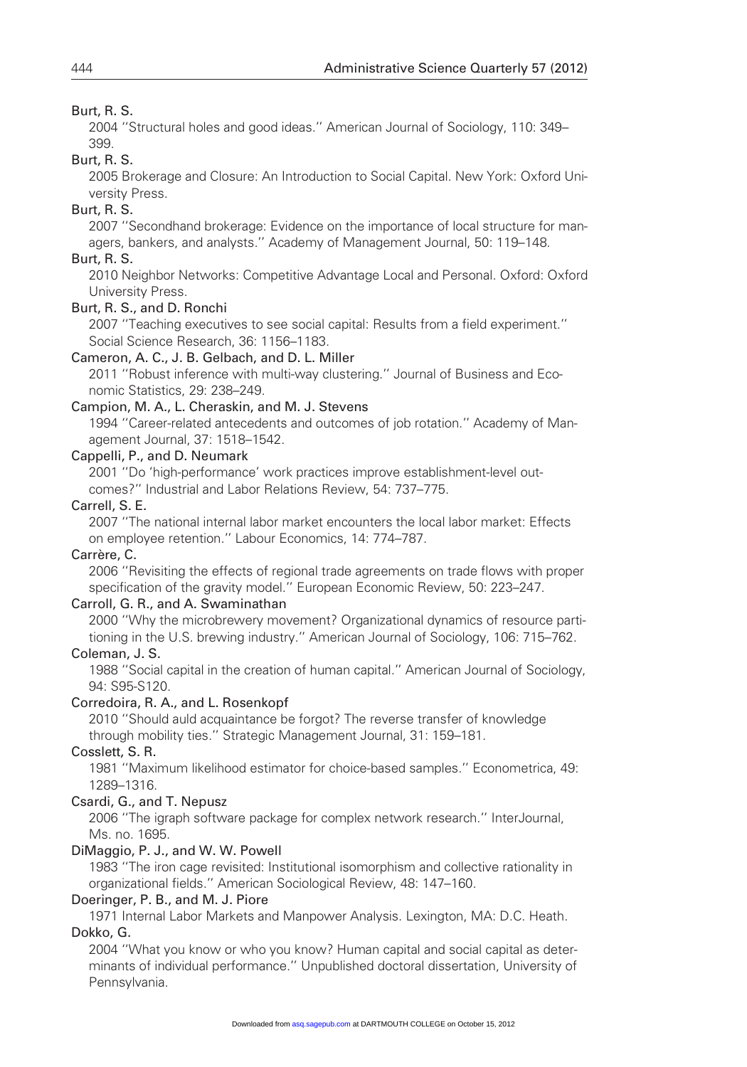Burt, R. S.

2004 ''Structural holes and good ideas.'' American Journal of Sociology, 110: 349–399.

Burt, R. S.

2005 Brokerage and Closure: An Introduction to Social Capital. New York: Oxford University Press.

Burt, R. S.

2007 ''Secondhand brokerage: Evidence on the importance of local structure for managers, bankers, and analysts.'' Academy of Management Journal, 50: 119–148.

Burt, R. S.

2010 Neighbor Networks: Competitive Advantage Local and Personal. Oxford: Oxford University Press.

Burt, R. S., and D. Ronchi

2007 ''Teaching executives to see social capital: Results from a field experiment.'' Social Science Research, 36: 1156–1183.

Cameron, A. C., J. B. Gelbach, and D. L. Miller

2011 ''Robust inference with multi-way clustering.'' Journal of Business and Economic Statistics, 29: 238–249.

Campion, M. A., L. Cheraskin, and M. J. Stevens

1994 ''Career-related antecedents and outcomes of job rotation.'' Academy of Management Journal, 37: 1518–1542.

Cappelli, P., and D. Neumark

2001 ''Do 'high-performance' work practices improve establishment-level outcomes?'' Industrial and Labor Relations Review, 54: 737–775.

Carrell, S. E.

2007 ''The national internal labor market encounters the local labor market: Effects on employee retention.'' Labour Economics, 14: 774–787.

Carrère, C.

2006 ''Revisiting the effects of regional trade agreements on trade flows with proper specification of the gravity model.'' European Economic Review, 50: 223–247.

Carroll, G. R., and A. Swaminathan

2000 ''Why the microbrewery movement? Organizational dynamics of resource partitioning in the U.S. brewing industry.'' American Journal of Sociology, 106: 715–762.

Coleman, J. S.

1988 ''Social capital in the creation of human capital.'' American Journal of Sociology, 94: S95-S120.

Corredoira, R. A., and L. Rosenkopf

2010 ''Should auld acquaintance be forgot? The reverse transfer of knowledge through mobility ties.'' Strategic Management Journal, 31: 159–181.

Cosslett, S. R.

1981 ''Maximum likelihood estimator for choice-based samples.'' Econometrica, 49: 1289–1316.

Csardi, G., and T. Nepusz

2006 ''The igraph software package for complex network research.'' InterJournal, Ms. no. 1695.

DiMaggio, P. J., and W. W. Powell

1983 ''The iron cage revisited: Institutional isomorphism and collective rationality in organizational fields.'' American Sociological Review, 48: 147–160.

Doeringer, P. B., and M. J. Piore

1971 Internal Labor Markets and Manpower Analysis. Lexington, MA: D.C. Heath.

Dokko, G.

2004 ''What you know or who you know? Human capital and social capital as determinants of individual performance.'' Unpublished doctoral dissertation, University of Pennsylvania.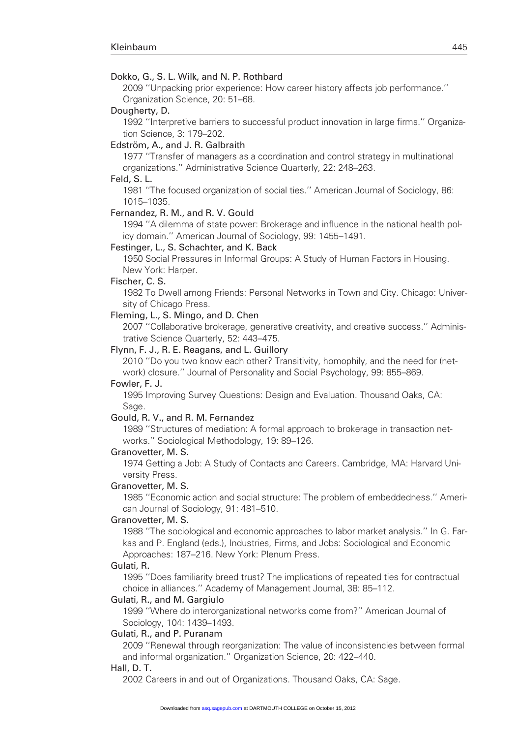Dokko, G., S. L. Wilk, and N. P. Rothbard
2009 ''Unpacking prior experience: How career history affects job performance.'' Organization Science, 20: 51–68.

Dougherty, D.
1992 ''Interpretive barriers to successful product innovation in large firms.'' Organization Science, 3: 179–202.

Edström, A., and J. R. Galbraith
1977 ''Transfer of managers as a coordination and control strategy in multinational organizations.'' Administrative Science Quarterly, 22: 248–263.

Feld, S. L.
1981 ''The focused organization of social ties.'' American Journal of Sociology, 86: 1015–1035.

Fernandez, R. M., and R. V. Gould
1994 ''A dilemma of state power: Brokerage and influence in the national health policy domain.'' American Journal of Sociology, 99: 1455–1491.

Festinger, L., S. Schachter, and K. Back
1950 Social Pressures in Informal Groups: A Study of Human Factors in Housing. New York: Harper.

Fischer, C. S.
1982 To Dwell among Friends: Personal Networks in Town and City. Chicago: University of Chicago Press.

Fleming, L., S. Mingo, and D. Chen
2007 ''Collaborative brokerage, generative creativity, and creative success.'' Administrative Science Quarterly, 52: 443–475.

Flynn, F. J., R. E. Reagans, and L. Guillory
2010 ''Do you two know each other? Transitivity, homophily, and the need for (network) closure.'' Journal of Personality and Social Psychology, 99: 855–869.

Fowler, F. J.
1995 Improving Survey Questions: Design and Evaluation. Thousand Oaks, CA: Sage.

Gould, R. V., and R. M. Fernandez
1989 ''Structures of mediation: A formal approach to brokerage in transaction networks.'' Sociological Methodology, 19: 89–126.

Granovetter, M. S.
1974 Getting a Job: A Study of Contacts and Careers. Cambridge, MA: Harvard University Press.

Granovetter, M. S.
1985 ''Economic action and social structure: The problem of embeddedness.'' American Journal of Sociology, 91: 481–510.

Granovetter, M. S.
1988 ''The sociological and economic approaches to labor market analysis.'' In G. Farkas and P. England (eds.), Industries, Firms, and Jobs: Sociological and Economic Approaches: 187–216. New York: Plenum Press.

Gulati, R.
1995 ''Does familiarity breed trust? The implications of repeated ties for contractual choice in alliances.'' Academy of Management Journal, 38: 85–112.

Gulati, R., and M. Gargiulo
1999 ''Where do interorganizational networks come from?'' American Journal of Sociology, 104: 1439–1493.

Gulati, R., and P. Puranam
2009 ''Renewal through reorganization: The value of inconsistencies between formal and informal organization.'' Organization Science, 20: 422–440.

Hall, D. T.
2002 Careers in and out of Organizations. Thousand Oaks, CA: Sage.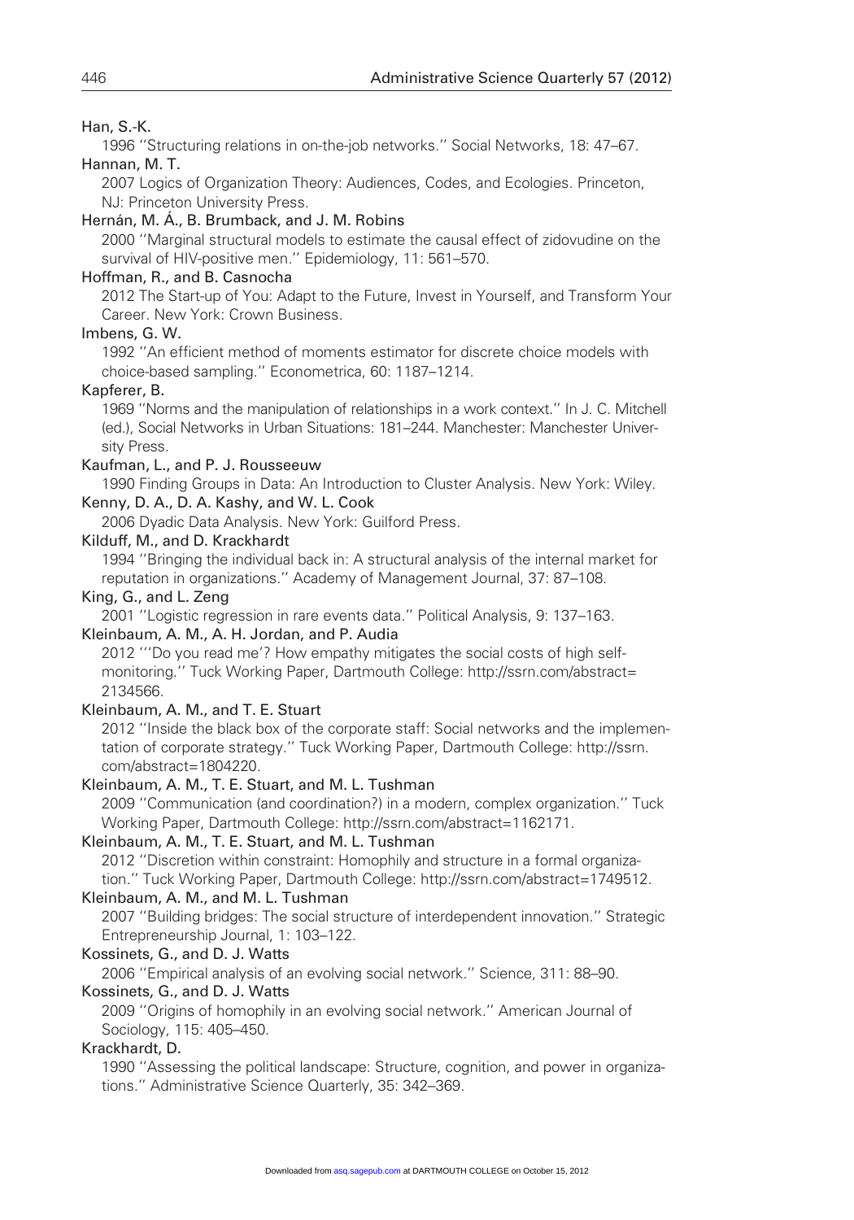Han, S.-K.

1996 ''Structuring relations in on-the-job networks.'' Social Networks, 18: 47–67.

Hannan, M. T.

2007 Logics of Organization Theory: Audiences, Codes, and Ecologies. Princeton, NJ: Princeton University Press.

Hernán, M. Á., B. Brumback, and J. M. Robins

2000 ''Marginal structural models to estimate the causal effect of zidovudine on the survival of HIV-positive men.'' Epidemiology, 11: 561–570.

Hoffman, R., and B. Casnocha

2012 The Start-up of You: Adapt to the Future, Invest in Yourself, and Transform Your Career. New York: Crown Business.

Imbens, G. W.

1992 ''An efficient method of moments estimator for discrete choice models with choice-based sampling.'' Econometrica, 60: 1187–1214.

Kapferer, B.

1969 ''Norms and the manipulation of relationships in a work context.'' In J. C. Mitchell (ed.), Social Networks in Urban Situations: 181–244. Manchester: Manchester University Press.

Kaufman, L., and P. J. Rousseeuw

1990 Finding Groups in Data: An Introduction to Cluster Analysis. New York: Wiley.

Kenny, D. A., D. A. Kashy, and W. L. Cook

2006 Dyadic Data Analysis. New York: Guilford Press.

Kilduff, M., and D. Krackhardt

1994 ''Bringing the individual back in: A structural analysis of the internal market for reputation in organizations.'' Academy of Management Journal, 37: 87–108.

King, G., and L. Zeng

2001 ''Logistic regression in rare events data.'' Political Analysis, 9: 137–163.

Kleinbaum, A. M., A. H. Jordan, and P. Audia

2012 '''Do you read me'? How empathy mitigates the social costs of high self-monitoring.'' Tuck Working Paper, Dartmouth College: http://ssrn.com/abstract=2134566.

Kleinbaum, A. M., and T. E. Stuart

2012 ''Inside the black box of the corporate staff: Social networks and the implementation of corporate strategy.'' Tuck Working Paper, Dartmouth College: http://ssrn.com/abstract=1804220.

Kleinbaum, A. M., T. E. Stuart, and M. L. Tushman

2009 ''Communication (and coordination?) in a modern, complex organization.'' Tuck Working Paper, Dartmouth College: http://ssrn.com/abstract=1162171.

Kleinbaum, A. M., T. E. Stuart, and M. L. Tushman

2012 ''Discretion within constraint: Homophily and structure in a formal organization.'' Tuck Working Paper, Dartmouth College: http://ssrn.com/abstract=1749512.

Kleinbaum, A. M., and M. L. Tushman

2007 ''Building bridges: The social structure of interdependent innovation.'' Strategic Entrepreneurship Journal, 1: 103–122.

Kossinets, G., and D. J. Watts

2006 ''Empirical analysis of an evolving social network.'' Science, 311: 88–90.

Kossinets, G., and D. J. Watts

2009 ''Origins of homophily in an evolving social network.'' American Journal of Sociology, 115: 405–450.

Krackhardt, D.

1990 ''Assessing the political landscape: Structure, cognition, and power in organizations.'' Administrative Science Quarterly, 35: 342–369.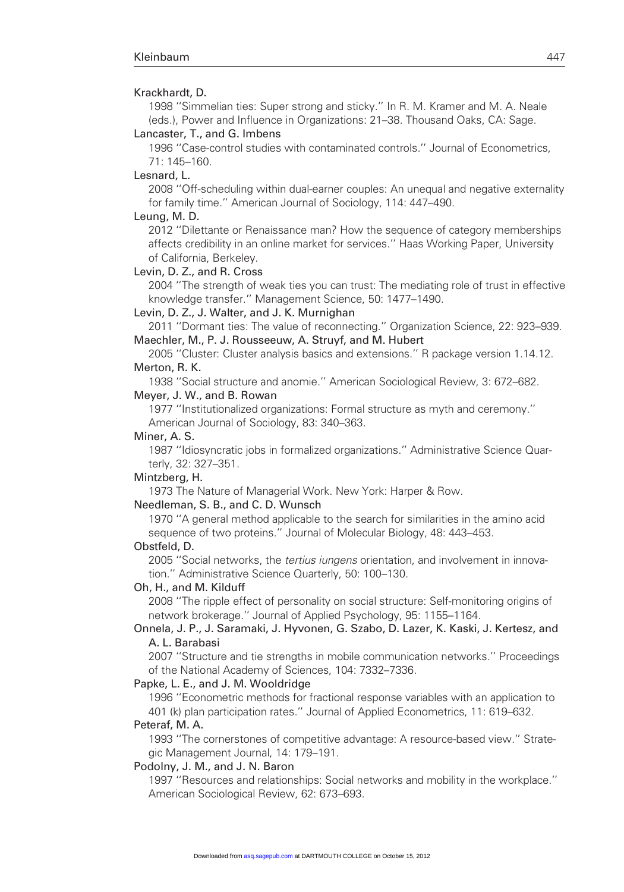Krackhardt, D.

1998 ''Simmelian ties: Super strong and sticky.'' In R. M. Kramer and M. A. Neale (eds.), Power and Influence in Organizations: 21–38. Thousand Oaks, CA: Sage.

Lancaster, T., and G. Imbens

1996 ''Case-control studies with contaminated controls.'' Journal of Econometrics, 71: 145–160.

Lesnard, L.

2008 ''Off-scheduling within dual-earner couples: An unequal and negative externality for family time.'' American Journal of Sociology, 114: 447–490.

Leung, M. D.

2012 ''Dilettante or Renaissance man? How the sequence of category memberships affects credibility in an online market for services.'' Haas Working Paper, University of California, Berkeley.

Levin, D. Z., and R. Cross

2004 ''The strength of weak ties you can trust: The mediating role of trust in effective knowledge transfer.'' Management Science, 50: 1477–1490.

Levin, D. Z., J. Walter, and J. K. Murnighan

2011 ''Dormant ties: The value of reconnecting.'' Organization Science, 22: 923–939.

Maechler, M., P. J. Rousseeuw, A. Struyf, and M. Hubert

2005 ''Cluster: Cluster analysis basics and extensions.'' R package version 1.14.12.

Merton, R. K.

1938 ''Social structure and anomie.'' American Sociological Review, 3: 672–682.

Meyer, J. W., and B. Rowan

1977 ''Institutionalized organizations: Formal structure as myth and ceremony.'' American Journal of Sociology, 83: 340–363.

Miner, A. S.

1987 ''Idiosyncratic jobs in formalized organizations.'' Administrative Science Quarterly, 32: 327–351.

Mintzberg, H.

1973 The Nature of Managerial Work. New York: Harper & Row.

Needleman, S. B., and C. D. Wunsch

1970 ''A general method applicable to the search for similarities in the amino acid sequence of two proteins.'' Journal of Molecular Biology, 48: 443–453.

Obstfeld, D.

2005 ''Social networks, the *tertius iungens* orientation, and involvement in innovation.'' Administrative Science Quarterly, 50: 100–130.

Oh, H., and M. Kilduff

2008 ''The ripple effect of personality on social structure: Self-monitoring origins of network brokerage.'' Journal of Applied Psychology, 95: 1155–1164.

Onnela, J. P., J. Saramaki, J. Hyvonen, G. Szabo, D. Lazer, K. Kaski, J. Kertesz, and A. L. Barabasi

2007 ''Structure and tie strengths in mobile communication networks.'' Proceedings of the National Academy of Sciences, 104: 7332–7336.

Papke, L. E., and J. M. Wooldridge

1996 ''Econometric methods for fractional response variables with an application to 401 (k) plan participation rates.'' Journal of Applied Econometrics, 11: 619–632.

Peteraf, M. A.

1993 ''The cornerstones of competitive advantage: A resource-based view.'' Strategic Management Journal, 14: 179–191.

Podolny, J. M., and J. N. Baron

1997 ''Resources and relationships: Social networks and mobility in the workplace.'' American Sociological Review, 62: 673–693.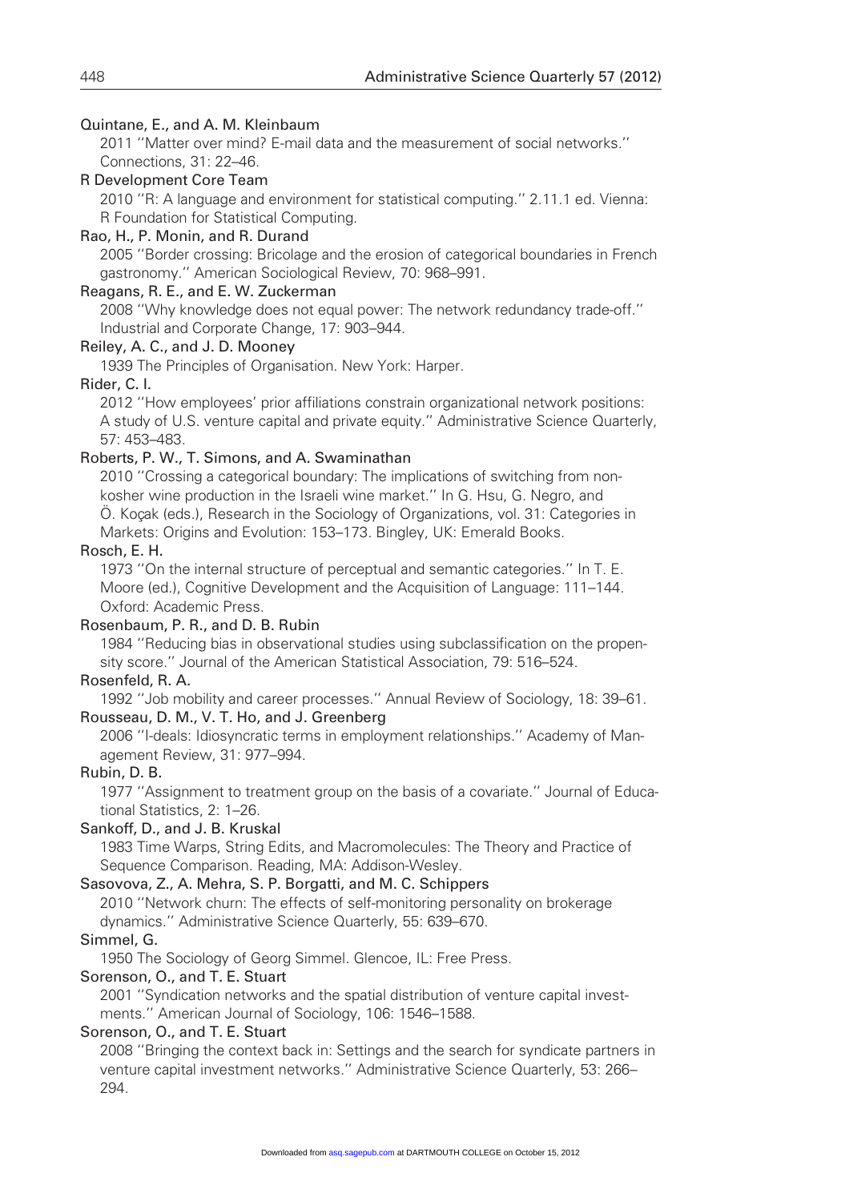Quintane, E., and A. M. Kleinbaum
2011 ''Matter over mind? E-mail data and the measurement of social networks.'' Connections, 31: 22–46.

R Development Core Team
2010 ''R: A language and environment for statistical computing.'' 2.11.1 ed. Vienna: R Foundation for Statistical Computing.

Rao, H., P. Monin, and R. Durand
2005 ''Border crossing: Bricolage and the erosion of categorical boundaries in French gastronomy.'' American Sociological Review, 70: 968–991.

Reagans, R. E., and E. W. Zuckerman
2008 ''Why knowledge does not equal power: The network redundancy trade-off.'' Industrial and Corporate Change, 17: 903–944.

Reiley, A. C., and J. D. Mooney
1939 The Principles of Organisation. New York: Harper.

Rider, C. I.
2012 ''How employees' prior affiliations constrain organizational network positions: A study of U.S. venture capital and private equity.'' Administrative Science Quarterly, 57: 453–483.

Roberts, P. W., T. Simons, and A. Swaminathan
2010 ''Crossing a categorical boundary: The implications of switching from non-kosher wine production in the Israeli wine market.'' In G. Hsu, G. Negro, and Ö. Koçak (eds.), Research in the Sociology of Organizations, vol. 31: Categories in Markets: Origins and Evolution: 153–173. Bingley, UK: Emerald Books.

Rosch, E. H.
1973 ''On the internal structure of perceptual and semantic categories.'' In T. E. Moore (ed.), Cognitive Development and the Acquisition of Language: 111–144. Oxford: Academic Press.

Rosenbaum, P. R., and D. B. Rubin
1984 ''Reducing bias in observational studies using subclassification on the propensity score.'' Journal of the American Statistical Association, 79: 516–524.

Rosenfeld, R. A.
1992 ''Job mobility and career processes.'' Annual Review of Sociology, 18: 39–61.

Rousseau, D. M., V. T. Ho, and J. Greenberg
2006 ''I-deals: Idiosyncratic terms in employment relationships.'' Academy of Management Review, 31: 977–994.

Rubin, D. B.
1977 ''Assignment to treatment group on the basis of a covariate.'' Journal of Educational Statistics, 2: 1–26.

Sankoff, D., and J. B. Kruskal
1983 Time Warps, String Edits, and Macromolecules: The Theory and Practice of Sequence Comparison. Reading, MA: Addison-Wesley.

Sasovova, Z., A. Mehra, S. P. Borgatti, and M. C. Schippers
2010 ''Network churn: The effects of self-monitoring personality on brokerage dynamics.'' Administrative Science Quarterly, 55: 639–670.

Simmel, G.
1950 The Sociology of Georg Simmel. Glencoe, IL: Free Press.

Sorenson, O., and T. E. Stuart
2001 ''Syndication networks and the spatial distribution of venture capital investments.'' American Journal of Sociology, 106: 1546–1588.

Sorenson, O., and T. E. Stuart
2008 ''Bringing the context back in: Settings and the search for syndicate partners in venture capital investment networks.'' Administrative Science Quarterly, 53: 266–294.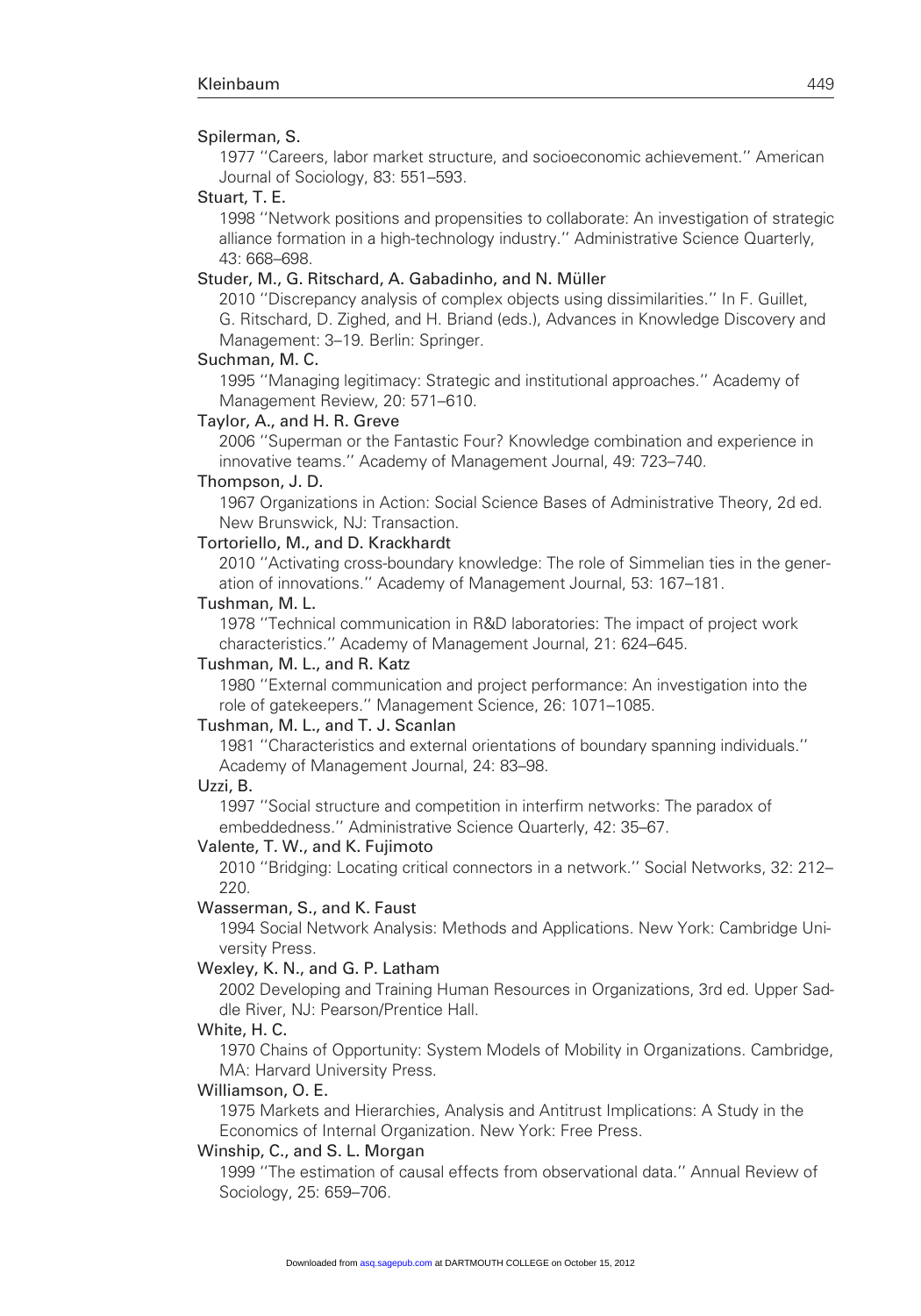Spilerman, S.

1977 ''Careers, labor market structure, and socioeconomic achievement.'' American Journal of Sociology, 83: 551–593.

Stuart, T. E.

1998 ''Network positions and propensities to collaborate: An investigation of strategic alliance formation in a high-technology industry.'' Administrative Science Quarterly, 43: 668–698.

Studer, M., G. Ritschard, A. Gabadinho, and N. Müller

2010 ''Discrepancy analysis of complex objects using dissimilarities.'' In F. Guillet, G. Ritschard, D. Zighed, and H. Briand (eds.), Advances in Knowledge Discovery and Management: 3–19. Berlin: Springer.

Suchman, M. C.

1995 ''Managing legitimacy: Strategic and institutional approaches.'' Academy of Management Review, 20: 571–610.

Taylor, A., and H. R. Greve

2006 ''Superman or the Fantastic Four? Knowledge combination and experience in innovative teams.'' Academy of Management Journal, 49: 723–740.

Thompson, J. D.

1967 Organizations in Action: Social Science Bases of Administrative Theory, 2d ed. New Brunswick, NJ: Transaction.

Tortoriello, M., and D. Krackhardt

2010 ''Activating cross-boundary knowledge: The role of Simmelian ties in the generation of innovations.'' Academy of Management Journal, 53: 167–181.

Tushman, M. L.

1978 ''Technical communication in R&D laboratories: The impact of project work characteristics.'' Academy of Management Journal, 21: 624–645.

Tushman, M. L., and R. Katz

1980 ''External communication and project performance: An investigation into the role of gatekeepers.'' Management Science, 26: 1071–1085.

Tushman, M. L., and T. J. Scanlan

1981 ''Characteristics and external orientations of boundary spanning individuals.'' Academy of Management Journal, 24: 83–98.

Uzzi, B.

1997 ''Social structure and competition in interfirm networks: The paradox of embeddedness.'' Administrative Science Quarterly, 42: 35–67.

Valente, T. W., and K. Fujimoto

2010 ''Bridging: Locating critical connectors in a network.'' Social Networks, 32: 212–220.

Wasserman, S., and K. Faust

1994 Social Network Analysis: Methods and Applications. New York: Cambridge University Press.

Wexley, K. N., and G. P. Latham

2002 Developing and Training Human Resources in Organizations, 3rd ed. Upper Saddle River, NJ: Pearson/Prentice Hall.

White, H. C.

1970 Chains of Opportunity: System Models of Mobility in Organizations. Cambridge, MA: Harvard University Press.

Williamson, O. E.

1975 Markets and Hierarchies, Analysis and Antitrust Implications: A Study in the Economics of Internal Organization. New York: Free Press.

Winship, C., and S. L. Morgan

1999 ''The estimation of causal effects from observational data.'' Annual Review of Sociology, 25: 659–706.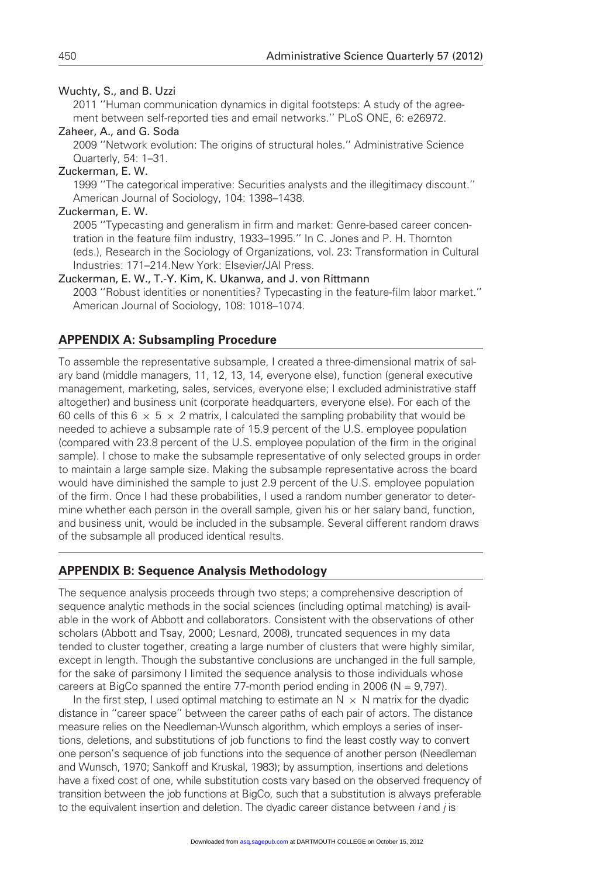Wuchty, S., and B. Uzzi
2011 ''Human communication dynamics in digital footsteps: A study of the agreement between self-reported ties and email networks.'' PLoS ONE, 6: e26972.

Zaheer, A., and G. Soda
2009 ''Network evolution: The origins of structural holes.'' Administrative Science Quarterly, 54: 1–31.

Zuckerman, E. W.
1999 ''The categorical imperative: Securities analysts and the illegitimacy discount.'' American Journal of Sociology, 104: 1398–1438.

Zuckerman, E. W.
2005 ''Typecasting and generalism in firm and market: Genre-based career concentration in the feature film industry, 1933–1995.'' In C. Jones and P. H. Thornton (eds.), Research in the Sociology of Organizations, vol. 23: Transformation in Cultural Industries: 171–214.New York: Elsevier/JAI Press.

Zuckerman, E. W., T.-Y. Kim, K. Ukanwa, and J. von Rittmann
2003 ''Robust identities or nonentities? Typecasting in the feature-film labor market.'' American Journal of Sociology, 108: 1018–1074.

## APPENDIX A: Subsampling Procedure

To assemble the representative subsample, I created a three-dimensional matrix of salary band (middle managers, 11, 12, 13, 14, everyone else), function (general executive management, marketing, sales, services, everyone else; I excluded administrative staff altogether) and business unit (corporate headquarters, everyone else). For each of the 60 cells of this $6 \times 5 \times 2$ matrix, I calculated the sampling probability that would be needed to achieve a subsample rate of 15.9 percent of the U.S. employee population (compared with 23.8 percent of the U.S. employee population of the firm in the original sample). I chose to make the subsample representative of only selected groups in order to maintain a large sample size. Making the subsample representative across the board would have diminished the sample to just 2.9 percent of the U.S. employee population of the firm. Once I had these probabilities, I used a random number generator to determine whether each person in the overall sample, given his or her salary band, function, and business unit, would be included in the subsample. Several different random draws of the subsample all produced identical results.

## APPENDIX B: Sequence Analysis Methodology

The sequence analysis proceeds through two steps; a comprehensive description of sequence analytic methods in the social sciences (including optimal matching) is available in the work of Abbott and collaborators. Consistent with the observations of other scholars (Abbott and Tsay, 2000; Lesnard, 2008), truncated sequences in my data tended to cluster together, creating a large number of clusters that were highly similar, except in length. Though the substantive conclusions are unchanged in the full sample, for the sake of parsimony I limited the sequence analysis to those individuals whose careers at BigCo spanned the entire 77-month period ending in 2006 ($N = 9,797$).

In the first step, I used optimal matching to estimate an $N \times N$ matrix for the dyadic distance in ''career space'' between the career paths of each pair of actors. The distance measure relies on the Needleman-Wunsch algorithm, which employs a series of insertions, deletions, and substitutions of job functions to find the least costly way to convert one person's sequence of job functions into the sequence of another person (Needleman and Wunsch, 1970; Sankoff and Kruskal, 1983); by assumption, insertions and deletions have a fixed cost of one, while substitution costs vary based on the observed frequency of transition between the job functions at BigCo, such that a substitution is always preferable to the equivalent insertion and deletion. The dyadic career distance between $i$ and $j$ is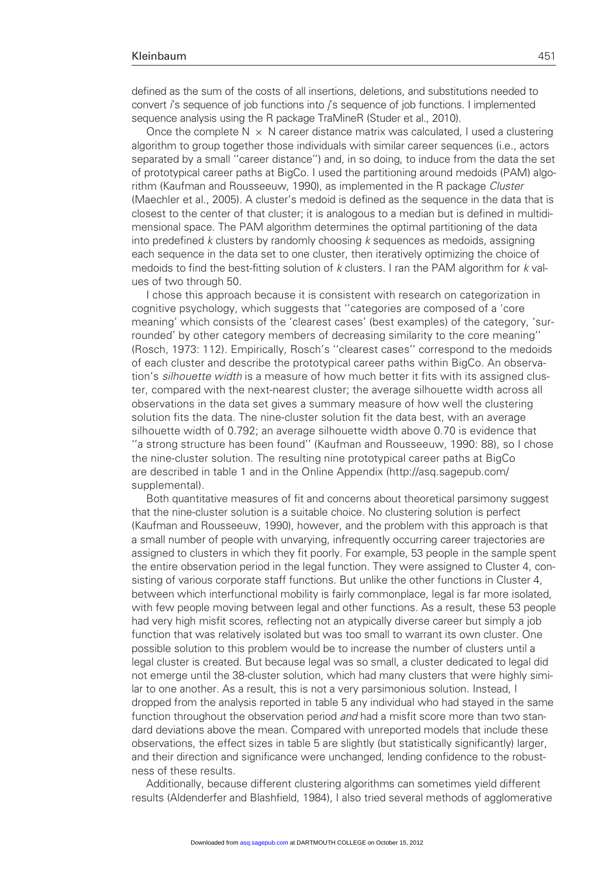defined as the sum of the costs of all insertions, deletions, and substitutions needed to convert *i*'s sequence of job functions into *j*'s sequence of job functions. I implemented sequence analysis using the R package TraMineR (Studer et al., 2010).

Once the complete N × N career distance matrix was calculated, I used a clustering algorithm to group together those individuals with similar career sequences (i.e., actors separated by a small ''career distance'') and, in so doing, to induce from the data the set of prototypical career paths at BigCo. I used the partitioning around medoids (PAM) algorithm (Kaufman and Rousseeuw, 1990), as implemented in the R package *Cluster* (Maechler et al., 2005). A cluster's medoid is defined as the sequence in the data that is closest to the center of that cluster; it is analogous to a median but is defined in multidimensional space. The PAM algorithm determines the optimal partitioning of the data into predefined *k* clusters by randomly choosing *k* sequences as medoids, assigning each sequence in the data set to one cluster, then iteratively optimizing the choice of medoids to find the best-fitting solution of *k* clusters. I ran the PAM algorithm for *k* values of two through 50.

I chose this approach because it is consistent with research on categorization in cognitive psychology, which suggests that ''categories are composed of a 'core meaning' which consists of the 'clearest cases' (best examples) of the category, 'surrounded' by other category members of decreasing similarity to the core meaning'' (Rosch, 1973: 112). Empirically, Rosch's ''clearest cases'' correspond to the medoids of each cluster and describe the prototypical career paths within BigCo. An observation's *silhouette width* is a measure of how much better it fits with its assigned cluster, compared with the next-nearest cluster; the average silhouette width across all observations in the data set gives a summary measure of how well the clustering solution fits the data. The nine-cluster solution fit the data best, with an average silhouette width of 0.792; an average silhouette width above 0.70 is evidence that ''a strong structure has been found'' (Kaufman and Rousseeuw, 1990: 88), so I chose the nine-cluster solution. The resulting nine prototypical career paths at BigCo are described in table 1 and in the Online Appendix (http://asq.sagepub.com/supplemental).

Both quantitative measures of fit and concerns about theoretical parsimony suggest that the nine-cluster solution is a suitable choice. No clustering solution is perfect (Kaufman and Rousseeuw, 1990), however, and the problem with this approach is that a small number of people with unvarying, infrequently occurring career trajectories are assigned to clusters in which they fit poorly. For example, 53 people in the sample spent the entire observation period in the legal function. They were assigned to Cluster 4, consisting of various corporate staff functions. But unlike the other functions in Cluster 4, between which interfunctional mobility is fairly commonplace, legal is far more isolated, with few people moving between legal and other functions. As a result, these 53 people had very high misfit scores, reflecting not an atypically diverse career but simply a job function that was relatively isolated but was too small to warrant its own cluster. One possible solution to this problem would be to increase the number of clusters until a legal cluster is created. But because legal was so small, a cluster dedicated to legal did not emerge until the 38-cluster solution, which had many clusters that were highly similar to one another. As a result, this is not a very parsimonious solution. Instead, I dropped from the analysis reported in table 5 any individual who had stayed in the same function throughout the observation period *and* had a misfit score more than two standard deviations above the mean. Compared with unreported models that include these observations, the effect sizes in table 5 are slightly (but statistically significantly) larger, and their direction and significance were unchanged, lending confidence to the robustness of these results.

Additionally, because different clustering algorithms can sometimes yield different results (Aldenderfer and Blashfield, 1984), I also tried several methods of agglomerative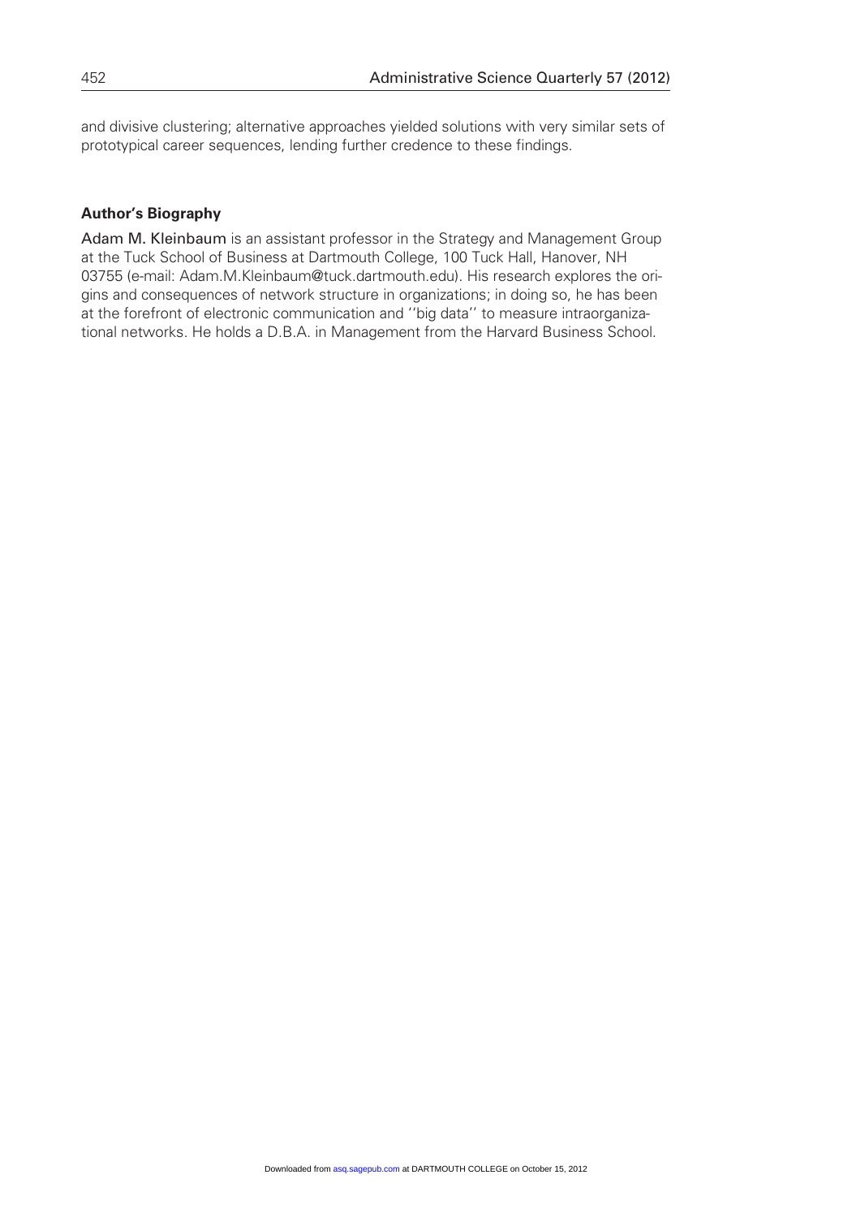and divisive clustering; alternative approaches yielded solutions with very similar sets of prototypical career sequences, lending further credence to these findings.

## Author's Biography

Adam M. Kleinbaum is an assistant professor in the Strategy and Management Group at the Tuck School of Business at Dartmouth College, 100 Tuck Hall, Hanover, NH 03755 (e-mail: Adam.M.Kleinbaum@tuck.dartmouth.edu). His research explores the origins and consequences of network structure in organizations; in doing so, he has been at the forefront of electronic communication and ''big data'' to measure intraorganizational networks. He holds a D.B.A. in Management from the Harvard Business School.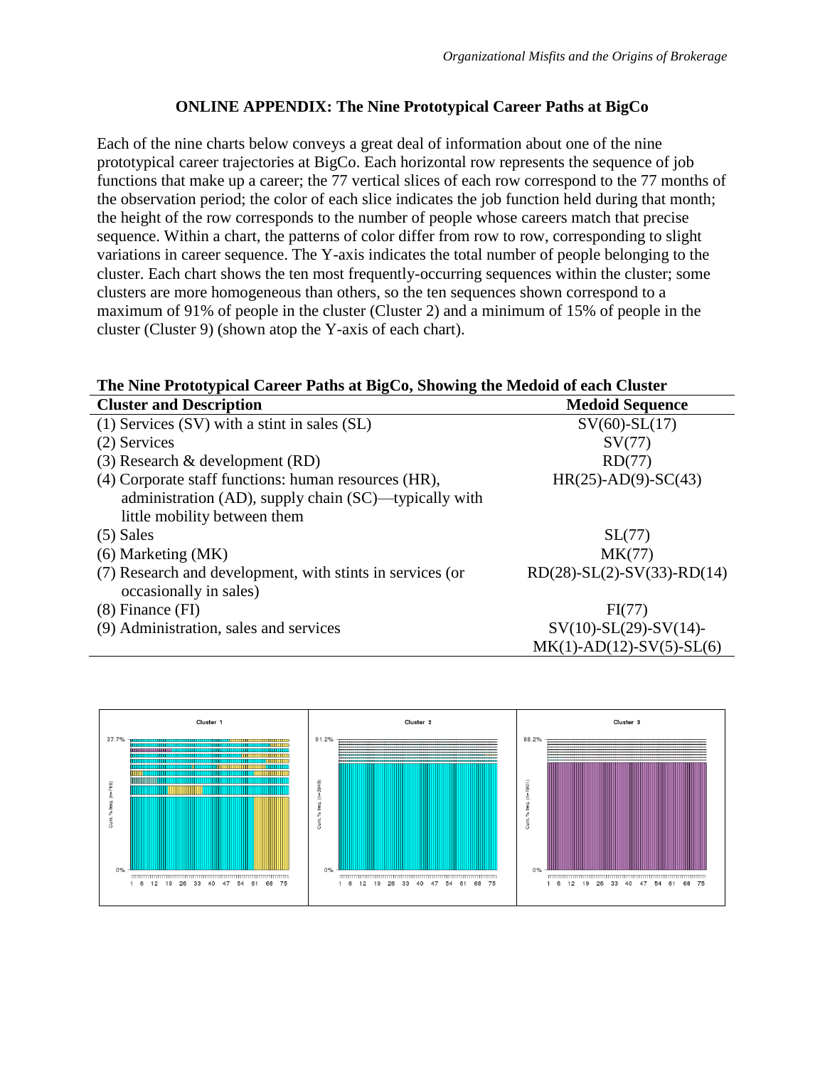## ONLINE APPENDIX: The Nine Prototypical Career Paths at BigCo

Each of the nine charts below conveys a great deal of information about one of the nine prototypical career trajectories at BigCo. Each horizontal row represents the sequence of job functions that make up a career; the 77 vertical slices of each row correspond to the 77 months of the observation period; the color of each slice indicates the job function held during that month; the height of the row corresponds to the number of people whose careers match that precise sequence. Within a chart, the patterns of color differ from row to row, corresponding to slight variations in career sequence. The Y-axis indicates the total number of people belonging to the cluster. Each chart shows the ten most frequently-occurring sequences within the cluster; some clusters are more homogeneous than others, so the ten sequences shown correspond to a maximum of 91% of people in the cluster (Cluster 2) and a minimum of 15% of people in the cluster (Cluster 9) (shown atop the Y-axis of each chart).

**The Nine Prototypical Career Paths at BigCo, Showing the Medoid of each Cluster**

| Cluster and Description | Medoid Sequence |
|---|---|
| (1) Services (SV) with a stint in sales (SL) | SV(60)-SL(17) |
| (2) Services | SV(77) |
| (3) Research & development (RD) | RD(77) |
| (4) Corporate staff functions: human resources (HR), administration (AD), supply chain (SC)—typically with little mobility between them | HR(25)-AD(9)-SC(43) |
| (5) Sales | SL(77) |
| (6) Marketing (MK) | MK(77) |
| (7) Research and development, with stints in services (or occasionally in sales) | RD(28)-SL(2)-SV(33)-RD(14) |
| (8) Finance (FI) | FI(77) |
| (9) Administration, sales and services | SV(10)-SL(29)-SV(14)-MK(1)-AD(12)-SV(5)-SL(6) |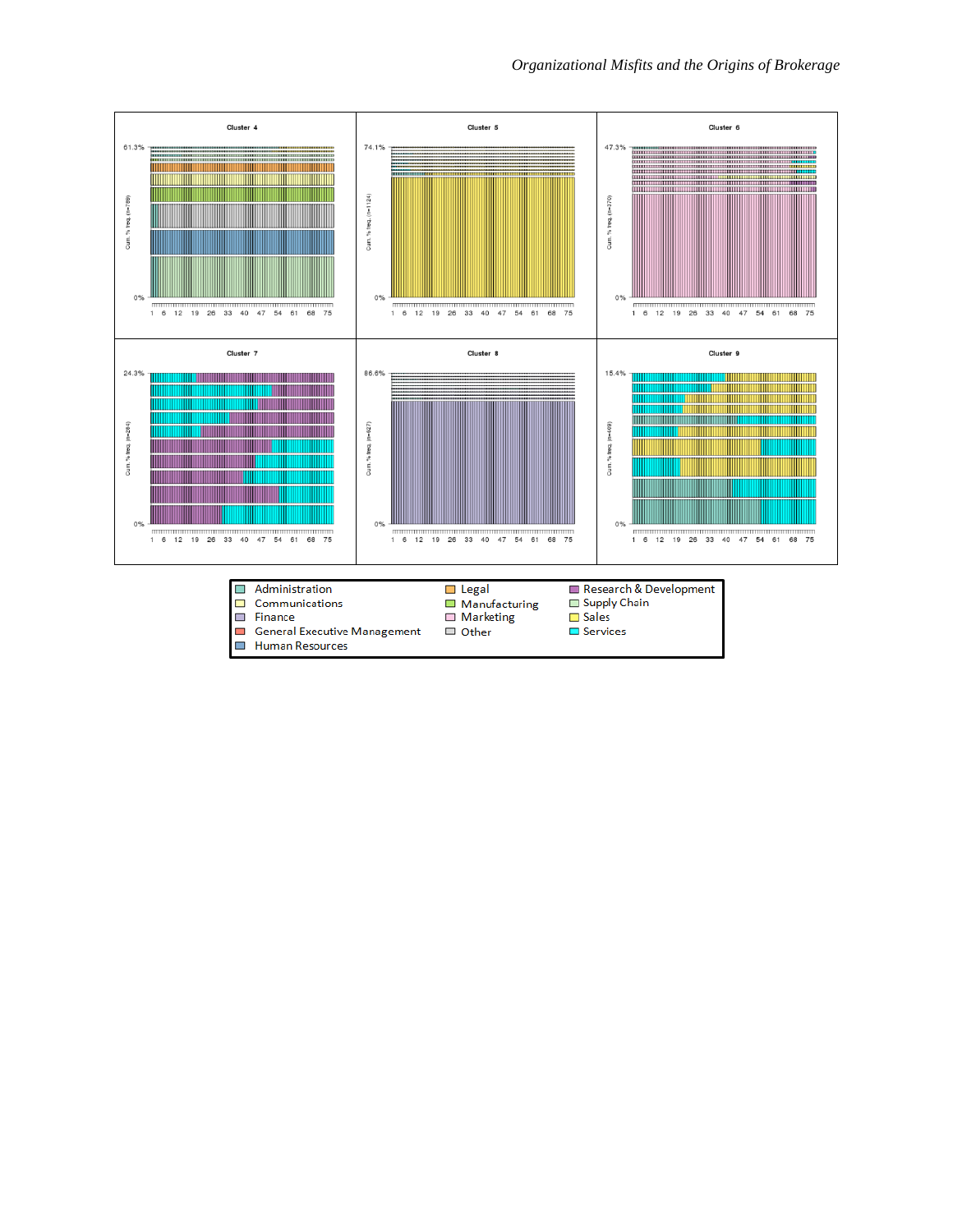Cluster 4

61.3%

Cum. % freq. (n=789)

0%

1 6 12 19 26 33 40 47 54 61 68 75

Cluster 5

74.1%

Cum. % freq. (n=1124)

0%

1 6 12 19 26 33 40 47 54 61 68 75

Cluster 6

47.3%

Cum. % freq. (n=370)

0%

1 6 12 19 26 33 40 47 54 61 68 75

Cluster 7

24.3%

Cum. % freq. (n=264)

0%

1 6 12 19 26 33 40 47 54 61 68 75

Cluster 8

86.6%

Cum. % freq. (n=627)

0%

1 6 12 19 26 33 40 47 54 61 68 75

Cluster 9

15.4%

Cum. % freq. (n=409)

0%

1 6 12 19 26 33 40 47 54 61 68 75

Administration
Communications
Finance
General Executive Management
Human Resources
Legal
Manufacturing
Marketing
Other
Research & Development
Supply Chain
Sales
Services